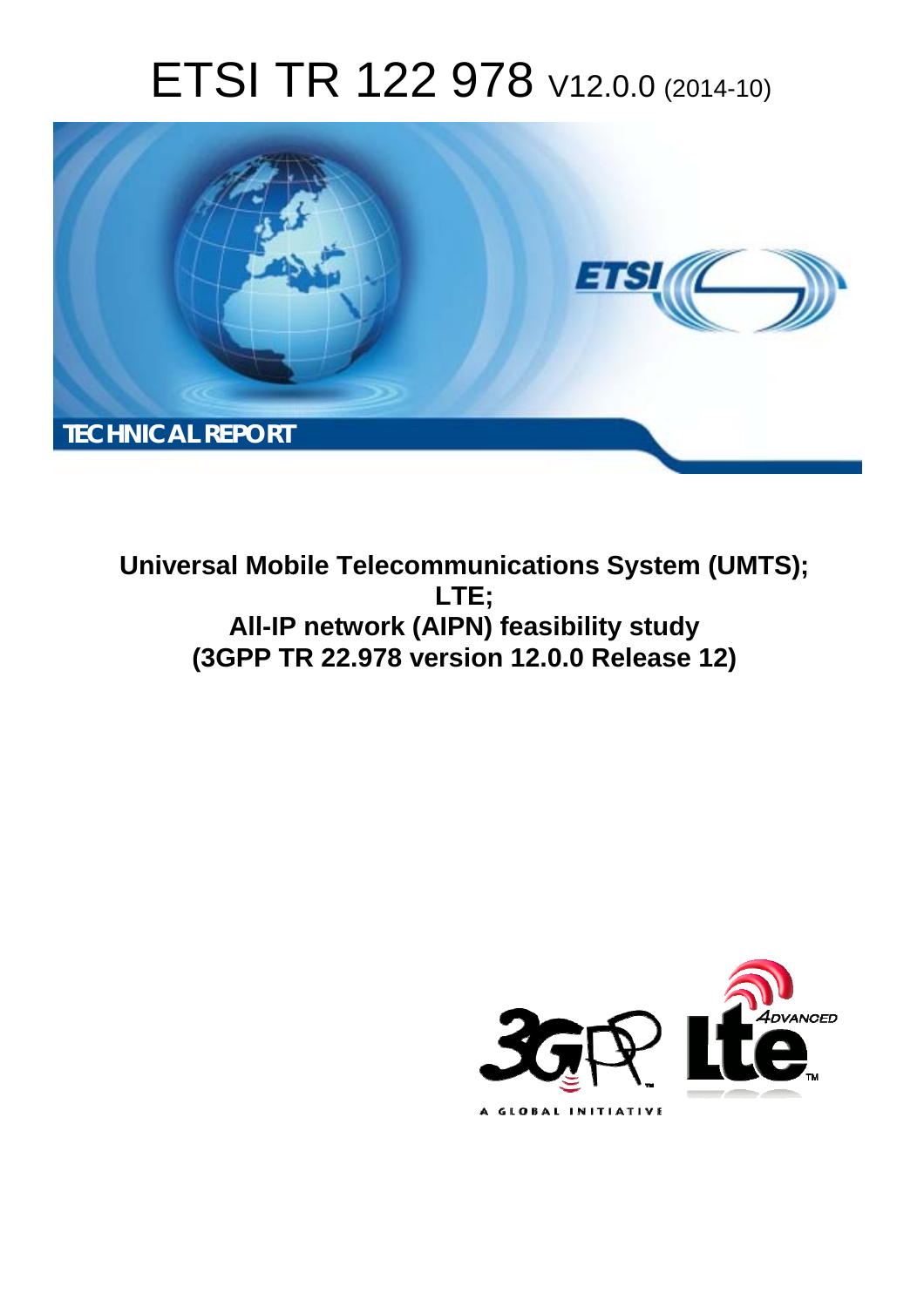# ETSI TR 122 978 V12.0.0 (2014-10)

TECHNICAL REPORT

**Universal Mobile Telecommunications System (UMTS);**
**LTE;**
**All-IP network (AIPN) feasibility study**
**(3GPP TR 22.978 version 12.0.0 Release 12)**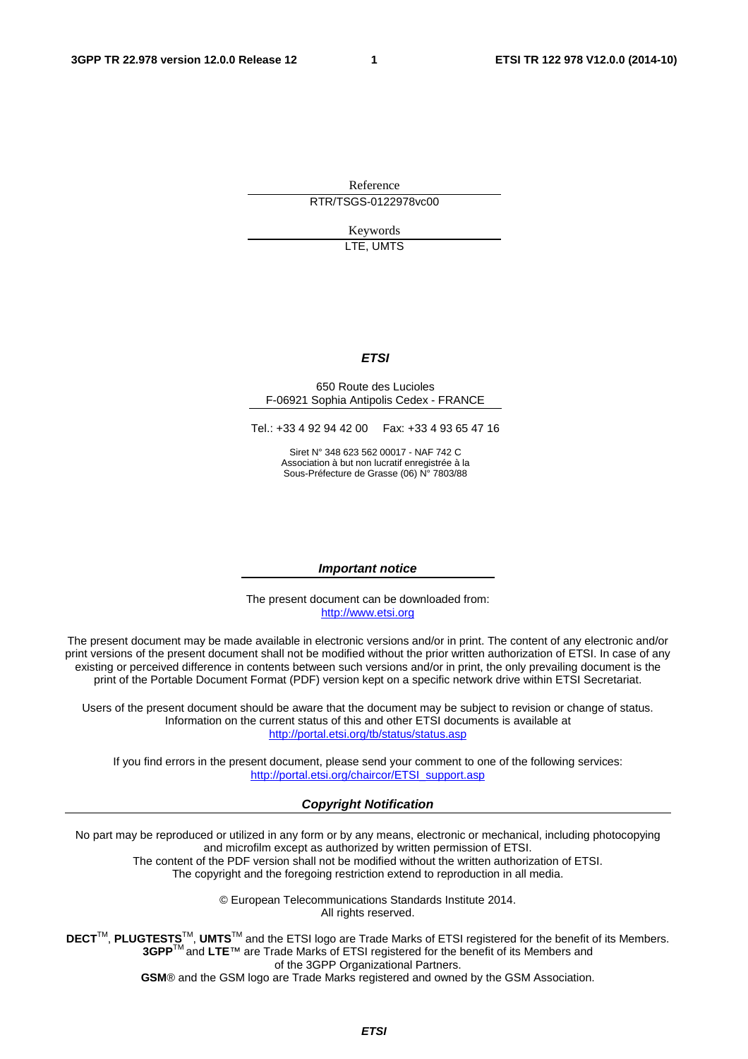Reference

RTR/TSGS-0122978vc00

Keywords

LTE, UMTS

***ETSI***

650 Route des Lucioles
F-06921 Sophia Antipolis Cedex - FRANCE

Tel.: +33 4 92 94 42 00 Fax: +33 4 93 65 47 16

Siret N° 348 623 562 00017 - NAF 742 C
Association à but non lucratif enregistrée à la
Sous-Préfecture de Grasse (06) N° 7803/88

***Important notice***

The present document can be downloaded from:
http://www.etsi.org

The present document may be made available in electronic versions and/or in print. The content of any electronic and/or print versions of the present document shall not be modified without the prior written authorization of ETSI. In case of any existing or perceived difference in contents between such versions and/or in print, the only prevailing document is the print of the Portable Document Format (PDF) version kept on a specific network drive within ETSI Secretariat.

Users of the present document should be aware that the document may be subject to revision or change of status. Information on the current status of this and other ETSI documents is available at
http://portal.etsi.org/tb/status/status.asp

If you find errors in the present document, please send your comment to one of the following services:
http://portal.etsi.org/chaircor/ETSI_support.asp

***Copyright Notification***

No part may be reproduced or utilized in any form or by any means, electronic or mechanical, including photocopying and microfilm except as authorized by written permission of ETSI.
The content of the PDF version shall not be modified without the written authorization of ETSI.
The copyright and the foregoing restriction extend to reproduction in all media.

© European Telecommunications Standards Institute 2014.
All rights reserved.

**DECT**™, **PLUGTESTS**™, **UMTS**™ and the ETSI logo are Trade Marks of ETSI registered for the benefit of its Members.
**3GPP**™ and **LTE**™ are Trade Marks of ETSI registered for the benefit of its Members and of the 3GPP Organizational Partners.
**GSM**® and the GSM logo are Trade Marks registered and owned by the GSM Association.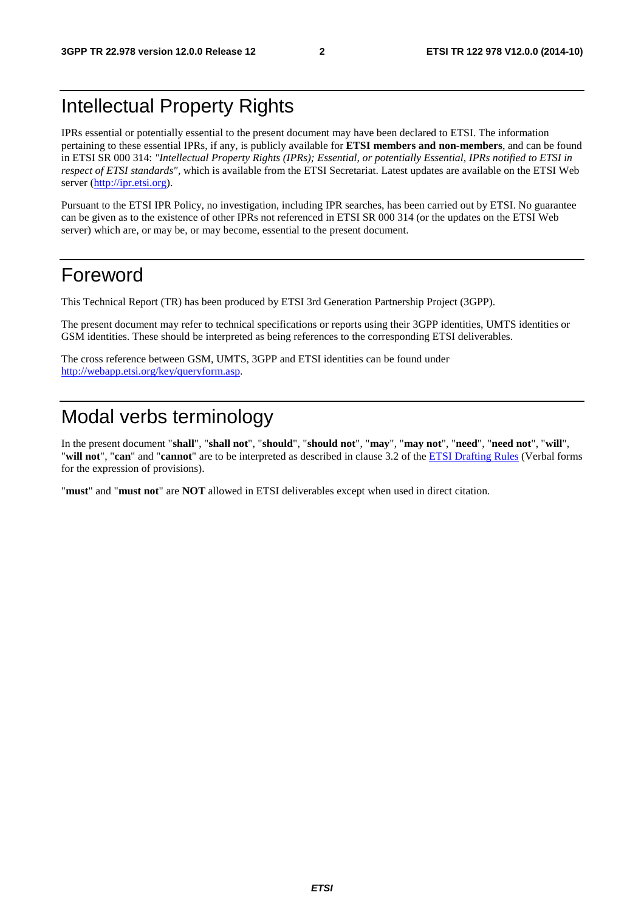# Intellectual Property Rights

IPRs essential or potentially essential to the present document may have been declared to ETSI. The information pertaining to these essential IPRs, if any, is publicly available for **ETSI members and non-members**, and can be found in ETSI SR 000 314: *"Intellectual Property Rights (IPRs); Essential, or potentially Essential, IPRs notified to ETSI in respect of ETSI standards"*, which is available from the ETSI Secretariat. Latest updates are available on the ETSI Web server (http://ipr.etsi.org).

Pursuant to the ETSI IPR Policy, no investigation, including IPR searches, has been carried out by ETSI. No guarantee can be given as to the existence of other IPRs not referenced in ETSI SR 000 314 (or the updates on the ETSI Web server) which are, or may be, or may become, essential to the present document.

# Foreword

This Technical Report (TR) has been produced by ETSI 3rd Generation Partnership Project (3GPP).

The present document may refer to technical specifications or reports using their 3GPP identities, UMTS identities or GSM identities. These should be interpreted as being references to the corresponding ETSI deliverables.

The cross reference between GSM, UMTS, 3GPP and ETSI identities can be found under http://webapp.etsi.org/key/queryform.asp.

# Modal verbs terminology

In the present document "**shall**", "**shall not**", "**should**", "**should not**", "**may**", "**may not**", "**need**", "**need not**", "**will**", "**will not**", "**can**" and "**cannot**" are to be interpreted as described in clause 3.2 of the ETSI Drafting Rules (Verbal forms for the expression of provisions).

"**must**" and "**must not**" are **NOT** allowed in ETSI deliverables except when used in direct citation.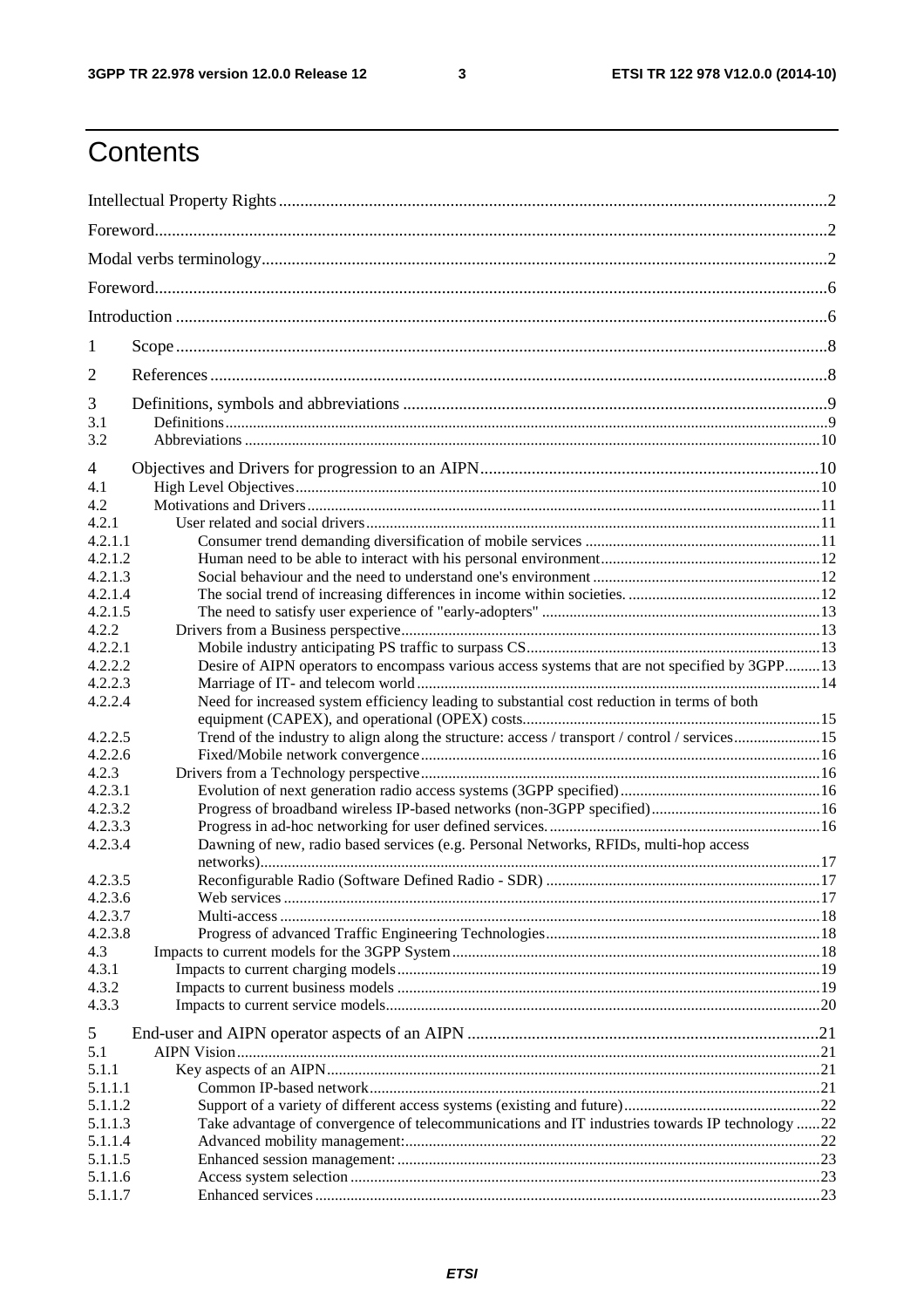# Contents

Intellectual Property Rights ........................................................................................................................ 2

Foreword ....................................................................................................................................................... 2

Modal verbs terminology .............................................................................................................................. 2

Foreword ....................................................................................................................................................... 6

Introduction .................................................................................................................................................. 6

1 Scope ........................................................................................................................................................ 8

2 References ................................................................................................................................................ 8

3 Definitions, symbols and abbreviations .................................................................................................. 9

3.1 Definitions ............................................................................................................................................. 9

3.2 Abbreviations ...................................................................................................................................... 10

4 Objectives and Drivers for progression to an AIPN ............................................................................... 10

4.1 High Level Objectives ......................................................................................................................... 10

4.2 Motivations and Drivers ...................................................................................................................... 11

4.2.1 User related and social drivers ......................................................................................................... 11

4.2.1.1 Consumer trend demanding diversification of mobile services ..................................................... 11

4.2.1.2 Human need to be able to interact with his personal environment ................................................ 12

4.2.1.3 Social behaviour and the need to understand one's environment .................................................. 12

4.2.1.4 The social trend of increasing differences in income within societies. .......................................... 12

4.2.1.5 The need to satisfy user experience of "early-adopters" ............................................................... 13

4.2.2 Drivers from a Business perspective ................................................................................................ 13

4.2.2.1 Mobile industry anticipating PS traffic to surpass CS ................................................................... 13

4.2.2.2 Desire of AIPN operators to encompass various access systems that are not specified by 3GPP ......... 13

4.2.2.3 Marriage of IT- and telecom world ............................................................................................... 14

4.2.2.4 Need for increased system efficiency leading to substantial cost reduction in terms of both equipment (CAPEX), and operational (OPEX) costs ............................................................................ 15

4.2.2.5 Trend of the industry to align along the structure: access / transport / control / services ...................... 15

4.2.2.6 Fixed/Mobile network convergence ................................................................................................ 16

4.2.3 Drivers from a Technology perspective ............................................................................................ 16

4.2.3.1 Evolution of next generation radio access systems (3GPP specified) ............................................. 16

4.2.3.2 Progress of broadband wireless IP-based networks (non-3GPP specified) ..................................... 16

4.2.3.3 Progress in ad-hoc networking for user defined services. ............................................................. 16

4.2.3.4 Dawning of new, radio based services (e.g. Personal Networks, RFIDs, multi-hop access networks) ............................................................................................................................................. 17

4.2.3.5 Reconfigurable Radio (Software Defined Radio - SDR) ............................................................... 17

4.2.3.6 Web services ................................................................................................................................. 17

4.2.3.7 Multi-access .................................................................................................................................. 18

4.2.3.8 Progress of advanced Traffic Engineering Technologies ............................................................... 18

4.3 Impacts to current models for the 3GPP System ................................................................................... 18

4.3.1 Impacts to current charging models ................................................................................................. 19

4.3.2 Impacts to current business models .................................................................................................. 19

4.3.3 Impacts to current service models ..................................................................................................... 20

5 End-user and AIPN operator aspects of an AIPN ................................................................................... 21

5.1 AIPN Vision ........................................................................................................................................ 21

5.1.1 Key aspects of an AIPN .................................................................................................................... 21

5.1.1.1 Common IP-based network ........................................................................................................... 21

5.1.1.2 Support of a variety of different access systems (existing and future) ........................................... 22

5.1.1.3 Take advantage of convergence of telecommunications and IT industries towards IP technology ...... 22

5.1.1.4 Advanced mobility management: ................................................................................................. 22

5.1.1.5 Enhanced session management: .................................................................................................... 23

5.1.1.6 Access system selection ................................................................................................................. 23

5.1.1.7 Enhanced services ........................................................................................................................ 23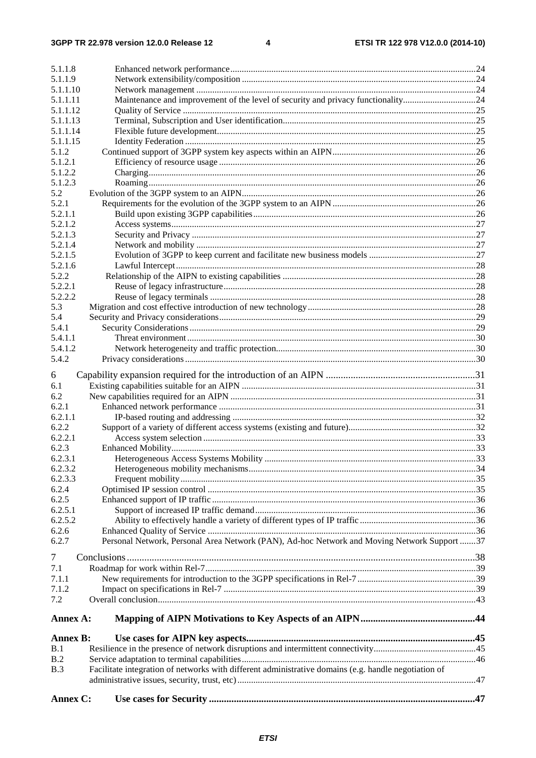5.1.1.8 Enhanced network performance ........ 24
5.1.1.9 Network extensibility/composition ........ 24
5.1.1.10 Network management ........ 24
5.1.1.11 Maintenance and improvement of the level of security and privacy functionality ........ 24
5.1.1.12 Quality of Service ........ 25
5.1.1.13 Terminal, Subscription and User identification ........ 25
5.1.1.14 Flexible future development ........ 25
5.1.1.15 Identity Federation ........ 25
5.1.2 Continued support of 3GPP system key aspects within an AIPN ........ 26
5.1.2.1 Efficiency of resource usage ........ 26
5.1.2.2 Charging ........ 26
5.1.2.3 Roaming ........ 26
5.2 Evolution of the 3GPP system to an AIPN ........ 26
5.2.1 Requirements for the evolution of the 3GPP system to an AIPN ........ 26
5.2.1.1 Build upon existing 3GPP capabilities ........ 26
5.2.1.2 Access systems ........ 27
5.2.1.3 Security and Privacy ........ 27
5.2.1.4 Network and mobility ........ 27
5.2.1.5 Evolution of 3GPP to keep current and facilitate new business models ........ 27
5.2.1.6 Lawful Intercept ........ 28
5.2.2 Relationship of the AIPN to existing capabilities ........ 28
5.2.2.1 Reuse of legacy infrastructure ........ 28
5.2.2.2 Reuse of legacy terminals ........ 28
5.3 Migration and cost effective introduction of new technology ........ 28
5.4 Security and Privacy considerations ........ 29
5.4.1 Security Considerations ........ 29
5.4.1.1 Threat environment ........ 30
5.4.1.2 Network heterogeneity and traffic protection ........ 30
5.4.2 Privacy considerations ........ 30

6 Capability expansion required for the introduction of an AIPN ........ 31
6.1 Existing capabilities suitable for an AIPN ........ 31
6.2 New capabilities required for an AIPN ........ 31
6.2.1 Enhanced network performance ........ 31
6.2.1.1 IP-based routing and addressing ........ 32
6.2.2 Support of a variety of different access systems (existing and future) ........ 32
6.2.2.1 Access system selection ........ 33
6.2.3 Enhanced Mobility ........ 33
6.2.3.1 Heterogeneous Access Systems Mobility ........ 33
6.2.3.2 Heterogeneous mobility mechanisms ........ 34
6.2.3.3 Frequent mobility ........ 35
6.2.4 Optimised IP session control ........ 35
6.2.5 Enhanced support of IP traffic ........ 36
6.2.5.1 Support of increased IP traffic demand ........ 36
6.2.5.2 Ability to effectively handle a variety of different types of IP traffic ........ 36
6.2.6 Enhanced Quality of Service ........ 36
6.2.7 Personal Network, Personal Area Network (PAN), Ad-hoc Network and Moving Network Support ........ 37

7 Conclusions ........ 38
7.1 Roadmap for work within Rel-7 ........ 39
7.1.1 New requirements for introduction to the 3GPP specifications in Rel-7 ........ 39
7.1.2 Impact on specifications in Rel-7 ........ 39
7.2 Overall conclusion ........ 43

**Annex A: Mapping of AIPN Motivations to Key Aspects of an AIPN ........ 44**

**Annex B: Use cases for AIPN key aspects ........ 45**
B.1 Resilience in the presence of network disruptions and intermittent connectivity ........ 45
B.2 Service adaptation to terminal capabilities ........ 46
B.3 Facilitate integration of networks with different administrative domains (e.g. handle negotiation of administrative issues, security, trust, etc) ........ 47

**Annex C: Use cases for Security ........ 47**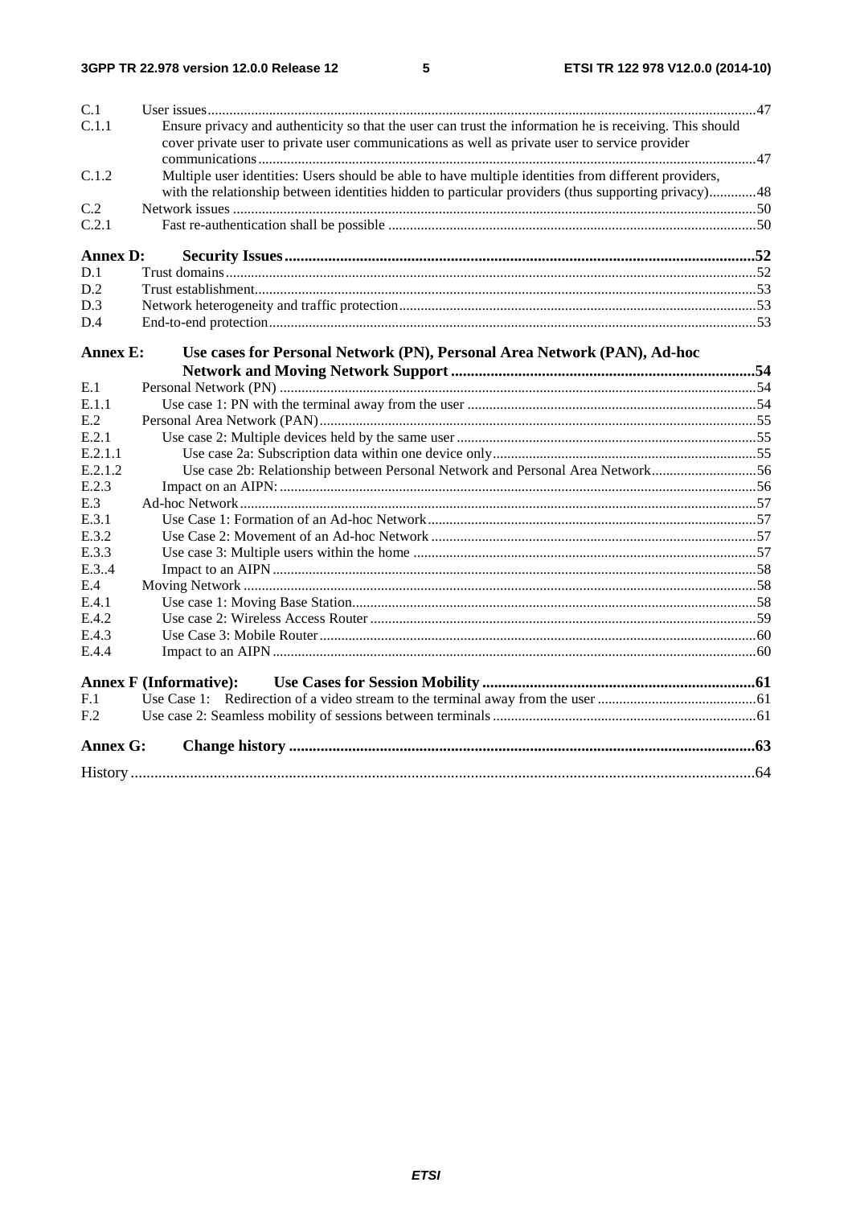C.1 User issues ....................................................................................................................................................47

C.1.1 Ensure privacy and authenticity so that the user can trust the information he is receiving. This should cover private user to private user communications as well as private user to service provider communications ......................................................................................................................................47

C.1.2 Multiple user identities: Users should be able to have multiple identities from different providers, with the relationship between identities hidden to particular providers (thus supporting privacy)............48

C.2 Network issues ...............................................................................................................................................50

C.2.1 Fast re-authentication shall be possible ....................................................................................................50

**Annex D: Security Issues ......................................................................................................................52**

D.1 Trust domains.................................................................................................................................................52

D.2 Trust establishment.........................................................................................................................................53

D.3 Network heterogeneity and traffic protection.................................................................................................53

D.4 End-to-end protection.....................................................................................................................................53

**Annex E: Use cases for Personal Network (PN), Personal Area Network (PAN), Ad-hoc Network and Moving Network Support ...........................................................................54**

E.1 Personal Network (PN) ..................................................................................................................................54

E.1.1 Use case 1: PN with the terminal away from the user ...............................................................................54

E.2 Personal Area Network (PAN).......................................................................................................................55

E.2.1 Use case 2: Multiple devices held by the same user .................................................................................55

E.2.1.1 Use case 2a: Subscription data within one device only........................................................................55

E.2.1.2 Use case 2b: Relationship between Personal Network and Personal Area Network............................56

E.2.3 Impact on an AIPN: ..................................................................................................................................56

E.3 Ad-hoc Network.............................................................................................................................................57

E.3.1 Use Case 1: Formation of an Ad-hoc Network.........................................................................................57

E.3.2 Use Case 2: Movement of an Ad-hoc Network ........................................................................................57

E.3.3 Use case 3: Multiple users within the home .............................................................................................57

E.3..4 Impact to an AIPN ....................................................................................................................................58

E.4 Moving Network ...........................................................................................................................................58

E.4.1 Use case 1: Moving Base Station..............................................................................................................58

E.4.2 Use case 2: Wireless Access Router .........................................................................................................59

E.4.3 Use Case 3: Mobile Router.......................................................................................................................60

E.4.4 Impact to an AIPN ....................................................................................................................................60

**Annex F (Informative): Use Cases for Session Mobility ....................................................................61**

F.1 Use Case 1: Redirection of a video stream to the terminal away from the user ...........................................61

F.2 Use case 2: Seamless mobility of sessions between terminals ......................................................................61

**Annex G: Change history ...................................................................................................................63**

History .............................................................................................................................................................64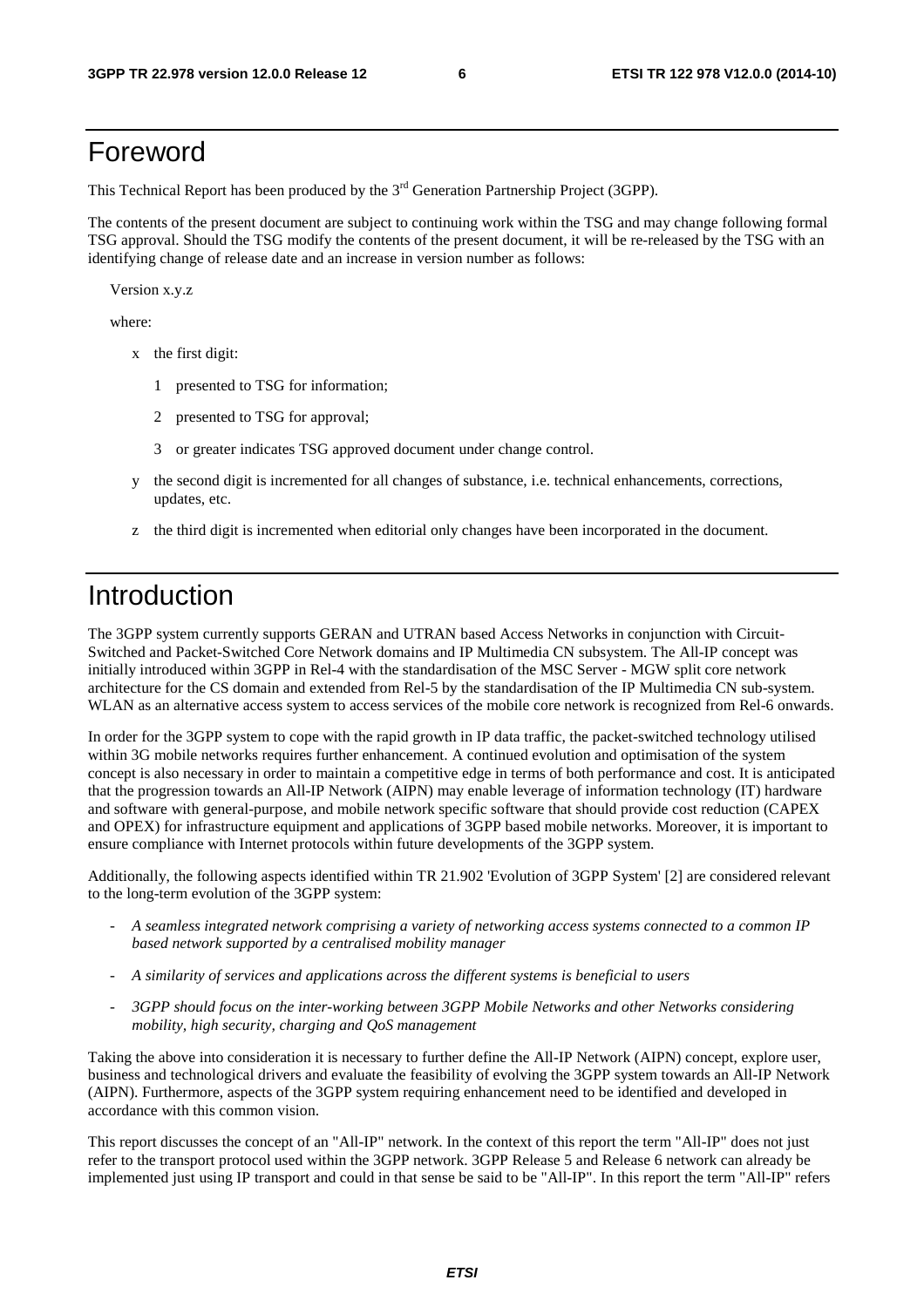# Foreword

This Technical Report has been produced by the 3rd Generation Partnership Project (3GPP).

The contents of the present document are subject to continuing work within the TSG and may change following formal TSG approval. Should the TSG modify the contents of the present document, it will be re-released by the TSG with an identifying change of release date and an increase in version number as follows:

Version x.y.z

where:

- x the first digit:
  - 1 presented to TSG for information;
  - 2 presented to TSG for approval;
  - 3 or greater indicates TSG approved document under change control.
- y the second digit is incremented for all changes of substance, i.e. technical enhancements, corrections, updates, etc.
- z the third digit is incremented when editorial only changes have been incorporated in the document.

# Introduction

The 3GPP system currently supports GERAN and UTRAN based Access Networks in conjunction with Circuit-Switched and Packet-Switched Core Network domains and IP Multimedia CN subsystem. The All-IP concept was initially introduced within 3GPP in Rel-4 with the standardisation of the MSC Server - MGW split core network architecture for the CS domain and extended from Rel-5 by the standardisation of the IP Multimedia CN sub-system. WLAN as an alternative access system to access services of the mobile core network is recognized from Rel-6 onwards.

In order for the 3GPP system to cope with the rapid growth in IP data traffic, the packet-switched technology utilised within 3G mobile networks requires further enhancement. A continued evolution and optimisation of the system concept is also necessary in order to maintain a competitive edge in terms of both performance and cost. It is anticipated that the progression towards an All-IP Network (AIPN) may enable leverage of information technology (IT) hardware and software with general-purpose, and mobile network specific software that should provide cost reduction (CAPEX and OPEX) for infrastructure equipment and applications of 3GPP based mobile networks. Moreover, it is important to ensure compliance with Internet protocols within future developments of the 3GPP system.

Additionally, the following aspects identified within TR 21.902 'Evolution of 3GPP System' [2] are considered relevant to the long-term evolution of the 3GPP system:

- *A seamless integrated network comprising a variety of networking access systems connected to a common IP based network supported by a centralised mobility manager*
- *A similarity of services and applications across the different systems is beneficial to users*
- *3GPP should focus on the inter-working between 3GPP Mobile Networks and other Networks considering mobility, high security, charging and QoS management*

Taking the above into consideration it is necessary to further define the All-IP Network (AIPN) concept, explore user, business and technological drivers and evaluate the feasibility of evolving the 3GPP system towards an All-IP Network (AIPN). Furthermore, aspects of the 3GPP system requiring enhancement need to be identified and developed in accordance with this common vision.

This report discusses the concept of an "All-IP" network. In the context of this report the term "All-IP" does not just refer to the transport protocol used within the 3GPP network. 3GPP Release 5 and Release 6 network can already be implemented just using IP transport and could in that sense be said to be "All-IP". In this report the term "All-IP" refers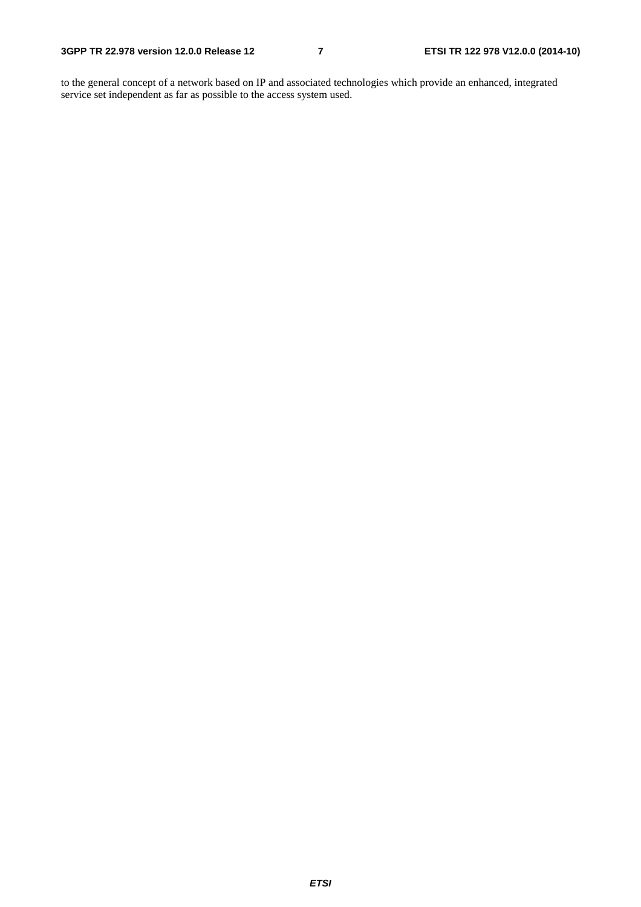to the general concept of a network based on IP and associated technologies which provide an enhanced, integrated service set independent as far as possible to the access system used.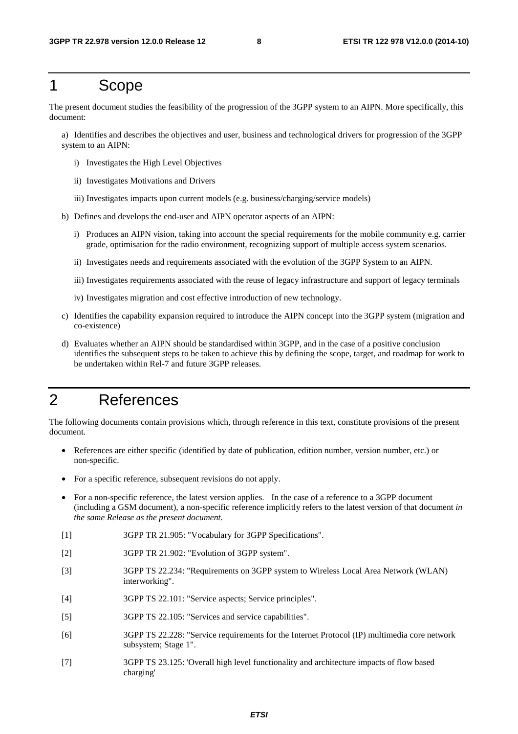# 1 Scope

The present document studies the feasibility of the progression of the 3GPP system to an AIPN. More specifically, this document:

a) Identifies and describes the objectives and user, business and technological drivers for progression of the 3GPP system to an AIPN:

   i) Investigates the High Level Objectives

   ii) Investigates Motivations and Drivers

   iii) Investigates impacts upon current models (e.g. business/charging/service models)

b) Defines and develops the end-user and AIPN operator aspects of an AIPN:

   i) Produces an AIPN vision, taking into account the special requirements for the mobile community e.g. carrier grade, optimisation for the radio environment, recognizing support of multiple access system scenarios.

   ii) Investigates needs and requirements associated with the evolution of the 3GPP System to an AIPN.

   iii) Investigates requirements associated with the reuse of legacy infrastructure and support of legacy terminals

   iv) Investigates migration and cost effective introduction of new technology.

c) Identifies the capability expansion required to introduce the AIPN concept into the 3GPP system (migration and co-existence)

d) Evaluates whether an AIPN should be standardised within 3GPP, and in the case of a positive conclusion identifies the subsequent steps to be taken to achieve this by defining the scope, target, and roadmap for work to be undertaken within Rel-7 and future 3GPP releases.

# 2 References

The following documents contain provisions which, through reference in this text, constitute provisions of the present document.

- References are either specific (identified by date of publication, edition number, version number, etc.) or non-specific.
- For a specific reference, subsequent revisions do not apply.
- For a non-specific reference, the latest version applies. In the case of a reference to a 3GPP document (including a GSM document), a non-specific reference implicitly refers to the latest version of that document *in the same Release as the present document*.

[1] 3GPP TR 21.905: "Vocabulary for 3GPP Specifications".

[2] 3GPP TR 21.902: "Evolution of 3GPP system".

[3] 3GPP TS 22.234: "Requirements on 3GPP system to Wireless Local Area Network (WLAN) interworking".

[4] 3GPP TS 22.101: "Service aspects; Service principles".

[5] 3GPP TS 22.105: "Services and service capabilities".

[6] 3GPP TS 22.228: "Service requirements for the Internet Protocol (IP) multimedia core network subsystem; Stage 1".

[7] 3GPP TS 23.125: 'Overall high level functionality and architecture impacts of flow based charging'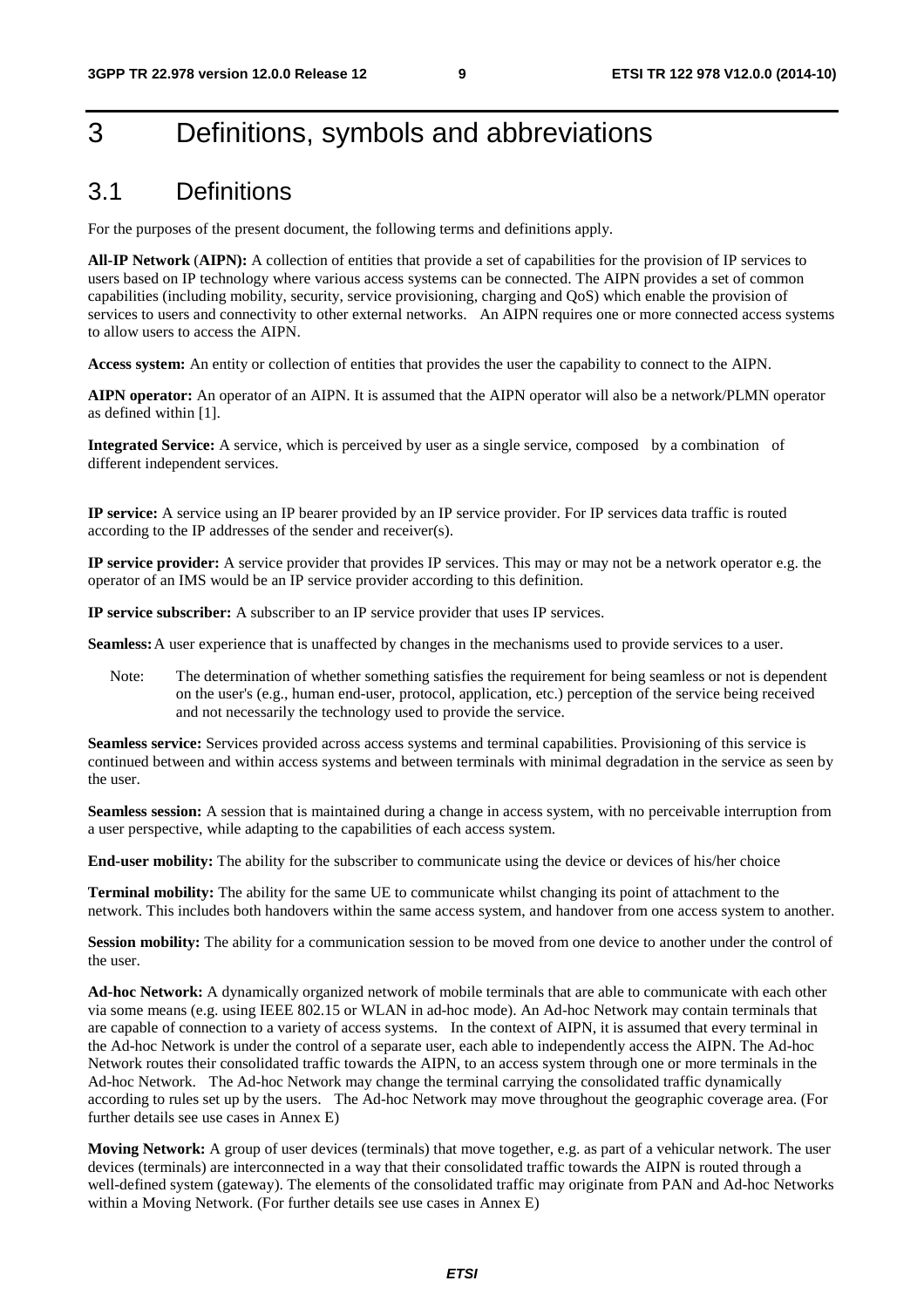# 3 Definitions, symbols and abbreviations

## 3.1 Definitions

For the purposes of the present document, the following terms and definitions apply.

**All-IP Network** (**AIPN):** A collection of entities that provide a set of capabilities for the provision of IP services to users based on IP technology where various access systems can be connected. The AIPN provides a set of common capabilities (including mobility, security, service provisioning, charging and QoS) which enable the provision of services to users and connectivity to other external networks. An AIPN requires one or more connected access systems to allow users to access the AIPN.

**Access system:** An entity or collection of entities that provides the user the capability to connect to the AIPN.

**AIPN operator:** An operator of an AIPN. It is assumed that the AIPN operator will also be a network/PLMN operator as defined within [1].

**Integrated Service:** A service, which is perceived by user as a single service, composed by a combination of different independent services.

**IP service:** A service using an IP bearer provided by an IP service provider. For IP services data traffic is routed according to the IP addresses of the sender and receiver(s).

**IP service provider:** A service provider that provides IP services. This may or may not be a network operator e.g. the operator of an IMS would be an IP service provider according to this definition.

**IP service subscriber:** A subscriber to an IP service provider that uses IP services.

**Seamless:** A user experience that is unaffected by changes in the mechanisms used to provide services to a user.

Note: The determination of whether something satisfies the requirement for being seamless or not is dependent on the user's (e.g., human end-user, protocol, application, etc.) perception of the service being received and not necessarily the technology used to provide the service.

**Seamless service:** Services provided across access systems and terminal capabilities. Provisioning of this service is continued between and within access systems and between terminals with minimal degradation in the service as seen by the user.

**Seamless session:** A session that is maintained during a change in access system, with no perceivable interruption from a user perspective, while adapting to the capabilities of each access system.

**End-user mobility:** The ability for the subscriber to communicate using the device or devices of his/her choice

**Terminal mobility:** The ability for the same UE to communicate whilst changing its point of attachment to the network. This includes both handovers within the same access system, and handover from one access system to another.

**Session mobility:** The ability for a communication session to be moved from one device to another under the control of the user.

**Ad-hoc Network:** A dynamically organized network of mobile terminals that are able to communicate with each other via some means (e.g. using IEEE 802.15 or WLAN in ad-hoc mode). An Ad-hoc Network may contain terminals that are capable of connection to a variety of access systems. In the context of AIPN, it is assumed that every terminal in the Ad-hoc Network is under the control of a separate user, each able to independently access the AIPN. The Ad-hoc Network routes their consolidated traffic towards the AIPN, to an access system through one or more terminals in the Ad-hoc Network. The Ad-hoc Network may change the terminal carrying the consolidated traffic dynamically according to rules set up by the users. The Ad-hoc Network may move throughout the geographic coverage area. (For further details see use cases in Annex E)

**Moving Network:** A group of user devices (terminals) that move together, e.g. as part of a vehicular network. The user devices (terminals) are interconnected in a way that their consolidated traffic towards the AIPN is routed through a well-defined system (gateway). The elements of the consolidated traffic may originate from PAN and Ad-hoc Networks within a Moving Network. (For further details see use cases in Annex E)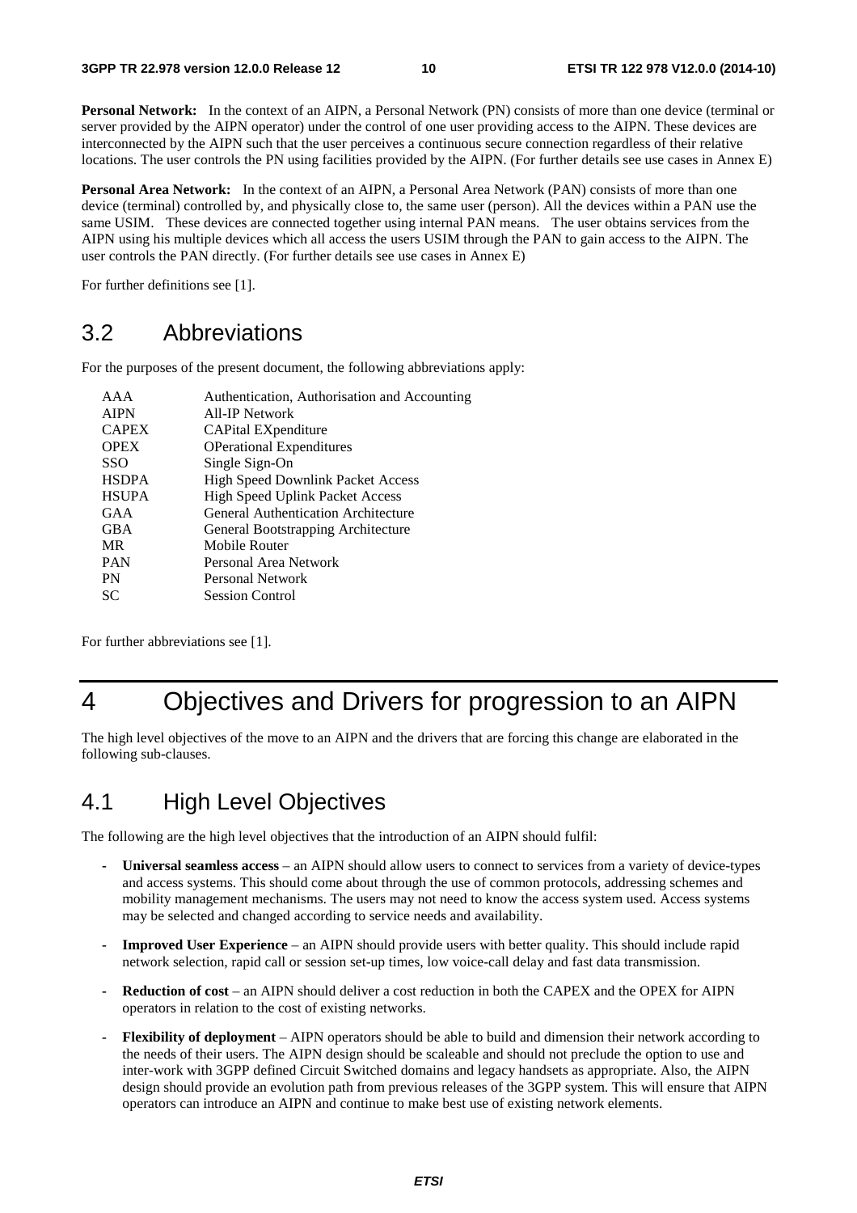**Personal Network:** In the context of an AIPN, a Personal Network (PN) consists of more than one device (terminal or server provided by the AIPN operator) under the control of one user providing access to the AIPN. These devices are interconnected by the AIPN such that the user perceives a continuous secure connection regardless of their relative locations. The user controls the PN using facilities provided by the AIPN. (For further details see use cases in Annex E)

**Personal Area Network:** In the context of an AIPN, a Personal Area Network (PAN) consists of more than one device (terminal) controlled by, and physically close to, the same user (person). All the devices within a PAN use the same USIM. These devices are connected together using internal PAN means. The user obtains services from the AIPN using his multiple devices which all access the users USIM through the PAN to gain access to the AIPN. The user controls the PAN directly. (For further details see use cases in Annex E)

For further definitions see [1].

## 3.2 Abbreviations

For the purposes of the present document, the following abbreviations apply:

| | |
|---|---|
| AAA | Authentication, Authorisation and Accounting |
| AIPN | All-IP Network |
| CAPEX | CAPital EXpenditure |
| OPEX | OPerational Expenditures |
| SSO | Single Sign-On |
| HSDPA | High Speed Downlink Packet Access |
| HSUPA | High Speed Uplink Packet Access |
| GAA | General Authentication Architecture |
| GBA | General Bootstrapping Architecture |
| MR | Mobile Router |
| PAN | Personal Area Network |
| PN | Personal Network |
| SC | Session Control |

For further abbreviations see [1].

# 4 Objectives and Drivers for progression to an AIPN

The high level objectives of the move to an AIPN and the drivers that are forcing this change are elaborated in the following sub-clauses.

## 4.1 High Level Objectives

The following are the high level objectives that the introduction of an AIPN should fulfil:

- **Universal seamless access** – an AIPN should allow users to connect to services from a variety of device-types and access systems. This should come about through the use of common protocols, addressing schemes and mobility management mechanisms. The users may not need to know the access system used. Access systems may be selected and changed according to service needs and availability.
- **Improved User Experience** – an AIPN should provide users with better quality. This should include rapid network selection, rapid call or session set-up times, low voice-call delay and fast data transmission.
- **Reduction of cost** – an AIPN should deliver a cost reduction in both the CAPEX and the OPEX for AIPN operators in relation to the cost of existing networks.
- **Flexibility of deployment** – AIPN operators should be able to build and dimension their network according to the needs of their users. The AIPN design should be scaleable and should not preclude the option to use and inter-work with 3GPP defined Circuit Switched domains and legacy handsets as appropriate. Also, the AIPN design should provide an evolution path from previous releases of the 3GPP system. This will ensure that AIPN operators can introduce an AIPN and continue to make best use of existing network elements.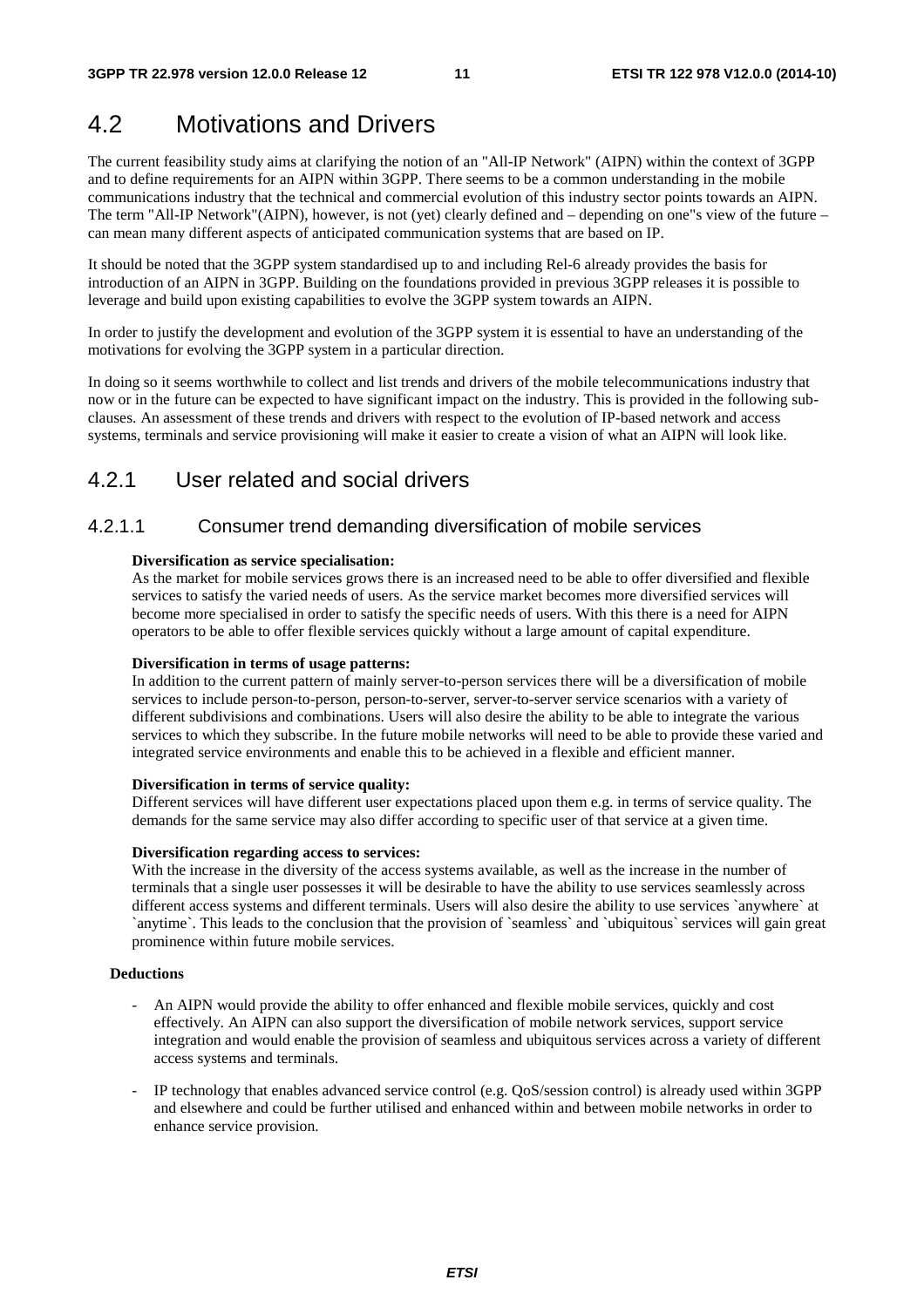## 4.2 Motivations and Drivers

The current feasibility study aims at clarifying the notion of an "All-IP Network" (AIPN) within the context of 3GPP and to define requirements for an AIPN within 3GPP. There seems to be a common understanding in the mobile communications industry that the technical and commercial evolution of this industry sector points towards an AIPN. The term "All-IP Network"(AIPN), however, is not (yet) clearly defined and – depending on one"s view of the future – can mean many different aspects of anticipated communication systems that are based on IP.

It should be noted that the 3GPP system standardised up to and including Rel-6 already provides the basis for introduction of an AIPN in 3GPP. Building on the foundations provided in previous 3GPP releases it is possible to leverage and build upon existing capabilities to evolve the 3GPP system towards an AIPN.

In order to justify the development and evolution of the 3GPP system it is essential to have an understanding of the motivations for evolving the 3GPP system in a particular direction.

In doing so it seems worthwhile to collect and list trends and drivers of the mobile telecommunications industry that now or in the future can be expected to have significant impact on the industry. This is provided in the following sub-clauses. An assessment of these trends and drivers with respect to the evolution of IP-based network and access systems, terminals and service provisioning will make it easier to create a vision of what an AIPN will look like.

### 4.2.1 User related and social drivers

#### 4.2.1.1 Consumer trend demanding diversification of mobile services

**Diversification as service specialisation:**
As the market for mobile services grows there is an increased need to be able to offer diversified and flexible services to satisfy the varied needs of users. As the service market becomes more diversified services will become more specialised in order to satisfy the specific needs of users. With this there is a need for AIPN operators to be able to offer flexible services quickly without a large amount of capital expenditure.

**Diversification in terms of usage patterns:**
In addition to the current pattern of mainly server-to-person services there will be a diversification of mobile services to include person-to-person, person-to-server, server-to-server service scenarios with a variety of different subdivisions and combinations. Users will also desire the ability to be able to integrate the various services to which they subscribe. In the future mobile networks will need to be able to provide these varied and integrated service environments and enable this to be achieved in a flexible and efficient manner.

**Diversification in terms of service quality:**
Different services will have different user expectations placed upon them e.g. in terms of service quality. The demands for the same service may also differ according to specific user of that service at a given time.

**Diversification regarding access to services:**
With the increase in the diversity of the access systems available, as well as the increase in the number of terminals that a single user possesses it will be desirable to have the ability to use services seamlessly across different access systems and different terminals. Users will also desire the ability to use services `anywhere` at `anytime`. This leads to the conclusion that the provision of `seamless` and `ubiquitous` services will gain great prominence within future mobile services.

**Deductions**

- An AIPN would provide the ability to offer enhanced and flexible mobile services, quickly and cost effectively. An AIPN can also support the diversification of mobile network services, support service integration and would enable the provision of seamless and ubiquitous services across a variety of different access systems and terminals.
- IP technology that enables advanced service control (e.g. QoS/session control) is already used within 3GPP and elsewhere and could be further utilised and enhanced within and between mobile networks in order to enhance service provision.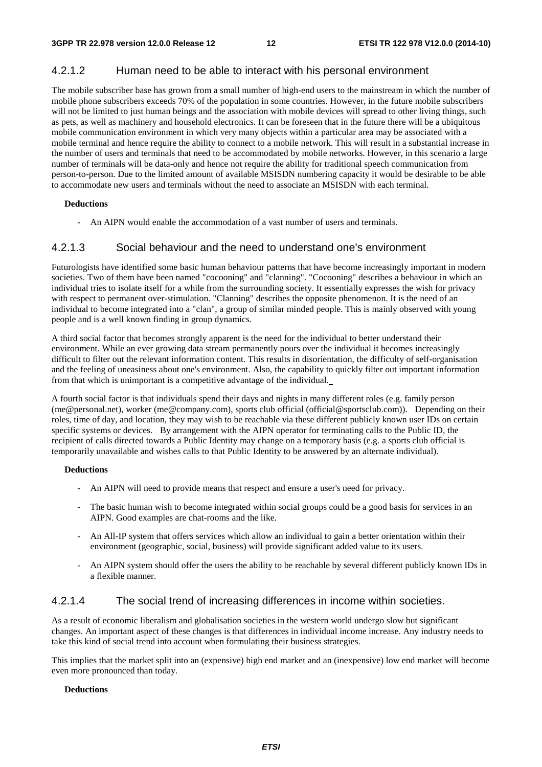#### 4.2.1.2 Human need to be able to interact with his personal environment

The mobile subscriber base has grown from a small number of high-end users to the mainstream in which the number of mobile phone subscribers exceeds 70% of the population in some countries. However, in the future mobile subscribers will not be limited to just human beings and the association with mobile devices will spread to other living things, such as pets, as well as machinery and household electronics. It can be foreseen that in the future there will be a ubiquitous mobile communication environment in which very many objects within a particular area may be associated with a mobile terminal and hence require the ability to connect to a mobile network. This will result in a substantial increase in the number of users and terminals that need to be accommodated by mobile networks. However, in this scenario a large number of terminals will be data-only and hence not require the ability for traditional speech communication from person-to-person. Due to the limited amount of available MSISDN numbering capacity it would be desirable to be able to accommodate new users and terminals without the need to associate an MSISDN with each terminal.

**Deductions**

- An AIPN would enable the accommodation of a vast number of users and terminals.

#### 4.2.1.3 Social behaviour and the need to understand one's environment

Futurologists have identified some basic human behaviour patterns that have become increasingly important in modern societies. Two of them have been named "cocooning" and "clanning". "Cocooning" describes a behaviour in which an individual tries to isolate itself for a while from the surrounding society. It essentially expresses the wish for privacy with respect to permanent over-stimulation. "Clanning" describes the opposite phenomenon. It is the need of an individual to become integrated into a "clan", a group of similar minded people. This is mainly observed with young people and is a well known finding in group dynamics.

A third social factor that becomes strongly apparent is the need for the individual to better understand their environment. While an ever growing data stream permanently pours over the individual it becomes increasingly difficult to filter out the relevant information content. This results in disorientation, the difficulty of self-organisation and the feeling of uneasiness about one's environment. Also, the capability to quickly filter out important information from that which is unimportant is a competitive advantage of the individual.

A fourth social factor is that individuals spend their days and nights in many different roles (e.g. family person (me@personal.net), worker (me@company.com), sports club official (official@sportsclub.com)). Depending on their roles, time of day, and location, they may wish to be reachable via these different publicly known user IDs on certain specific systems or devices. By arrangement with the AIPN operator for terminating calls to the Public ID, the recipient of calls directed towards a Public Identity may change on a temporary basis (e.g. a sports club official is temporarily unavailable and wishes calls to that Public Identity to be answered by an alternate individual).

**Deductions**

- An AIPN will need to provide means that respect and ensure a user's need for privacy.
- The basic human wish to become integrated within social groups could be a good basis for services in an AIPN. Good examples are chat-rooms and the like.
- An All-IP system that offers services which allow an individual to gain a better orientation within their environment (geographic, social, business) will provide significant added value to its users.
- An AIPN system should offer the users the ability to be reachable by several different publicly known IDs in a flexible manner.

#### 4.2.1.4 The social trend of increasing differences in income within societies.

As a result of economic liberalism and globalisation societies in the western world undergo slow but significant changes. An important aspect of these changes is that differences in individual income increase. Any industry needs to take this kind of social trend into account when formulating their business strategies.

This implies that the market split into an (expensive) high end market and an (inexpensive) low end market will become even more pronounced than today.

**Deductions**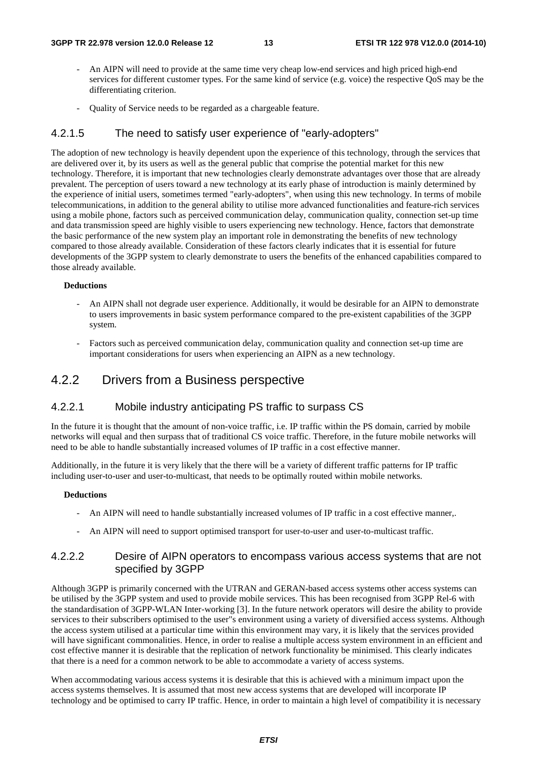- An AIPN will need to provide at the same time very cheap low-end services and high priced high-end services for different customer types. For the same kind of service (e.g. voice) the respective QoS may be the differentiating criterion.

- Quality of Service needs to be regarded as a chargeable feature.

#### 4.2.1.5 The need to satisfy user experience of "early-adopters"

The adoption of new technology is heavily dependent upon the experience of this technology, through the services that are delivered over it, by its users as well as the general public that comprise the potential market for this new technology. Therefore, it is important that new technologies clearly demonstrate advantages over those that are already prevalent. The perception of users toward a new technology at its early phase of introduction is mainly determined by the experience of initial users, sometimes termed "early-adopters", when using this new technology. In terms of mobile telecommunications, in addition to the general ability to utilise more advanced functionalities and feature-rich services using a mobile phone, factors such as perceived communication delay, communication quality, connection set-up time and data transmission speed are highly visible to users experiencing new technology. Hence, factors that demonstrate the basic performance of the new system play an important role in demonstrating the benefits of new technology compared to those already available. Consideration of these factors clearly indicates that it is essential for future developments of the 3GPP system to clearly demonstrate to users the benefits of the enhanced capabilities compared to those already available.

**Deductions**

- An AIPN shall not degrade user experience. Additionally, it would be desirable for an AIPN to demonstrate to users improvements in basic system performance compared to the pre-existent capabilities of the 3GPP system.

- Factors such as perceived communication delay, communication quality and connection set-up time are important considerations for users when experiencing an AIPN as a new technology.

### 4.2.2 Drivers from a Business perspective

#### 4.2.2.1 Mobile industry anticipating PS traffic to surpass CS

In the future it is thought that the amount of non-voice traffic, i.e. IP traffic within the PS domain, carried by mobile networks will equal and then surpass that of traditional CS voice traffic. Therefore, in the future mobile networks will need to be able to handle substantially increased volumes of IP traffic in a cost effective manner.

Additionally, in the future it is very likely that the there will be a variety of different traffic patterns for IP traffic including user-to-user and user-to-multicast, that needs to be optimally routed within mobile networks.

**Deductions**

- An AIPN will need to handle substantially increased volumes of IP traffic in a cost effective manner,.

- An AIPN will need to support optimised transport for user-to-user and user-to-multicast traffic.

#### 4.2.2.2 Desire of AIPN operators to encompass various access systems that are not specified by 3GPP

Although 3GPP is primarily concerned with the UTRAN and GERAN-based access systems other access systems can be utilised by the 3GPP system and used to provide mobile services. This has been recognised from 3GPP Rel-6 with the standardisation of 3GPP-WLAN Inter-working [3]. In the future network operators will desire the ability to provide services to their subscribers optimised to the user"s environment using a variety of diversified access systems. Although the access system utilised at a particular time within this environment may vary, it is likely that the services provided will have significant commonalities. Hence, in order to realise a multiple access system environment in an efficient and cost effective manner it is desirable that the replication of network functionality be minimised. This clearly indicates that there is a need for a common network to be able to accommodate a variety of access systems.

When accommodating various access systems it is desirable that this is achieved with a minimum impact upon the access systems themselves. It is assumed that most new access systems that are developed will incorporate IP technology and be optimised to carry IP traffic. Hence, in order to maintain a high level of compatibility it is necessary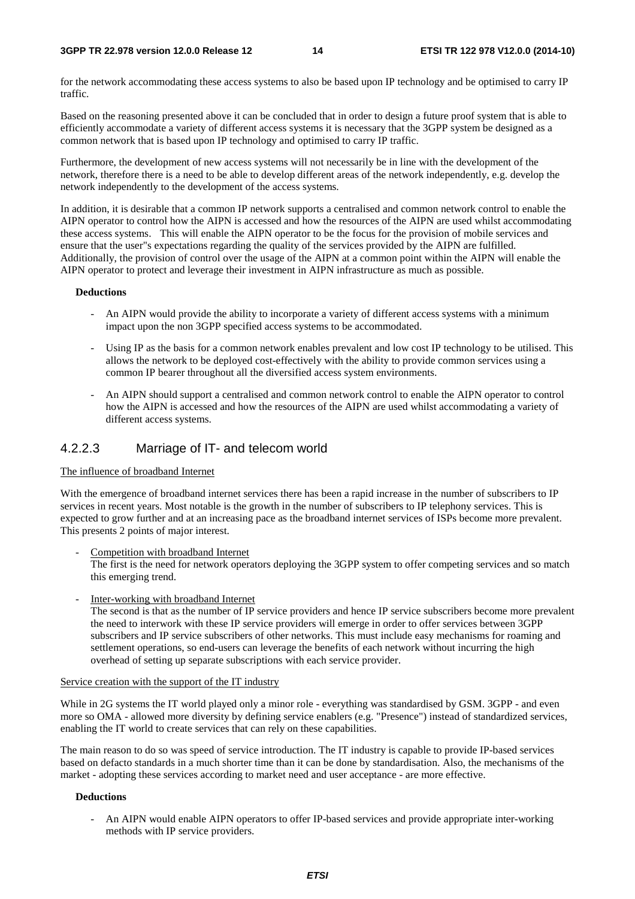for the network accommodating these access systems to also be based upon IP technology and be optimised to carry IP traffic.

Based on the reasoning presented above it can be concluded that in order to design a future proof system that is able to efficiently accommodate a variety of different access systems it is necessary that the 3GPP system be designed as a common network that is based upon IP technology and optimised to carry IP traffic.

Furthermore, the development of new access systems will not necessarily be in line with the development of the network, therefore there is a need to be able to develop different areas of the network independently, e.g. develop the network independently to the development of the access systems.

In addition, it is desirable that a common IP network supports a centralised and common network control to enable the AIPN operator to control how the AIPN is accessed and how the resources of the AIPN are used whilst accommodating these access systems. This will enable the AIPN operator to be the focus for the provision of mobile services and ensure that the user"s expectations regarding the quality of the services provided by the AIPN are fulfilled. Additionally, the provision of control over the usage of the AIPN at a common point within the AIPN will enable the AIPN operator to protect and leverage their investment in AIPN infrastructure as much as possible.

**Deductions**

- An AIPN would provide the ability to incorporate a variety of different access systems with a minimum impact upon the non 3GPP specified access systems to be accommodated.
- Using IP as the basis for a common network enables prevalent and low cost IP technology to be utilised. This allows the network to be deployed cost-effectively with the ability to provide common services using a common IP bearer throughout all the diversified access system environments.
- An AIPN should support a centralised and common network control to enable the AIPN operator to control how the AIPN is accessed and how the resources of the AIPN are used whilst accommodating a variety of different access systems.

### 4.2.2.3 Marriage of IT- and telecom world

The influence of broadband Internet

With the emergence of broadband internet services there has been a rapid increase in the number of subscribers to IP services in recent years. Most notable is the growth in the number of subscribers to IP telephony services. This is expected to grow further and at an increasing pace as the broadband internet services of ISPs become more prevalent. This presents 2 points of major interest.

- Competition with broadband Internet
  The first is the need for network operators deploying the 3GPP system to offer competing services and so match this emerging trend.
- Inter-working with broadband Internet
  The second is that as the number of IP service providers and hence IP service subscribers become more prevalent the need to interwork with these IP service providers will emerge in order to offer services between 3GPP subscribers and IP service subscribers of other networks. This must include easy mechanisms for roaming and settlement operations, so end-users can leverage the benefits of each network without incurring the high overhead of setting up separate subscriptions with each service provider.

Service creation with the support of the IT industry

While in 2G systems the IT world played only a minor role - everything was standardised by GSM. 3GPP - and even more so OMA - allowed more diversity by defining service enablers (e.g. "Presence") instead of standardized services, enabling the IT world to create services that can rely on these capabilities.

The main reason to do so was speed of service introduction. The IT industry is capable to provide IP-based services based on defacto standards in a much shorter time than it can be done by standardisation. Also, the mechanisms of the market - adopting these services according to market need and user acceptance - are more effective.

**Deductions**

- An AIPN would enable AIPN operators to offer IP-based services and provide appropriate inter-working methods with IP service providers.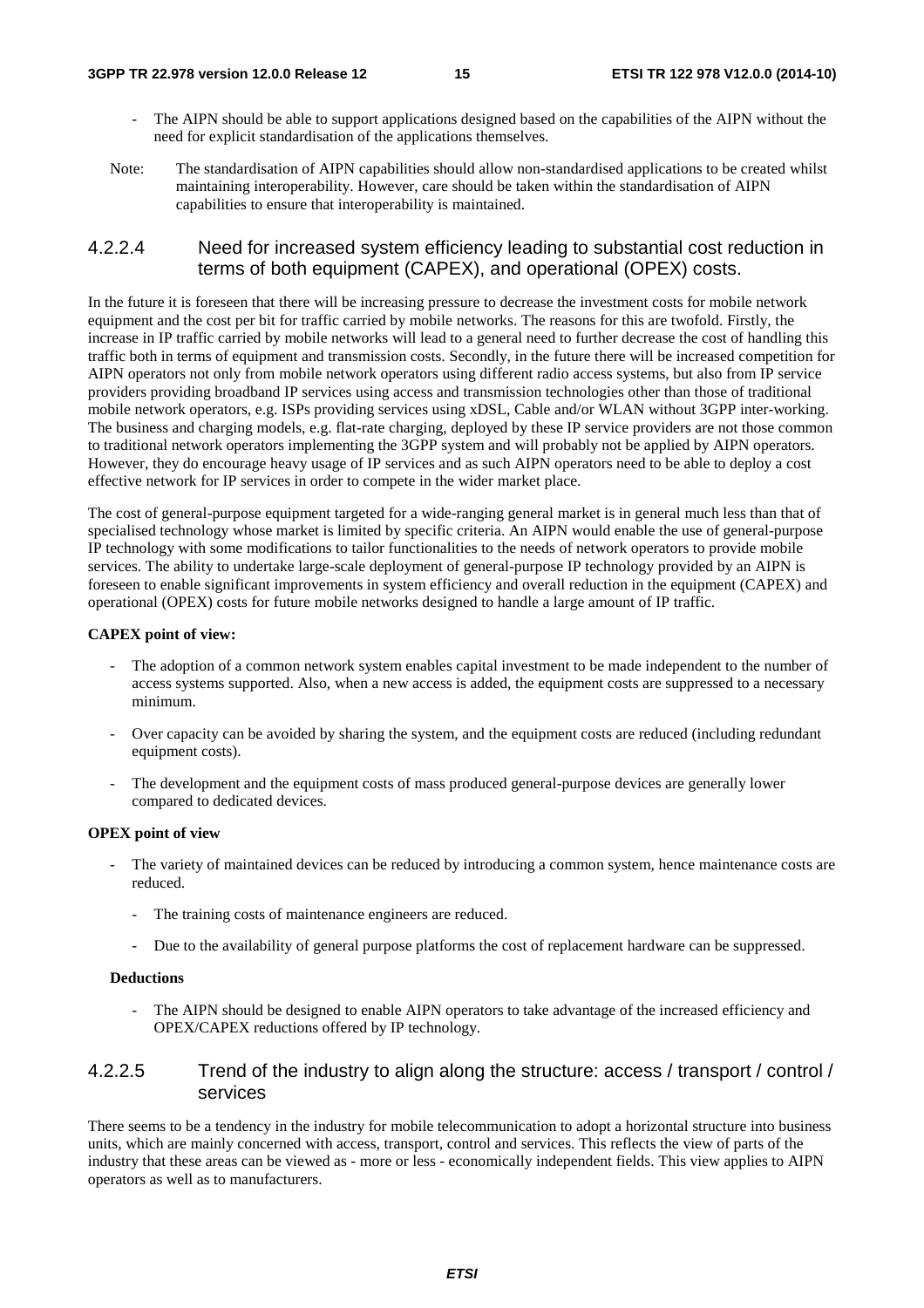- The AIPN should be able to support applications designed based on the capabilities of the AIPN without the need for explicit standardisation of the applications themselves.

Note: The standardisation of AIPN capabilities should allow non-standardised applications to be created whilst maintaining interoperability. However, care should be taken within the standardisation of AIPN capabilities to ensure that interoperability is maintained.

#### 4.2.2.4 Need for increased system efficiency leading to substantial cost reduction in terms of both equipment (CAPEX), and operational (OPEX) costs.

In the future it is foreseen that there will be increasing pressure to decrease the investment costs for mobile network equipment and the cost per bit for traffic carried by mobile networks. The reasons for this are twofold. Firstly, the increase in IP traffic carried by mobile networks will lead to a general need to further decrease the cost of handling this traffic both in terms of equipment and transmission costs. Secondly, in the future there will be increased competition for AIPN operators not only from mobile network operators using different radio access systems, but also from IP service providers providing broadband IP services using access and transmission technologies other than those of traditional mobile network operators, e.g. ISPs providing services using xDSL, Cable and/or WLAN without 3GPP inter-working. The business and charging models, e.g. flat-rate charging, deployed by these IP service providers are not those common to traditional network operators implementing the 3GPP system and will probably not be applied by AIPN operators. However, they do encourage heavy usage of IP services and as such AIPN operators need to be able to deploy a cost effective network for IP services in order to compete in the wider market place.

The cost of general-purpose equipment targeted for a wide-ranging general market is in general much less than that of specialised technology whose market is limited by specific criteria. An AIPN would enable the use of general-purpose IP technology with some modifications to tailor functionalities to the needs of network operators to provide mobile services. The ability to undertake large-scale deployment of general-purpose IP technology provided by an AIPN is foreseen to enable significant improvements in system efficiency and overall reduction in the equipment (CAPEX) and operational (OPEX) costs for future mobile networks designed to handle a large amount of IP traffic.

**CAPEX point of view:**

- The adoption of a common network system enables capital investment to be made independent to the number of access systems supported. Also, when a new access is added, the equipment costs are suppressed to a necessary minimum.
- Over capacity can be avoided by sharing the system, and the equipment costs are reduced (including redundant equipment costs).
- The development and the equipment costs of mass produced general-purpose devices are generally lower compared to dedicated devices.

**OPEX point of view**

- The variety of maintained devices can be reduced by introducing a common system, hence maintenance costs are reduced.
  - The training costs of maintenance engineers are reduced.
  - Due to the availability of general purpose platforms the cost of replacement hardware can be suppressed.

**Deductions**

- The AIPN should be designed to enable AIPN operators to take advantage of the increased efficiency and OPEX/CAPEX reductions offered by IP technology.

#### 4.2.2.5 Trend of the industry to align along the structure: access / transport / control / services

There seems to be a tendency in the industry for mobile telecommunication to adopt a horizontal structure into business units, which are mainly concerned with access, transport, control and services. This reflects the view of parts of the industry that these areas can be viewed as - more or less - economically independent fields. This view applies to AIPN operators as well as to manufacturers.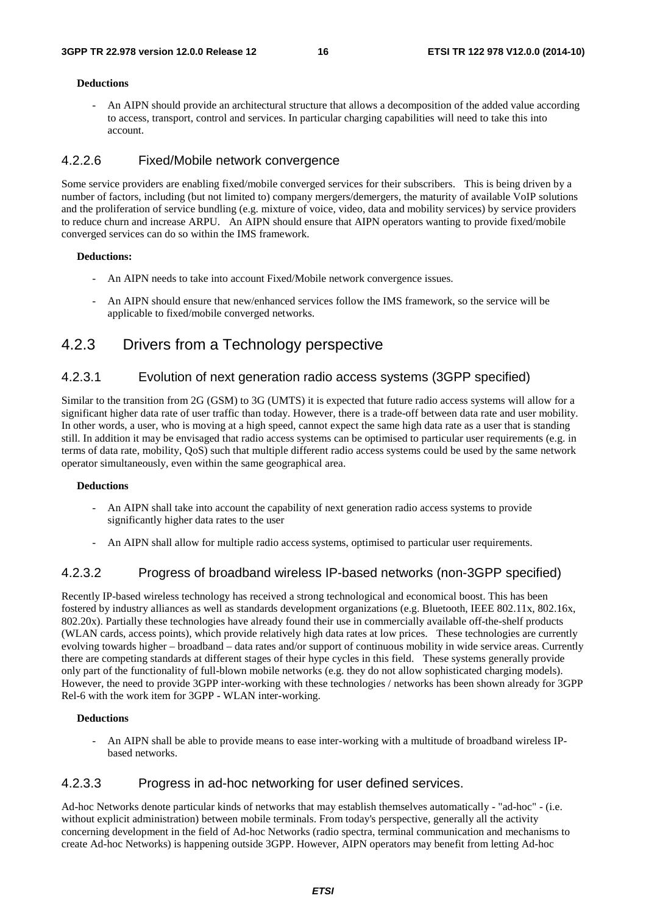**Deductions**

- An AIPN should provide an architectural structure that allows a decomposition of the added value according to access, transport, control and services. In particular charging capabilities will need to take this into account.

#### 4.2.2.6 Fixed/Mobile network convergence

Some service providers are enabling fixed/mobile converged services for their subscribers. This is being driven by a number of factors, including (but not limited to) company mergers/demergers, the maturity of available VoIP solutions and the proliferation of service bundling (e.g. mixture of voice, video, data and mobility services) by service providers to reduce churn and increase ARPU. An AIPN should ensure that AIPN operators wanting to provide fixed/mobile converged services can do so within the IMS framework.

**Deductions:**

- An AIPN needs to take into account Fixed/Mobile network convergence issues.
- An AIPN should ensure that new/enhanced services follow the IMS framework, so the service will be applicable to fixed/mobile converged networks.

### 4.2.3 Drivers from a Technology perspective

#### 4.2.3.1 Evolution of next generation radio access systems (3GPP specified)

Similar to the transition from 2G (GSM) to 3G (UMTS) it is expected that future radio access systems will allow for a significant higher data rate of user traffic than today. However, there is a trade-off between data rate and user mobility. In other words, a user, who is moving at a high speed, cannot expect the same high data rate as a user that is standing still. In addition it may be envisaged that radio access systems can be optimised to particular user requirements (e.g. in terms of data rate, mobility, QoS) such that multiple different radio access systems could be used by the same network operator simultaneously, even within the same geographical area.

**Deductions**

- An AIPN shall take into account the capability of next generation radio access systems to provide significantly higher data rates to the user
- An AIPN shall allow for multiple radio access systems, optimised to particular user requirements.

#### 4.2.3.2 Progress of broadband wireless IP-based networks (non-3GPP specified)

Recently IP-based wireless technology has received a strong technological and economical boost. This has been fostered by industry alliances as well as standards development organizations (e.g. Bluetooth, IEEE 802.11x, 802.16x, 802.20x). Partially these technologies have already found their use in commercially available off-the-shelf products (WLAN cards, access points), which provide relatively high data rates at low prices. These technologies are currently evolving towards higher – broadband – data rates and/or support of continuous mobility in wide service areas. Currently there are competing standards at different stages of their hype cycles in this field. These systems generally provide only part of the functionality of full-blown mobile networks (e.g. they do not allow sophisticated charging models). However, the need to provide 3GPP inter-working with these technologies / networks has been shown already for 3GPP Rel-6 with the work item for 3GPP - WLAN inter-working.

**Deductions**

- An AIPN shall be able to provide means to ease inter-working with a multitude of broadband wireless IP-based networks.

#### 4.2.3.3 Progress in ad-hoc networking for user defined services.

Ad-hoc Networks denote particular kinds of networks that may establish themselves automatically - "ad-hoc" - (i.e. without explicit administration) between mobile terminals. From today's perspective, generally all the activity concerning development in the field of Ad-hoc Networks (radio spectra, terminal communication and mechanisms to create Ad-hoc Networks) is happening outside 3GPP. However, AIPN operators may benefit from letting Ad-hoc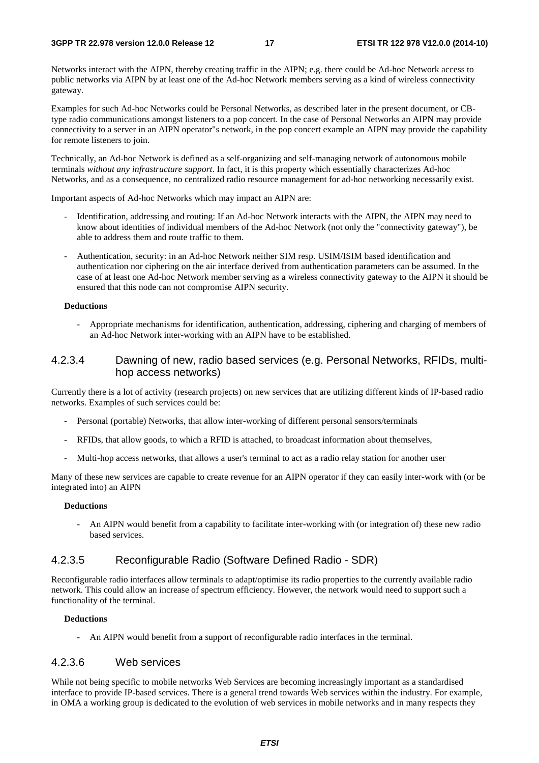Networks interact with the AIPN, thereby creating traffic in the AIPN; e.g. there could be Ad-hoc Network access to public networks via AIPN by at least one of the Ad-hoc Network members serving as a kind of wireless connectivity gateway.

Examples for such Ad-hoc Networks could be Personal Networks, as described later in the present document, or CB-type radio communications amongst listeners to a pop concert. In the case of Personal Networks an AIPN may provide connectivity to a server in an AIPN operator"s network, in the pop concert example an AIPN may provide the capability for remote listeners to join.

Technically, an Ad-hoc Network is defined as a self-organizing and self-managing network of autonomous mobile terminals *without any infrastructure support*. In fact, it is this property which essentially characterizes Ad-hoc Networks, and as a consequence, no centralized radio resource management for ad-hoc networking necessarily exist.

Important aspects of Ad-hoc Networks which may impact an AIPN are:

- Identification, addressing and routing: If an Ad-hoc Network interacts with the AIPN, the AIPN may need to know about identities of individual members of the Ad-hoc Network (not only the "connectivity gateway"), be able to address them and route traffic to them.
- Authentication, security: in an Ad-hoc Network neither SIM resp. USIM/ISIM based identification and authentication nor ciphering on the air interface derived from authentication parameters can be assumed. In the case of at least one Ad-hoc Network member serving as a wireless connectivity gateway to the AIPN it should be ensured that this node can not compromise AIPN security.

**Deductions**

- Appropriate mechanisms for identification, authentication, addressing, ciphering and charging of members of an Ad-hoc Network inter-working with an AIPN have to be established.

#### 4.2.3.4 Dawning of new, radio based services (e.g. Personal Networks, RFIDs, multi-hop access networks)

Currently there is a lot of activity (research projects) on new services that are utilizing different kinds of IP-based radio networks. Examples of such services could be:

- Personal (portable) Networks, that allow inter-working of different personal sensors/terminals
- RFIDs, that allow goods, to which a RFID is attached, to broadcast information about themselves,
- Multi-hop access networks, that allows a user's terminal to act as a radio relay station for another user

Many of these new services are capable to create revenue for an AIPN operator if they can easily inter-work with (or be integrated into) an AIPN

**Deductions**

- An AIPN would benefit from a capability to facilitate inter-working with (or integration of) these new radio based services.

#### 4.2.3.5 Reconfigurable Radio (Software Defined Radio - SDR)

Reconfigurable radio interfaces allow terminals to adapt/optimise its radio properties to the currently available radio network. This could allow an increase of spectrum efficiency. However, the network would need to support such a functionality of the terminal.

**Deductions**

- An AIPN would benefit from a support of reconfigurable radio interfaces in the terminal.

#### 4.2.3.6 Web services

While not being specific to mobile networks Web Services are becoming increasingly important as a standardised interface to provide IP-based services. There is a general trend towards Web services within the industry. For example, in OMA a working group is dedicated to the evolution of web services in mobile networks and in many respects they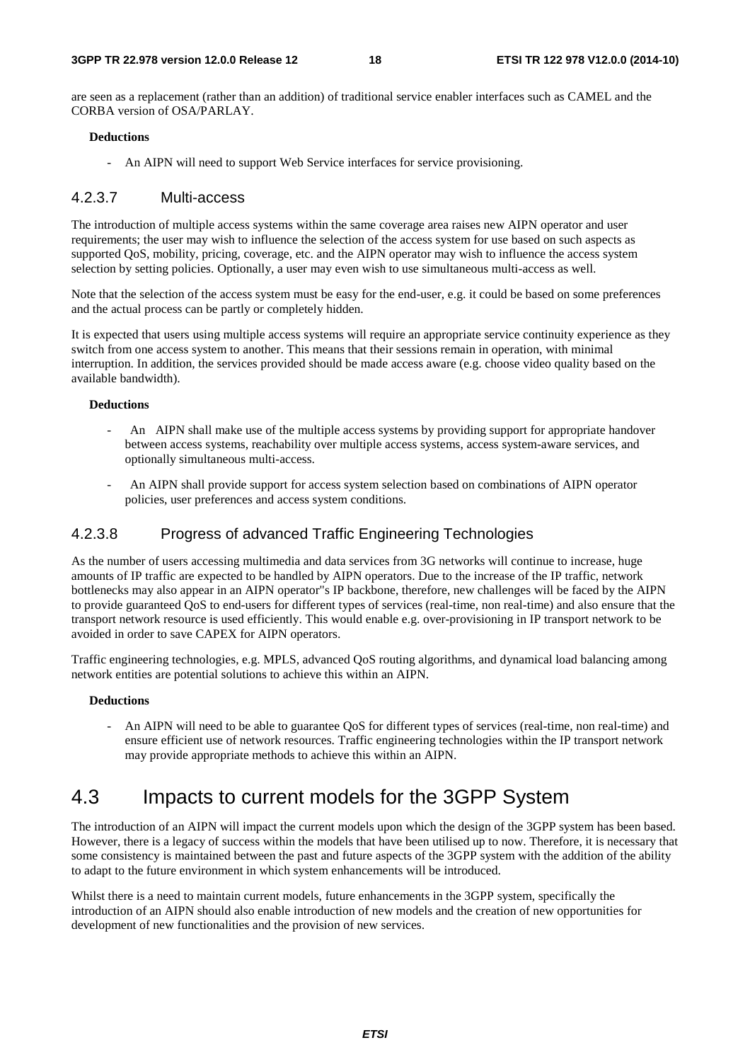are seen as a replacement (rather than an addition) of traditional service enabler interfaces such as CAMEL and the CORBA version of OSA/PARLAY.

**Deductions**

- An AIPN will need to support Web Service interfaces for service provisioning.

#### 4.2.3.7 Multi-access

The introduction of multiple access systems within the same coverage area raises new AIPN operator and user requirements; the user may wish to influence the selection of the access system for use based on such aspects as supported QoS, mobility, pricing, coverage, etc. and the AIPN operator may wish to influence the access system selection by setting policies. Optionally, a user may even wish to use simultaneous multi-access as well.

Note that the selection of the access system must be easy for the end-user, e.g. it could be based on some preferences and the actual process can be partly or completely hidden.

It is expected that users using multiple access systems will require an appropriate service continuity experience as they switch from one access system to another. This means that their sessions remain in operation, with minimal interruption. In addition, the services provided should be made access aware (e.g. choose video quality based on the available bandwidth).

**Deductions**

- An AIPN shall make use of the multiple access systems by providing support for appropriate handover between access systems, reachability over multiple access systems, access system-aware services, and optionally simultaneous multi-access.
- An AIPN shall provide support for access system selection based on combinations of AIPN operator policies, user preferences and access system conditions.

#### 4.2.3.8 Progress of advanced Traffic Engineering Technologies

As the number of users accessing multimedia and data services from 3G networks will continue to increase, huge amounts of IP traffic are expected to be handled by AIPN operators. Due to the increase of the IP traffic, network bottlenecks may also appear in an AIPN operator"s IP backbone, therefore, new challenges will be faced by the AIPN to provide guaranteed QoS to end-users for different types of services (real-time, non real-time) and also ensure that the transport network resource is used efficiently. This would enable e.g. over-provisioning in IP transport network to be avoided in order to save CAPEX for AIPN operators.

Traffic engineering technologies, e.g. MPLS, advanced QoS routing algorithms, and dynamical load balancing among network entities are potential solutions to achieve this within an AIPN.

**Deductions**

- An AIPN will need to be able to guarantee QoS for different types of services (real-time, non real-time) and ensure efficient use of network resources. Traffic engineering technologies within the IP transport network may provide appropriate methods to achieve this within an AIPN.

## 4.3 Impacts to current models for the 3GPP System

The introduction of an AIPN will impact the current models upon which the design of the 3GPP system has been based. However, there is a legacy of success within the models that have been utilised up to now. Therefore, it is necessary that some consistency is maintained between the past and future aspects of the 3GPP system with the addition of the ability to adapt to the future environment in which system enhancements will be introduced.

Whilst there is a need to maintain current models, future enhancements in the 3GPP system, specifically the introduction of an AIPN should also enable introduction of new models and the creation of new opportunities for development of new functionalities and the provision of new services.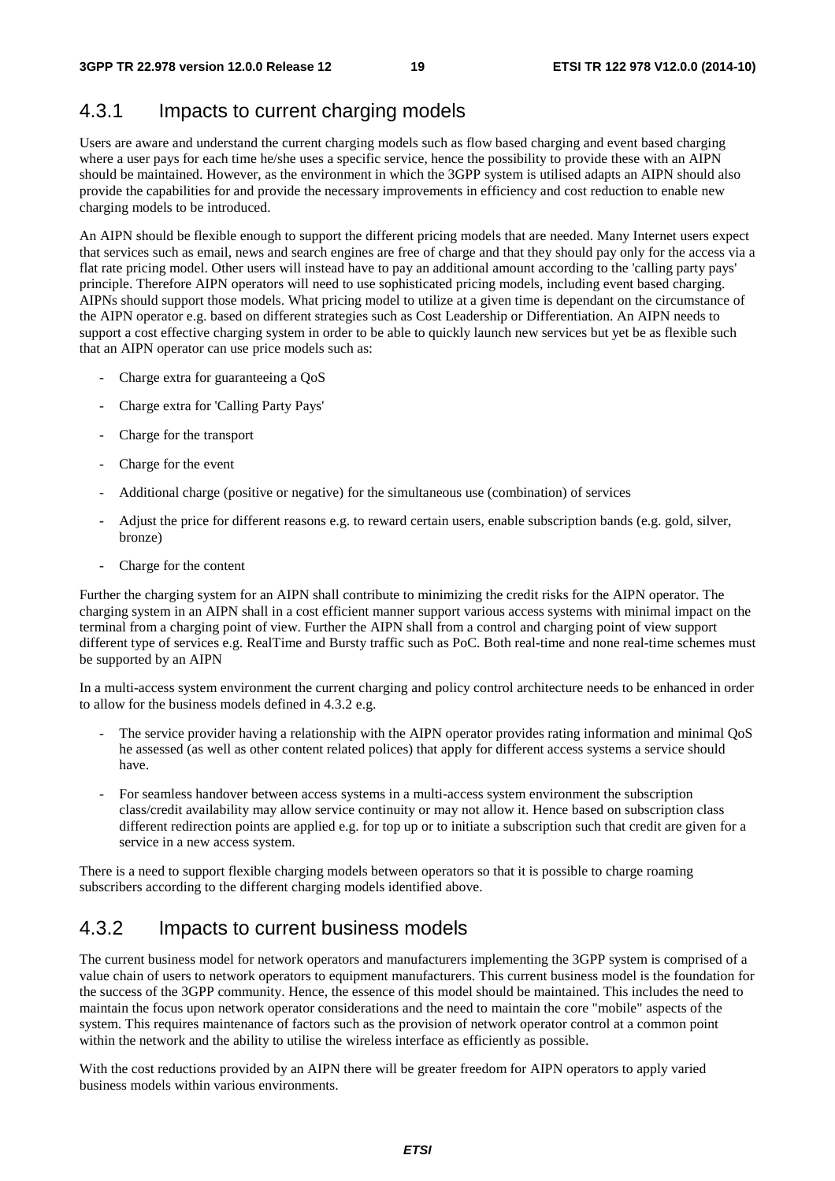### 4.3.1 Impacts to current charging models

Users are aware and understand the current charging models such as flow based charging and event based charging where a user pays for each time he/she uses a specific service, hence the possibility to provide these with an AIPN should be maintained. However, as the environment in which the 3GPP system is utilised adapts an AIPN should also provide the capabilities for and provide the necessary improvements in efficiency and cost reduction to enable new charging models to be introduced.

An AIPN should be flexible enough to support the different pricing models that are needed. Many Internet users expect that services such as email, news and search engines are free of charge and that they should pay only for the access via a flat rate pricing model. Other users will instead have to pay an additional amount according to the 'calling party pays' principle. Therefore AIPN operators will need to use sophisticated pricing models, including event based charging. AIPNs should support those models. What pricing model to utilize at a given time is dependant on the circumstance of the AIPN operator e.g. based on different strategies such as Cost Leadership or Differentiation. An AIPN needs to support a cost effective charging system in order to be able to quickly launch new services but yet be as flexible such that an AIPN operator can use price models such as:

- Charge extra for guaranteeing a QoS
- Charge extra for 'Calling Party Pays'
- Charge for the transport
- Charge for the event
- Additional charge (positive or negative) for the simultaneous use (combination) of services
- Adjust the price for different reasons e.g. to reward certain users, enable subscription bands (e.g. gold, silver, bronze)
- Charge for the content

Further the charging system for an AIPN shall contribute to minimizing the credit risks for the AIPN operator. The charging system in an AIPN shall in a cost efficient manner support various access systems with minimal impact on the terminal from a charging point of view. Further the AIPN shall from a control and charging point of view support different type of services e.g. RealTime and Bursty traffic such as PoC. Both real-time and none real-time schemes must be supported by an AIPN

In a multi-access system environment the current charging and policy control architecture needs to be enhanced in order to allow for the business models defined in 4.3.2 e.g.

- The service provider having a relationship with the AIPN operator provides rating information and minimal QoS he assessed (as well as other content related polices) that apply for different access systems a service should have.
- For seamless handover between access systems in a multi-access system environment the subscription class/credit availability may allow service continuity or may not allow it. Hence based on subscription class different redirection points are applied e.g. for top up or to initiate a subscription such that credit are given for a service in a new access system.

There is a need to support flexible charging models between operators so that it is possible to charge roaming subscribers according to the different charging models identified above.

### 4.3.2 Impacts to current business models

The current business model for network operators and manufacturers implementing the 3GPP system is comprised of a value chain of users to network operators to equipment manufacturers. This current business model is the foundation for the success of the 3GPP community. Hence, the essence of this model should be maintained. This includes the need to maintain the focus upon network operator considerations and the need to maintain the core "mobile" aspects of the system. This requires maintenance of factors such as the provision of network operator control at a common point within the network and the ability to utilise the wireless interface as efficiently as possible.

With the cost reductions provided by an AIPN there will be greater freedom for AIPN operators to apply varied business models within various environments.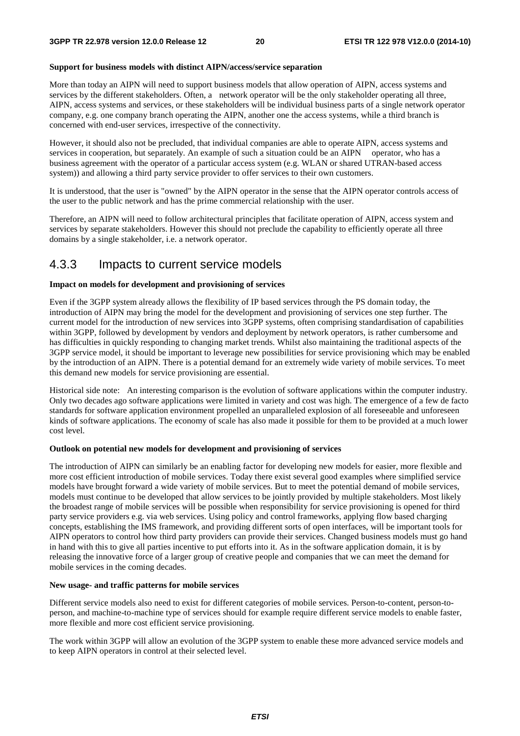**Support for business models with distinct AIPN/access/service separation**

More than today an AIPN will need to support business models that allow operation of AIPN, access systems and services by the different stakeholders. Often, a network operator will be the only stakeholder operating all three, AIPN, access systems and services, or these stakeholders will be individual business parts of a single network operator company, e.g. one company branch operating the AIPN, another one the access systems, while a third branch is concerned with end-user services, irrespective of the connectivity.

However, it should also not be precluded, that individual companies are able to operate AIPN, access systems and services in cooperation, but separately. An example of such a situation could be an AIPN operator, who has a business agreement with the operator of a particular access system (e.g. WLAN or shared UTRAN-based access system)) and allowing a third party service provider to offer services to their own customers.

It is understood, that the user is "owned" by the AIPN operator in the sense that the AIPN operator controls access of the user to the public network and has the prime commercial relationship with the user.

Therefore, an AIPN will need to follow architectural principles that facilitate operation of AIPN, access system and services by separate stakeholders. However this should not preclude the capability to efficiently operate all three domains by a single stakeholder, i.e. a network operator.

## 4.3.3 Impacts to current service models

**Impact on models for development and provisioning of services**

Even if the 3GPP system already allows the flexibility of IP based services through the PS domain today, the introduction of AIPN may bring the model for the development and provisioning of services one step further. The current model for the introduction of new services into 3GPP systems, often comprising standardisation of capabilities within 3GPP, followed by development by vendors and deployment by network operators, is rather cumbersome and has difficulties in quickly responding to changing market trends. Whilst also maintaining the traditional aspects of the 3GPP service model, it should be important to leverage new possibilities for service provisioning which may be enabled by the introduction of an AIPN. There is a potential demand for an extremely wide variety of mobile services. To meet this demand new models for service provisioning are essential.

Historical side note: An interesting comparison is the evolution of software applications within the computer industry. Only two decades ago software applications were limited in variety and cost was high. The emergence of a few de facto standards for software application environment propelled an unparalleled explosion of all foreseeable and unforeseen kinds of software applications. The economy of scale has also made it possible for them to be provided at a much lower cost level.

**Outlook on potential new models for development and provisioning of services**

The introduction of AIPN can similarly be an enabling factor for developing new models for easier, more flexible and more cost efficient introduction of mobile services. Today there exist several good examples where simplified service models have brought forward a wide variety of mobile services. But to meet the potential demand of mobile services, models must continue to be developed that allow services to be jointly provided by multiple stakeholders. Most likely the broadest range of mobile services will be possible when responsibility for service provisioning is opened for third party service providers e.g. via web services. Using policy and control frameworks, applying flow based charging concepts, establishing the IMS framework, and providing different sorts of open interfaces, will be important tools for AIPN operators to control how third party providers can provide their services. Changed business models must go hand in hand with this to give all parties incentive to put efforts into it. As in the software application domain, it is by releasing the innovative force of a larger group of creative people and companies that we can meet the demand for mobile services in the coming decades.

**New usage- and traffic patterns for mobile services**

Different service models also need to exist for different categories of mobile services. Person-to-content, person-to-person, and machine-to-machine type of services should for example require different service models to enable faster, more flexible and more cost efficient service provisioning.

The work within 3GPP will allow an evolution of the 3GPP system to enable these more advanced service models and to keep AIPN operators in control at their selected level.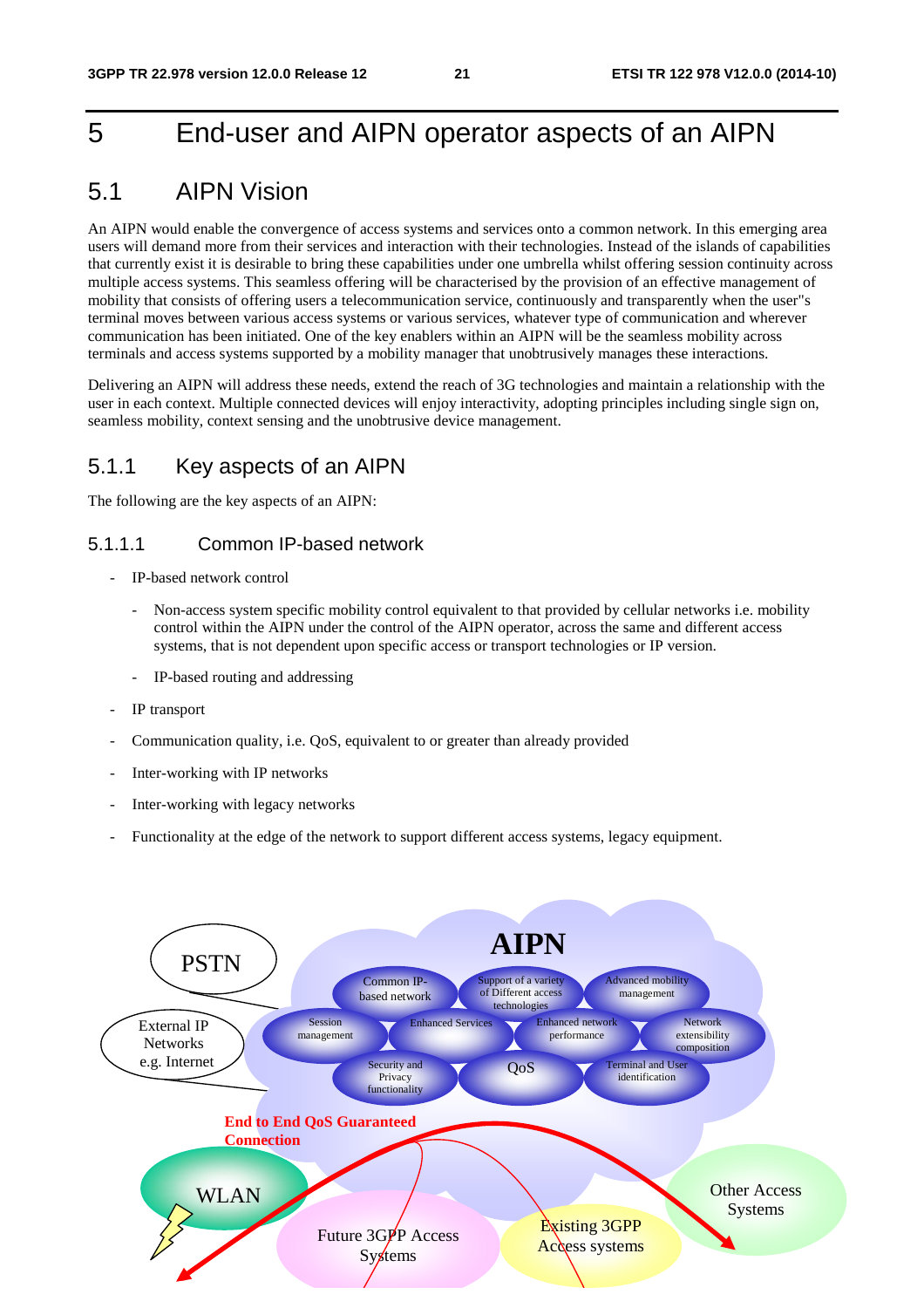# 5 End-user and AIPN operator aspects of an AIPN

## 5.1 AIPN Vision

An AIPN would enable the convergence of access systems and services onto a common network. In this emerging area users will demand more from their services and interaction with their technologies. Instead of the islands of capabilities that currently exist it is desirable to bring these capabilities under one umbrella whilst offering session continuity across multiple access systems. This seamless offering will be characterised by the provision of an effective management of mobility that consists of offering users a telecommunication service, continuously and transparently when the user"s terminal moves between various access systems or various services, whatever type of communication and wherever communication has been initiated. One of the key enablers within an AIPN will be the seamless mobility across terminals and access systems supported by a mobility manager that unobtrusively manages these interactions.

Delivering an AIPN will address these needs, extend the reach of 3G technologies and maintain a relationship with the user in each context. Multiple connected devices will enjoy interactivity, adopting principles including single sign on, seamless mobility, context sensing and the unobtrusive device management.

### 5.1.1 Key aspects of an AIPN

The following are the key aspects of an AIPN:

#### 5.1.1.1 Common IP-based network

- IP-based network control
  - Non-access system specific mobility control equivalent to that provided by cellular networks i.e. mobility control within the AIPN under the control of the AIPN operator, across the same and different access systems, that is not dependent upon specific access or transport technologies or IP version.
  - IP-based routing and addressing
- IP transport
- Communication quality, i.e. QoS, equivalent to or greater than already provided
- Inter-working with IP networks
- Inter-working with legacy networks
- Functionality at the edge of the network to support different access systems, legacy equipment.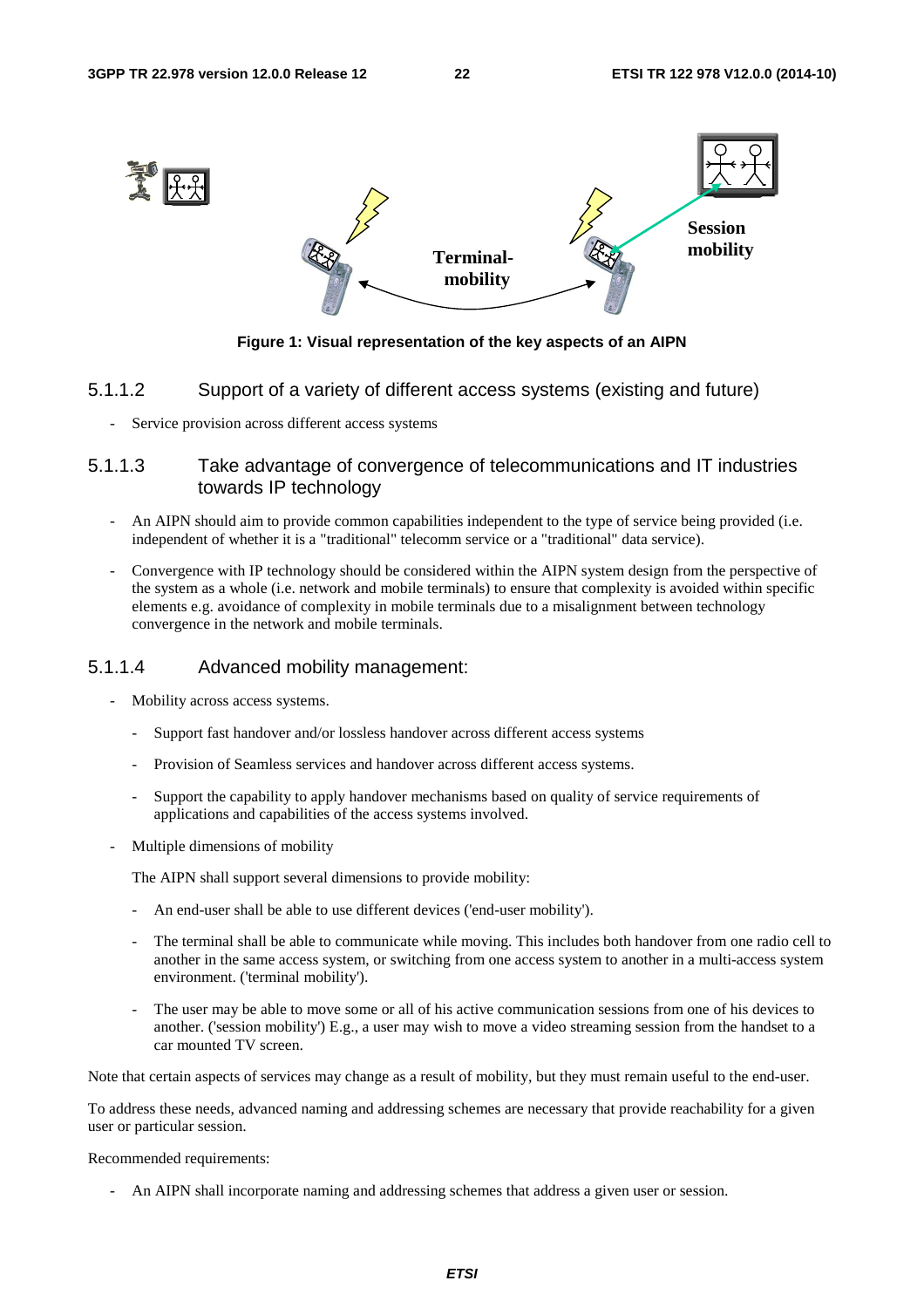Figure 1: Visual representation of the key aspects of an AIPN

#### 5.1.1.2 Support of a variety of different access systems (existing and future)

- Service provision across different access systems

#### 5.1.1.3 Take advantage of convergence of telecommunications and IT industries towards IP technology

- An AIPN should aim to provide common capabilities independent to the type of service being provided (i.e. independent of whether it is a "traditional" telecomm service or a "traditional" data service).
- Convergence with IP technology should be considered within the AIPN system design from the perspective of the system as a whole (i.e. network and mobile terminals) to ensure that complexity is avoided within specific elements e.g. avoidance of complexity in mobile terminals due to a misalignment between technology convergence in the network and mobile terminals.

#### 5.1.1.4 Advanced mobility management:

- Mobility across access systems.
  - Support fast handover and/or lossless handover across different access systems
  - Provision of Seamless services and handover across different access systems.
  - Support the capability to apply handover mechanisms based on quality of service requirements of applications and capabilities of the access systems involved.
- Multiple dimensions of mobility

  The AIPN shall support several dimensions to provide mobility:

  - An end-user shall be able to use different devices ('end-user mobility').
  - The terminal shall be able to communicate while moving. This includes both handover from one radio cell to another in the same access system, or switching from one access system to another in a multi-access system environment. ('terminal mobility').
  - The user may be able to move some or all of his active communication sessions from one of his devices to another. ('session mobility') E.g., a user may wish to move a video streaming session from the handset to a car mounted TV screen.

Note that certain aspects of services may change as a result of mobility, but they must remain useful to the end-user.

To address these needs, advanced naming and addressing schemes are necessary that provide reachability for a given user or particular session.

Recommended requirements:

- An AIPN shall incorporate naming and addressing schemes that address a given user or session.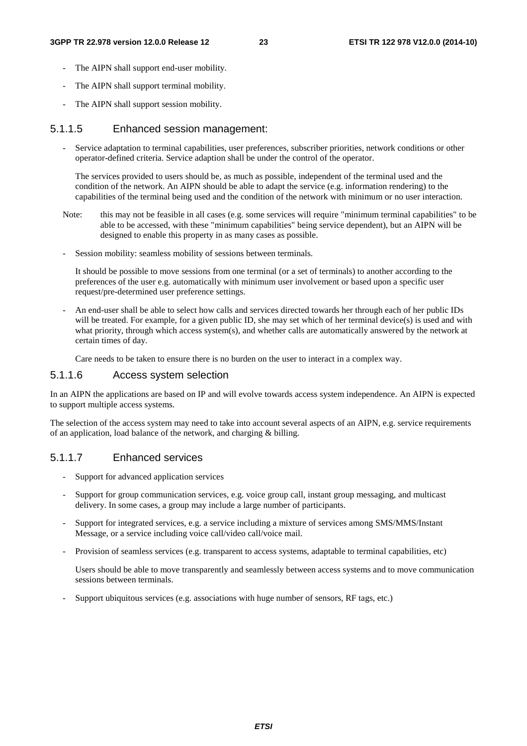- The AIPN shall support end-user mobility.
- The AIPN shall support terminal mobility.
- The AIPN shall support session mobility.

#### 5.1.1.5 Enhanced session management:

- Service adaptation to terminal capabilities, user preferences, subscriber priorities, network conditions or other operator-defined criteria. Service adaption shall be under the control of the operator.

  The services provided to users should be, as much as possible, independent of the terminal used and the condition of the network. An AIPN should be able to adapt the service (e.g. information rendering) to the capabilities of the terminal being used and the condition of the network with minimum or no user interaction.

  Note: this may not be feasible in all cases (e.g. some services will require "minimum terminal capabilities" to be able to be accessed, with these "minimum capabilities" being service dependent), but an AIPN will be designed to enable this property in as many cases as possible.

- Session mobility: seamless mobility of sessions between terminals.

  It should be possible to move sessions from one terminal (or a set of terminals) to another according to the preferences of the user e.g. automatically with minimum user involvement or based upon a specific user request/pre-determined user preference settings.

- An end-user shall be able to select how calls and services directed towards her through each of her public IDs will be treated. For example, for a given public ID, she may set which of her terminal device(s) is used and with what priority, through which access system(s), and whether calls are automatically answered by the network at certain times of day.

  Care needs to be taken to ensure there is no burden on the user to interact in a complex way.

#### 5.1.1.6 Access system selection

In an AIPN the applications are based on IP and will evolve towards access system independence. An AIPN is expected to support multiple access systems.

The selection of the access system may need to take into account several aspects of an AIPN, e.g. service requirements of an application, load balance of the network, and charging & billing.

#### 5.1.1.7 Enhanced services

- Support for advanced application services
- Support for group communication services, e.g. voice group call, instant group messaging, and multicast delivery. In some cases, a group may include a large number of participants.
- Support for integrated services, e.g. a service including a mixture of services among SMS/MMS/Instant Message, or a service including voice call/video call/voice mail.
- Provision of seamless services (e.g. transparent to access systems, adaptable to terminal capabilities, etc)

  Users should be able to move transparently and seamlessly between access systems and to move communication sessions between terminals.

- Support ubiquitous services (e.g. associations with huge number of sensors, RF tags, etc.)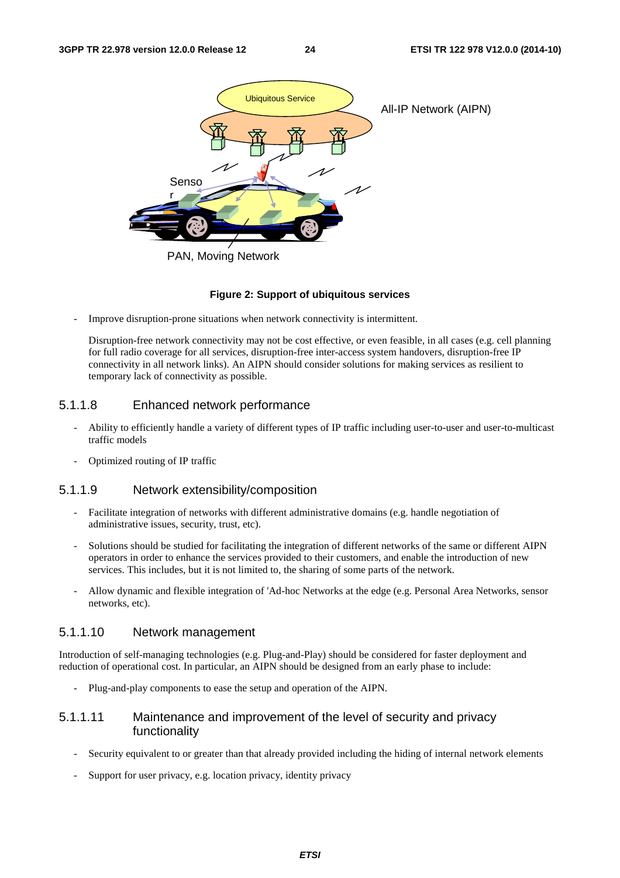**Figure 2: Support of ubiquitous services**

- Improve disruption-prone situations when network connectivity is intermittent.

  Disruption-free network connectivity may not be cost effective, or even feasible, in all cases (e.g. cell planning for full radio coverage for all services, disruption-free inter-access system handovers, disruption-free IP connectivity in all network links). An AIPN should consider solutions for making services as resilient to temporary lack of connectivity as possible.

#### 5.1.1.8 Enhanced network performance

- Ability to efficiently handle a variety of different types of IP traffic including user-to-user and user-to-multicast traffic models
- Optimized routing of IP traffic

#### 5.1.1.9 Network extensibility/composition

- Facilitate integration of networks with different administrative domains (e.g. handle negotiation of administrative issues, security, trust, etc).
- Solutions should be studied for facilitating the integration of different networks of the same or different AIPN operators in order to enhance the services provided to their customers, and enable the introduction of new services. This includes, but it is not limited to, the sharing of some parts of the network.
- Allow dynamic and flexible integration of 'Ad-hoc Networks at the edge (e.g. Personal Area Networks, sensor networks, etc).

#### 5.1.1.10 Network management

Introduction of self-managing technologies (e.g. Plug-and-Play) should be considered for faster deployment and reduction of operational cost. In particular, an AIPN should be designed from an early phase to include:

- Plug-and-play components to ease the setup and operation of the AIPN.

#### 5.1.1.11 Maintenance and improvement of the level of security and privacy functionality

- Security equivalent to or greater than that already provided including the hiding of internal network elements
- Support for user privacy, e.g. location privacy, identity privacy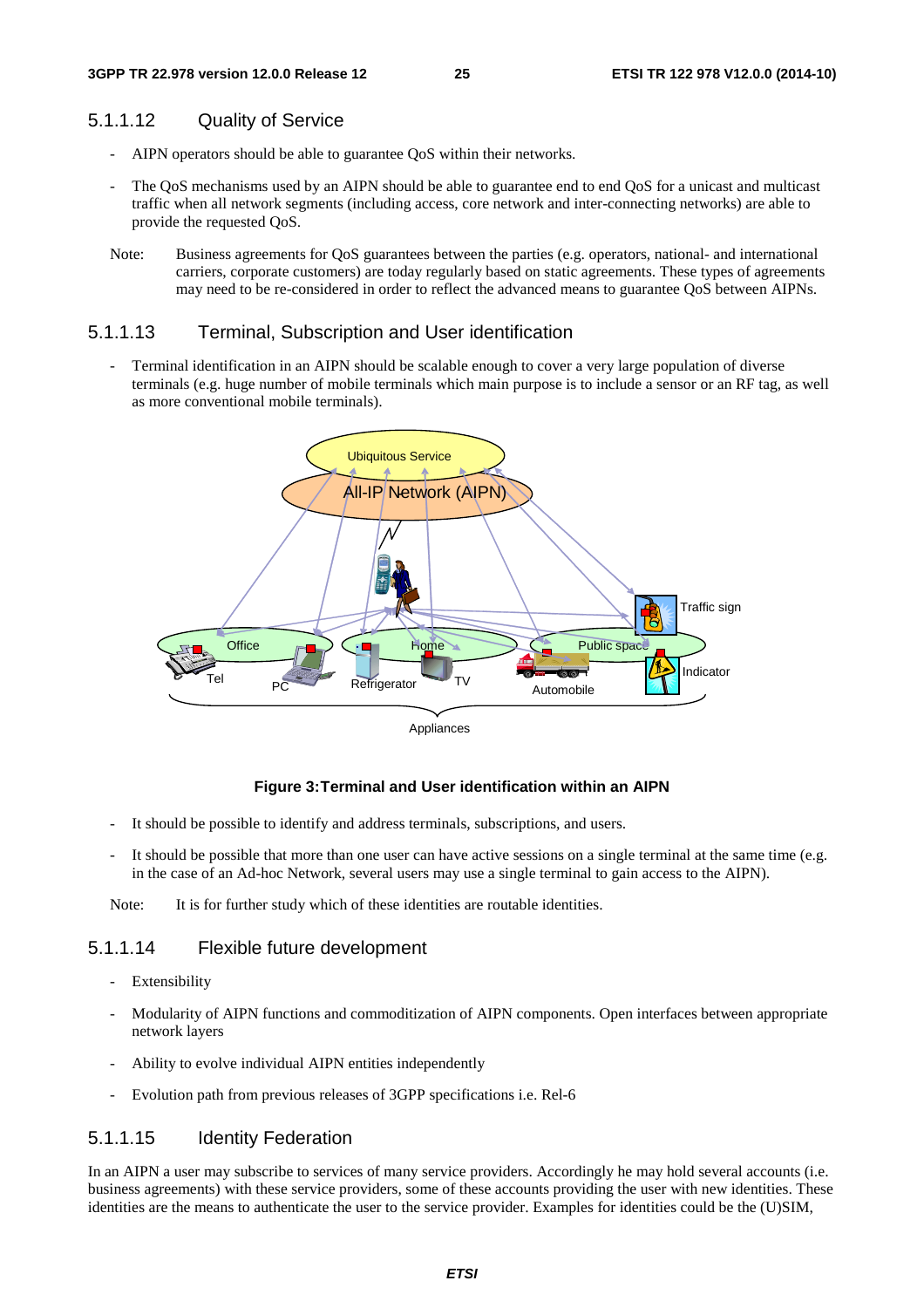#### 5.1.1.12 Quality of Service

- AIPN operators should be able to guarantee QoS within their networks.
- The QoS mechanisms used by an AIPN should be able to guarantee end to end QoS for a unicast and multicast traffic when all network segments (including access, core network and inter-connecting networks) are able to provide the requested QoS.

Note: Business agreements for QoS guarantees between the parties (e.g. operators, national- and international carriers, corporate customers) are today regularly based on static agreements. These types of agreements may need to be re-considered in order to reflect the advanced means to guarantee QoS between AIPNs.

#### 5.1.1.13 Terminal, Subscription and User identification

- Terminal identification in an AIPN should be scalable enough to cover a very large population of diverse terminals (e.g. huge number of mobile terminals which main purpose is to include a sensor or an RF tag, as well as more conventional mobile terminals).

**Figure 3:Terminal and User identification within an AIPN**

- It should be possible to identify and address terminals, subscriptions, and users.
- It should be possible that more than one user can have active sessions on a single terminal at the same time (e.g. in the case of an Ad-hoc Network, several users may use a single terminal to gain access to the AIPN).

Note: It is for further study which of these identities are routable identities.

#### 5.1.1.14 Flexible future development

- Extensibility
- Modularity of AIPN functions and commoditization of AIPN components. Open interfaces between appropriate network layers
- Ability to evolve individual AIPN entities independently
- Evolution path from previous releases of 3GPP specifications i.e. Rel-6

#### 5.1.1.15 Identity Federation

In an AIPN a user may subscribe to services of many service providers. Accordingly he may hold several accounts (i.e. business agreements) with these service providers, some of these accounts providing the user with new identities. These identities are the means to authenticate the user to the service provider. Examples for identities could be the (U)SIM,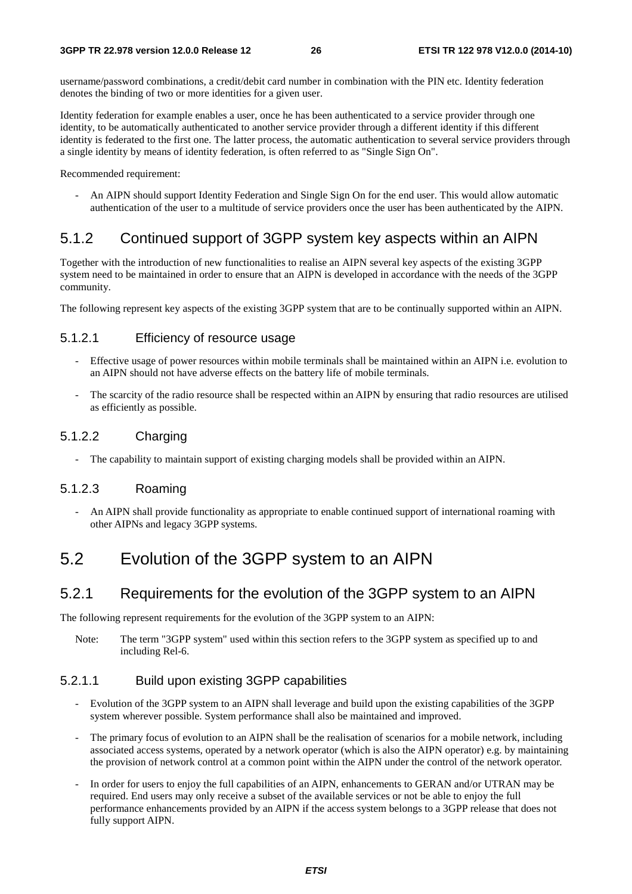username/password combinations, a credit/debit card number in combination with the PIN etc. Identity federation denotes the binding of two or more identities for a given user.

Identity federation for example enables a user, once he has been authenticated to a service provider through one identity, to be automatically authenticated to another service provider through a different identity if this different identity is federated to the first one. The latter process, the automatic authentication to several service providers through a single identity by means of identity federation, is often referred to as "Single Sign On".

Recommended requirement:

- An AIPN should support Identity Federation and Single Sign On for the end user. This would allow automatic authentication of the user to a multitude of service providers once the user has been authenticated by the AIPN.

### 5.1.2 Continued support of 3GPP system key aspects within an AIPN

Together with the introduction of new functionalities to realise an AIPN several key aspects of the existing 3GPP system need to be maintained in order to ensure that an AIPN is developed in accordance with the needs of the 3GPP community.

The following represent key aspects of the existing 3GPP system that are to be continually supported within an AIPN.

#### 5.1.2.1 Efficiency of resource usage

- Effective usage of power resources within mobile terminals shall be maintained within an AIPN i.e. evolution to an AIPN should not have adverse effects on the battery life of mobile terminals.
- The scarcity of the radio resource shall be respected within an AIPN by ensuring that radio resources are utilised as efficiently as possible.

#### 5.1.2.2 Charging

- The capability to maintain support of existing charging models shall be provided within an AIPN.

#### 5.1.2.3 Roaming

- An AIPN shall provide functionality as appropriate to enable continued support of international roaming with other AIPNs and legacy 3GPP systems.

## 5.2 Evolution of the 3GPP system to an AIPN

### 5.2.1 Requirements for the evolution of the 3GPP system to an AIPN

The following represent requirements for the evolution of the 3GPP system to an AIPN:

Note: The term "3GPP system" used within this section refers to the 3GPP system as specified up to and including Rel-6.

#### 5.2.1.1 Build upon existing 3GPP capabilities

- Evolution of the 3GPP system to an AIPN shall leverage and build upon the existing capabilities of the 3GPP system wherever possible. System performance shall also be maintained and improved.
- The primary focus of evolution to an AIPN shall be the realisation of scenarios for a mobile network, including associated access systems, operated by a network operator (which is also the AIPN operator) e.g. by maintaining the provision of network control at a common point within the AIPN under the control of the network operator.
- In order for users to enjoy the full capabilities of an AIPN, enhancements to GERAN and/or UTRAN may be required. End users may only receive a subset of the available services or not be able to enjoy the full performance enhancements provided by an AIPN if the access system belongs to a 3GPP release that does not fully support AIPN.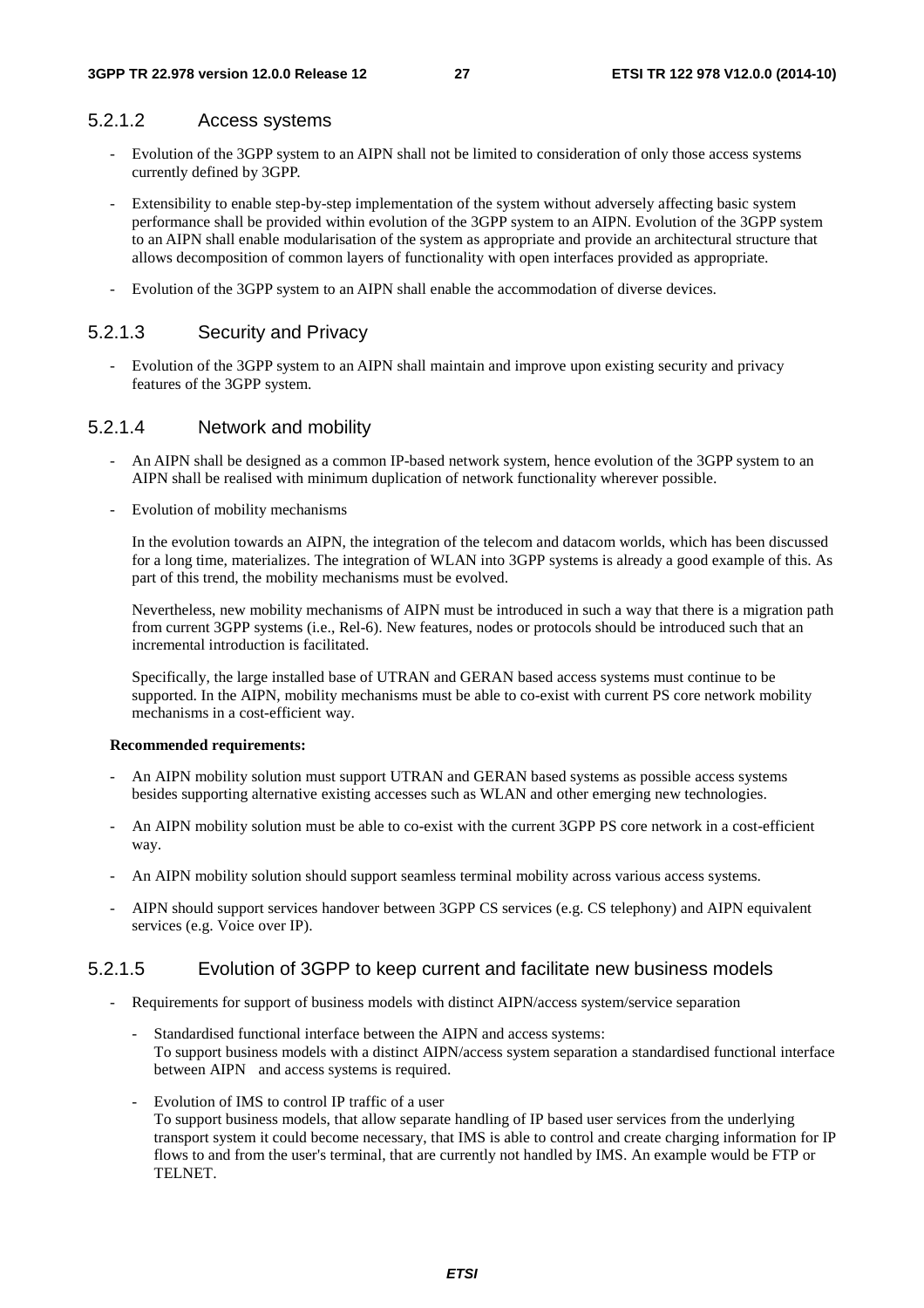#### 5.2.1.2 Access systems

- Evolution of the 3GPP system to an AIPN shall not be limited to consideration of only those access systems currently defined by 3GPP.
- Extensibility to enable step-by-step implementation of the system without adversely affecting basic system performance shall be provided within evolution of the 3GPP system to an AIPN. Evolution of the 3GPP system to an AIPN shall enable modularisation of the system as appropriate and provide an architectural structure that allows decomposition of common layers of functionality with open interfaces provided as appropriate.
- Evolution of the 3GPP system to an AIPN shall enable the accommodation of diverse devices.

#### 5.2.1.3 Security and Privacy

- Evolution of the 3GPP system to an AIPN shall maintain and improve upon existing security and privacy features of the 3GPP system.

#### 5.2.1.4 Network and mobility

- An AIPN shall be designed as a common IP-based network system, hence evolution of the 3GPP system to an AIPN shall be realised with minimum duplication of network functionality wherever possible.
- Evolution of mobility mechanisms

  In the evolution towards an AIPN, the integration of the telecom and datacom worlds, which has been discussed for a long time, materializes. The integration of WLAN into 3GPP systems is already a good example of this. As part of this trend, the mobility mechanisms must be evolved.

  Nevertheless, new mobility mechanisms of AIPN must be introduced in such a way that there is a migration path from current 3GPP systems (i.e., Rel-6). New features, nodes or protocols should be introduced such that an incremental introduction is facilitated.

  Specifically, the large installed base of UTRAN and GERAN based access systems must continue to be supported. In the AIPN, mobility mechanisms must be able to co-exist with current PS core network mobility mechanisms in a cost-efficient way.

**Recommended requirements:**

- An AIPN mobility solution must support UTRAN and GERAN based systems as possible access systems besides supporting alternative existing accesses such as WLAN and other emerging new technologies.
- An AIPN mobility solution must be able to co-exist with the current 3GPP PS core network in a cost-efficient way.
- An AIPN mobility solution should support seamless terminal mobility across various access systems.
- AIPN should support services handover between 3GPP CS services (e.g. CS telephony) and AIPN equivalent services (e.g. Voice over IP).

#### 5.2.1.5 Evolution of 3GPP to keep current and facilitate new business models

- Requirements for support of business models with distinct AIPN/access system/service separation
  - Standardised functional interface between the AIPN and access systems:
    To support business models with a distinct AIPN/access system separation a standardised functional interface between AIPN and access systems is required.
  - Evolution of IMS to control IP traffic of a user
    To support business models, that allow separate handling of IP based user services from the underlying transport system it could become necessary, that IMS is able to control and create charging information for IP flows to and from the user's terminal, that are currently not handled by IMS. An example would be FTP or TELNET.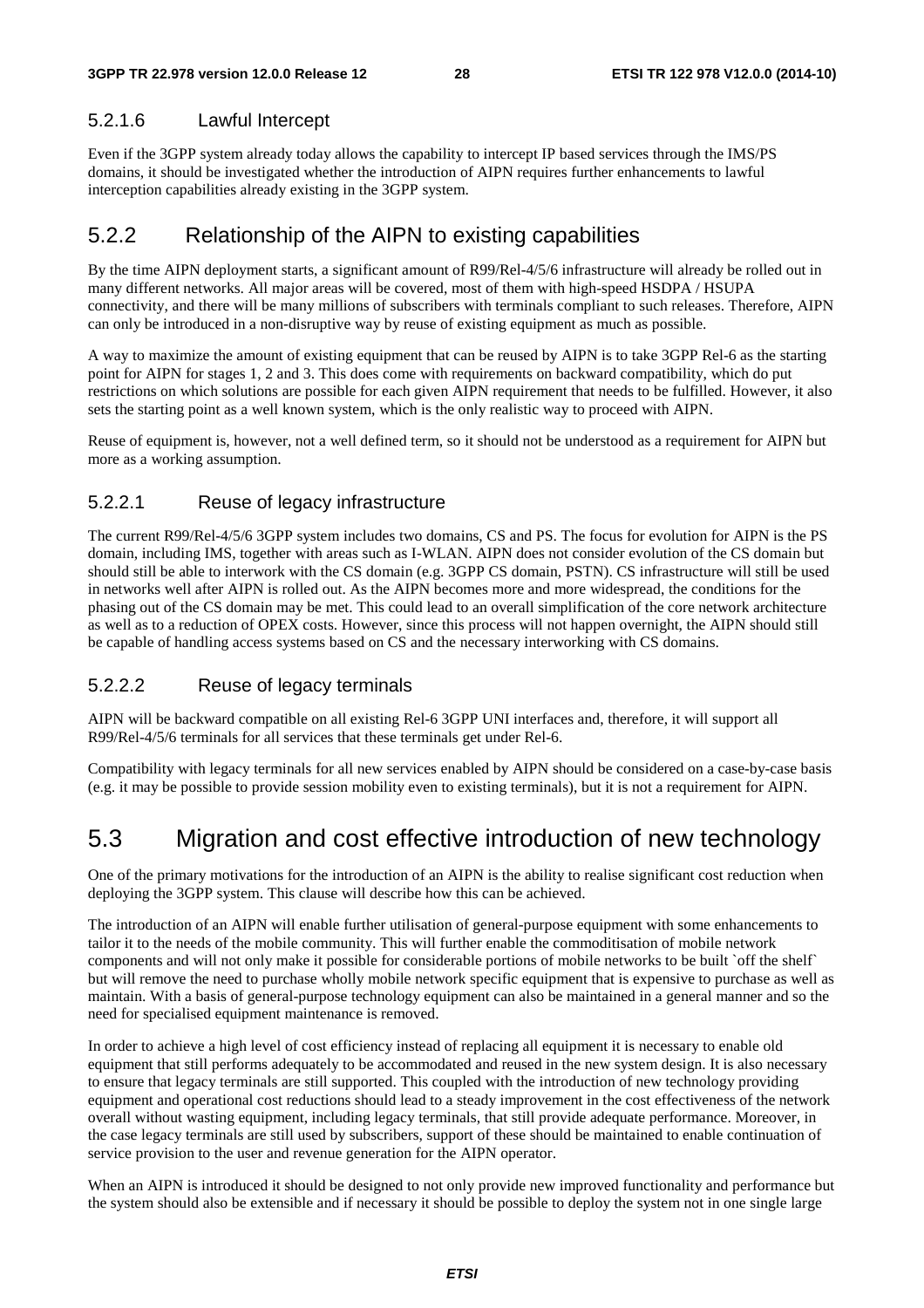#### 5.2.1.6 Lawful Intercept

Even if the 3GPP system already today allows the capability to intercept IP based services through the IMS/PS domains, it should be investigated whether the introduction of AIPN requires further enhancements to lawful interception capabilities already existing in the 3GPP system.

### 5.2.2 Relationship of the AIPN to existing capabilities

By the time AIPN deployment starts, a significant amount of R99/Rel-4/5/6 infrastructure will already be rolled out in many different networks. All major areas will be covered, most of them with high-speed HSDPA / HSUPA connectivity, and there will be many millions of subscribers with terminals compliant to such releases. Therefore, AIPN can only be introduced in a non-disruptive way by reuse of existing equipment as much as possible.

A way to maximize the amount of existing equipment that can be reused by AIPN is to take 3GPP Rel-6 as the starting point for AIPN for stages 1, 2 and 3. This does come with requirements on backward compatibility, which do put restrictions on which solutions are possible for each given AIPN requirement that needs to be fulfilled. However, it also sets the starting point as a well known system, which is the only realistic way to proceed with AIPN.

Reuse of equipment is, however, not a well defined term, so it should not be understood as a requirement for AIPN but more as a working assumption.

#### 5.2.2.1 Reuse of legacy infrastructure

The current R99/Rel-4/5/6 3GPP system includes two domains, CS and PS. The focus for evolution for AIPN is the PS domain, including IMS, together with areas such as I-WLAN. AIPN does not consider evolution of the CS domain but should still be able to interwork with the CS domain (e.g. 3GPP CS domain, PSTN). CS infrastructure will still be used in networks well after AIPN is rolled out. As the AIPN becomes more and more widespread, the conditions for the phasing out of the CS domain may be met. This could lead to an overall simplification of the core network architecture as well as to a reduction of OPEX costs. However, since this process will not happen overnight, the AIPN should still be capable of handling access systems based on CS and the necessary interworking with CS domains.

#### 5.2.2.2 Reuse of legacy terminals

AIPN will be backward compatible on all existing Rel-6 3GPP UNI interfaces and, therefore, it will support all R99/Rel-4/5/6 terminals for all services that these terminals get under Rel-6.

Compatibility with legacy terminals for all new services enabled by AIPN should be considered on a case-by-case basis (e.g. it may be possible to provide session mobility even to existing terminals), but it is not a requirement for AIPN.

## 5.3 Migration and cost effective introduction of new technology

One of the primary motivations for the introduction of an AIPN is the ability to realise significant cost reduction when deploying the 3GPP system. This clause will describe how this can be achieved.

The introduction of an AIPN will enable further utilisation of general-purpose equipment with some enhancements to tailor it to the needs of the mobile community. This will further enable the commoditisation of mobile network components and will not only make it possible for considerable portions of mobile networks to be built `off the shelf` but will remove the need to purchase wholly mobile network specific equipment that is expensive to purchase as well as maintain. With a basis of general-purpose technology equipment can also be maintained in a general manner and so the need for specialised equipment maintenance is removed.

In order to achieve a high level of cost efficiency instead of replacing all equipment it is necessary to enable old equipment that still performs adequately to be accommodated and reused in the new system design. It is also necessary to ensure that legacy terminals are still supported. This coupled with the introduction of new technology providing equipment and operational cost reductions should lead to a steady improvement in the cost effectiveness of the network overall without wasting equipment, including legacy terminals, that still provide adequate performance. Moreover, in the case legacy terminals are still used by subscribers, support of these should be maintained to enable continuation of service provision to the user and revenue generation for the AIPN operator.

When an AIPN is introduced it should be designed to not only provide new improved functionality and performance but the system should also be extensible and if necessary it should be possible to deploy the system not in one single large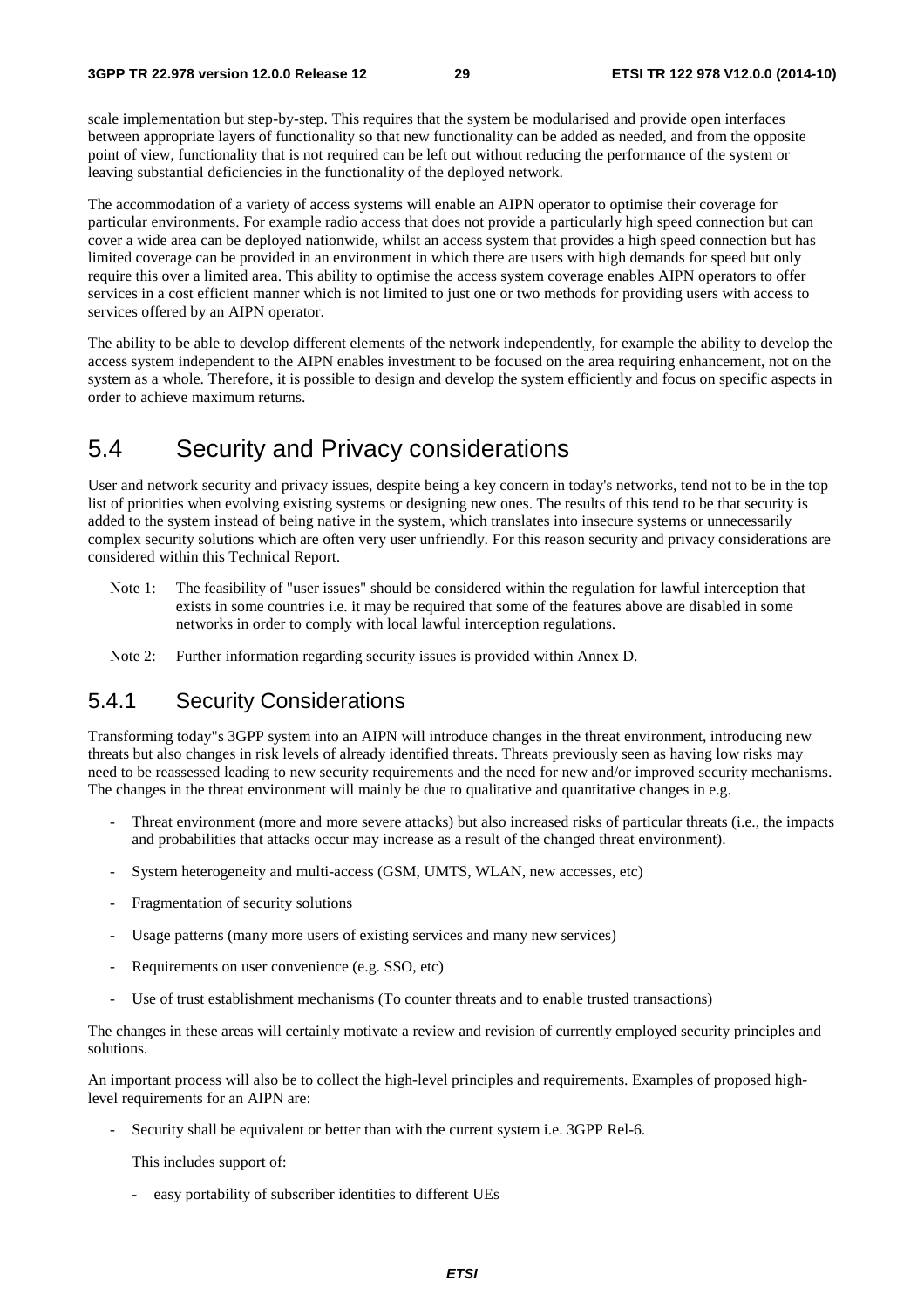scale implementation but step-by-step. This requires that the system be modularised and provide open interfaces between appropriate layers of functionality so that new functionality can be added as needed, and from the opposite point of view, functionality that is not required can be left out without reducing the performance of the system or leaving substantial deficiencies in the functionality of the deployed network.

The accommodation of a variety of access systems will enable an AIPN operator to optimise their coverage for particular environments. For example radio access that does not provide a particularly high speed connection but can cover a wide area can be deployed nationwide, whilst an access system that provides a high speed connection but has limited coverage can be provided in an environment in which there are users with high demands for speed but only require this over a limited area. This ability to optimise the access system coverage enables AIPN operators to offer services in a cost efficient manner which is not limited to just one or two methods for providing users with access to services offered by an AIPN operator.

The ability to be able to develop different elements of the network independently, for example the ability to develop the access system independent to the AIPN enables investment to be focused on the area requiring enhancement, not on the system as a whole. Therefore, it is possible to design and develop the system efficiently and focus on specific aspects in order to achieve maximum returns.

## 5.4 Security and Privacy considerations

User and network security and privacy issues, despite being a key concern in today's networks, tend not to be in the top list of priorities when evolving existing systems or designing new ones. The results of this tend to be that security is added to the system instead of being native in the system, which translates into insecure systems or unnecessarily complex security solutions which are often very user unfriendly. For this reason security and privacy considerations are considered within this Technical Report.

Note 1: The feasibility of "user issues" should be considered within the regulation for lawful interception that exists in some countries i.e. it may be required that some of the features above are disabled in some networks in order to comply with local lawful interception regulations.

Note 2: Further information regarding security issues is provided within Annex D.

### 5.4.1 Security Considerations

Transforming today"s 3GPP system into an AIPN will introduce changes in the threat environment, introducing new threats but also changes in risk levels of already identified threats. Threats previously seen as having low risks may need to be reassessed leading to new security requirements and the need for new and/or improved security mechanisms. The changes in the threat environment will mainly be due to qualitative and quantitative changes in e.g.

- Threat environment (more and more severe attacks) but also increased risks of particular threats (i.e., the impacts and probabilities that attacks occur may increase as a result of the changed threat environment).
- System heterogeneity and multi-access (GSM, UMTS, WLAN, new accesses, etc)
- Fragmentation of security solutions
- Usage patterns (many more users of existing services and many new services)
- Requirements on user convenience (e.g. SSO, etc)
- Use of trust establishment mechanisms (To counter threats and to enable trusted transactions)

The changes in these areas will certainly motivate a review and revision of currently employed security principles and solutions.

An important process will also be to collect the high-level principles and requirements. Examples of proposed high-level requirements for an AIPN are:

- Security shall be equivalent or better than with the current system i.e. 3GPP Rel-6.

  This includes support of:

  - easy portability of subscriber identities to different UEs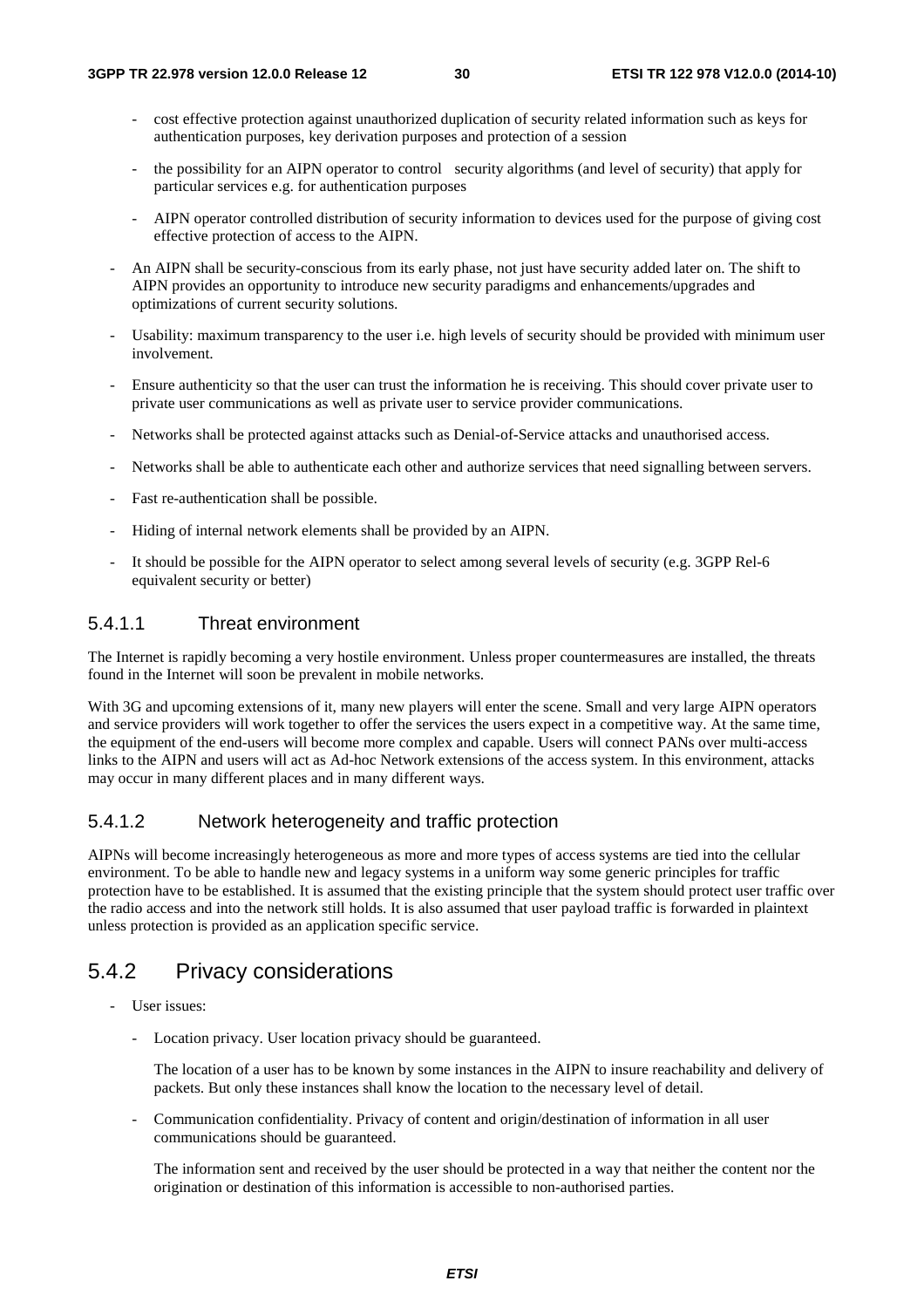- cost effective protection against unauthorized duplication of security related information such as keys for authentication purposes, key derivation purposes and protection of a session
  - the possibility for an AIPN operator to control security algorithms (and level of security) that apply for particular services e.g. for authentication purposes
  - AIPN operator controlled distribution of security information to devices used for the purpose of giving cost effective protection of access to the AIPN.
- An AIPN shall be security-conscious from its early phase, not just have security added later on. The shift to AIPN provides an opportunity to introduce new security paradigms and enhancements/upgrades and optimizations of current security solutions.
- Usability: maximum transparency to the user i.e. high levels of security should be provided with minimum user involvement.
- Ensure authenticity so that the user can trust the information he is receiving. This should cover private user to private user communications as well as private user to service provider communications.
- Networks shall be protected against attacks such as Denial-of-Service attacks and unauthorised access.
- Networks shall be able to authenticate each other and authorize services that need signalling between servers.
- Fast re-authentication shall be possible.
- Hiding of internal network elements shall be provided by an AIPN.
- It should be possible for the AIPN operator to select among several levels of security (e.g. 3GPP Rel-6 equivalent security or better)

#### 5.4.1.1 Threat environment

The Internet is rapidly becoming a very hostile environment. Unless proper countermeasures are installed, the threats found in the Internet will soon be prevalent in mobile networks.

With 3G and upcoming extensions of it, many new players will enter the scene. Small and very large AIPN operators and service providers will work together to offer the services the users expect in a competitive way. At the same time, the equipment of the end-users will become more complex and capable. Users will connect PANs over multi-access links to the AIPN and users will act as Ad-hoc Network extensions of the access system. In this environment, attacks may occur in many different places and in many different ways.

#### 5.4.1.2 Network heterogeneity and traffic protection

AIPNs will become increasingly heterogeneous as more and more types of access systems are tied into the cellular environment. To be able to handle new and legacy systems in a uniform way some generic principles for traffic protection have to be established. It is assumed that the existing principle that the system should protect user traffic over the radio access and into the network still holds. It is also assumed that user payload traffic is forwarded in plaintext unless protection is provided as an application specific service.

### 5.4.2 Privacy considerations

- User issues:
  - Location privacy. User location privacy should be guaranteed.

    The location of a user has to be known by some instances in the AIPN to insure reachability and delivery of packets. But only these instances shall know the location to the necessary level of detail.

  - Communication confidentiality. Privacy of content and origin/destination of information in all user communications should be guaranteed.

    The information sent and received by the user should be protected in a way that neither the content nor the origination or destination of this information is accessible to non-authorised parties.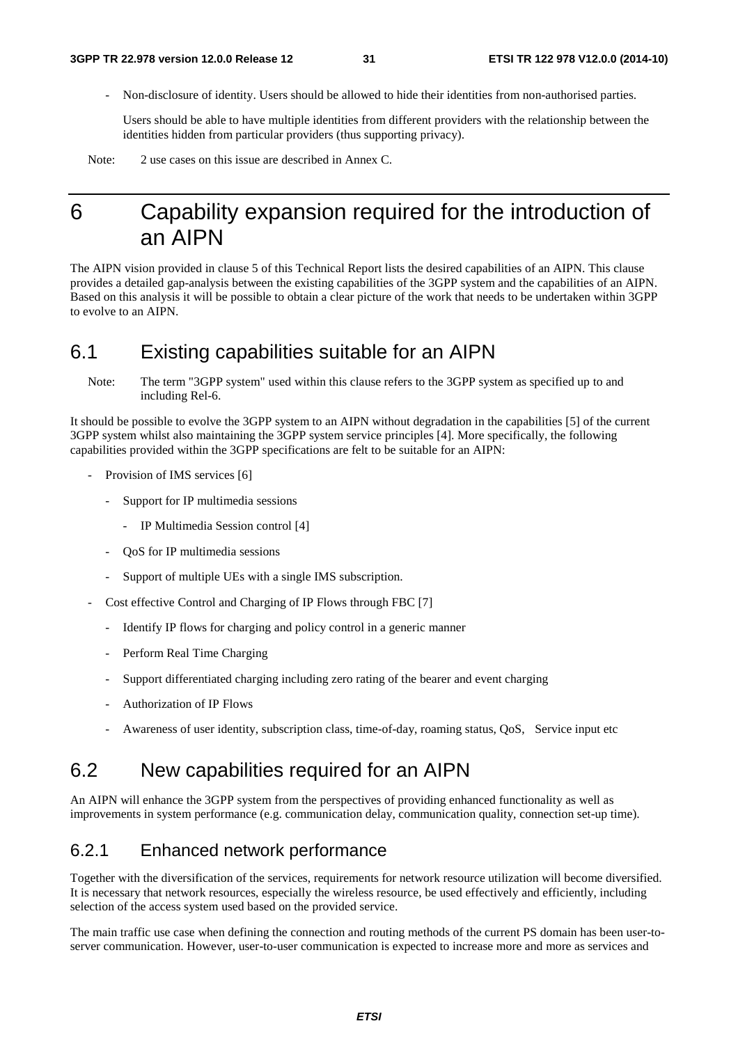- Non-disclosure of identity. Users should be allowed to hide their identities from non-authorised parties.

  Users should be able to have multiple identities from different providers with the relationship between the identities hidden from particular providers (thus supporting privacy).

Note: 2 use cases on this issue are described in Annex C.

# 6 Capability expansion required for the introduction of an AIPN

The AIPN vision provided in clause 5 of this Technical Report lists the desired capabilities of an AIPN. This clause provides a detailed gap-analysis between the existing capabilities of the 3GPP system and the capabilities of an AIPN. Based on this analysis it will be possible to obtain a clear picture of the work that needs to be undertaken within 3GPP to evolve to an AIPN.

## 6.1 Existing capabilities suitable for an AIPN

Note: The term "3GPP system" used within this clause refers to the 3GPP system as specified up to and including Rel-6.

It should be possible to evolve the 3GPP system to an AIPN without degradation in the capabilities [5] of the current 3GPP system whilst also maintaining the 3GPP system service principles [4]. More specifically, the following capabilities provided within the 3GPP specifications are felt to be suitable for an AIPN:

- Provision of IMS services [6]
  - Support for IP multimedia sessions
    - IP Multimedia Session control [4]
  - QoS for IP multimedia sessions
  - Support of multiple UEs with a single IMS subscription.
- Cost effective Control and Charging of IP Flows through FBC [7]
  - Identify IP flows for charging and policy control in a generic manner
  - Perform Real Time Charging
  - Support differentiated charging including zero rating of the bearer and event charging
  - Authorization of IP Flows
  - Awareness of user identity, subscription class, time-of-day, roaming status, QoS, Service input etc

## 6.2 New capabilities required for an AIPN

An AIPN will enhance the 3GPP system from the perspectives of providing enhanced functionality as well as improvements in system performance (e.g. communication delay, communication quality, connection set-up time).

### 6.2.1 Enhanced network performance

Together with the diversification of the services, requirements for network resource utilization will become diversified. It is necessary that network resources, especially the wireless resource, be used effectively and efficiently, including selection of the access system used based on the provided service.

The main traffic use case when defining the connection and routing methods of the current PS domain has been user-to-server communication. However, user-to-user communication is expected to increase more and more as services and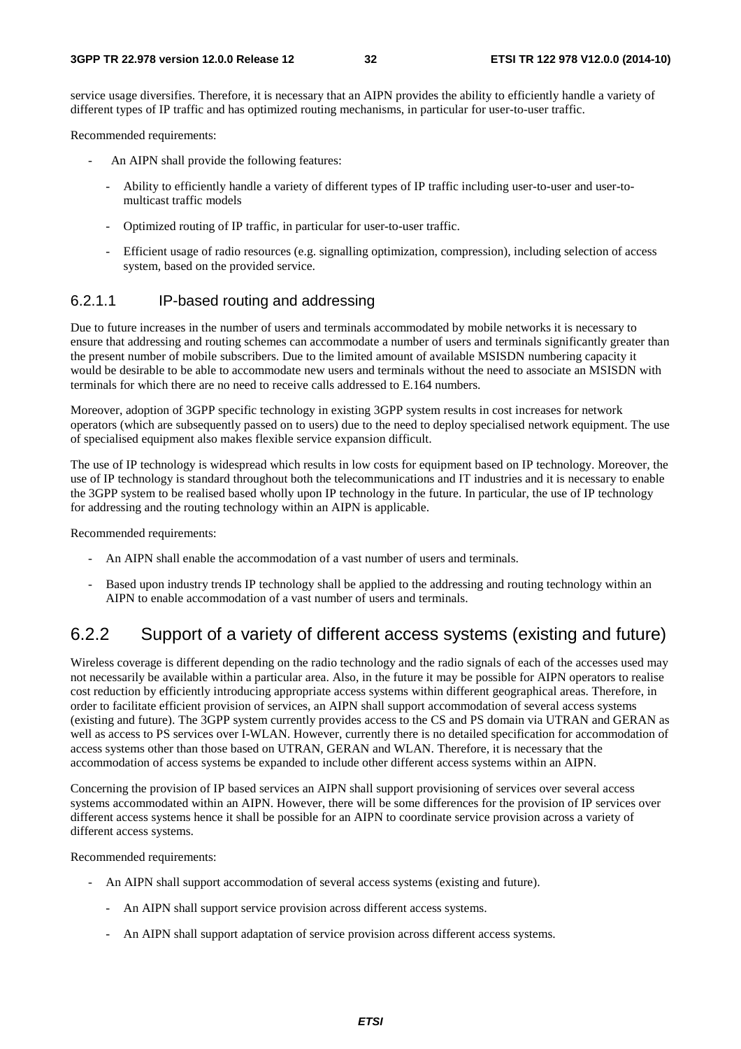service usage diversifies. Therefore, it is necessary that an AIPN provides the ability to efficiently handle a variety of different types of IP traffic and has optimized routing mechanisms, in particular for user-to-user traffic.

Recommended requirements:

- An AIPN shall provide the following features:
  - Ability to efficiently handle a variety of different types of IP traffic including user-to-user and user-to-multicast traffic models
  - Optimized routing of IP traffic, in particular for user-to-user traffic.
  - Efficient usage of radio resources (e.g. signalling optimization, compression), including selection of access system, based on the provided service.

#### 6.2.1.1 IP-based routing and addressing

Due to future increases in the number of users and terminals accommodated by mobile networks it is necessary to ensure that addressing and routing schemes can accommodate a number of users and terminals significantly greater than the present number of mobile subscribers. Due to the limited amount of available MSISDN numbering capacity it would be desirable to be able to accommodate new users and terminals without the need to associate an MSISDN with terminals for which there are no need to receive calls addressed to E.164 numbers.

Moreover, adoption of 3GPP specific technology in existing 3GPP system results in cost increases for network operators (which are subsequently passed on to users) due to the need to deploy specialised network equipment. The use of specialised equipment also makes flexible service expansion difficult.

The use of IP technology is widespread which results in low costs for equipment based on IP technology. Moreover, the use of IP technology is standard throughout both the telecommunications and IT industries and it is necessary to enable the 3GPP system to be realised based wholly upon IP technology in the future. In particular, the use of IP technology for addressing and the routing technology within an AIPN is applicable.

Recommended requirements:

- An AIPN shall enable the accommodation of a vast number of users and terminals.
- Based upon industry trends IP technology shall be applied to the addressing and routing technology within an AIPN to enable accommodation of a vast number of users and terminals.

### 6.2.2 Support of a variety of different access systems (existing and future)

Wireless coverage is different depending on the radio technology and the radio signals of each of the accesses used may not necessarily be available within a particular area. Also, in the future it may be possible for AIPN operators to realise cost reduction by efficiently introducing appropriate access systems within different geographical areas. Therefore, in order to facilitate efficient provision of services, an AIPN shall support accommodation of several access systems (existing and future). The 3GPP system currently provides access to the CS and PS domain via UTRAN and GERAN as well as access to PS services over I-WLAN. However, currently there is no detailed specification for accommodation of access systems other than those based on UTRAN, GERAN and WLAN. Therefore, it is necessary that the accommodation of access systems be expanded to include other different access systems within an AIPN.

Concerning the provision of IP based services an AIPN shall support provisioning of services over several access systems accommodated within an AIPN. However, there will be some differences for the provision of IP services over different access systems hence it shall be possible for an AIPN to coordinate service provision across a variety of different access systems.

Recommended requirements:

- An AIPN shall support accommodation of several access systems (existing and future).
  - An AIPN shall support service provision across different access systems.
  - An AIPN shall support adaptation of service provision across different access systems.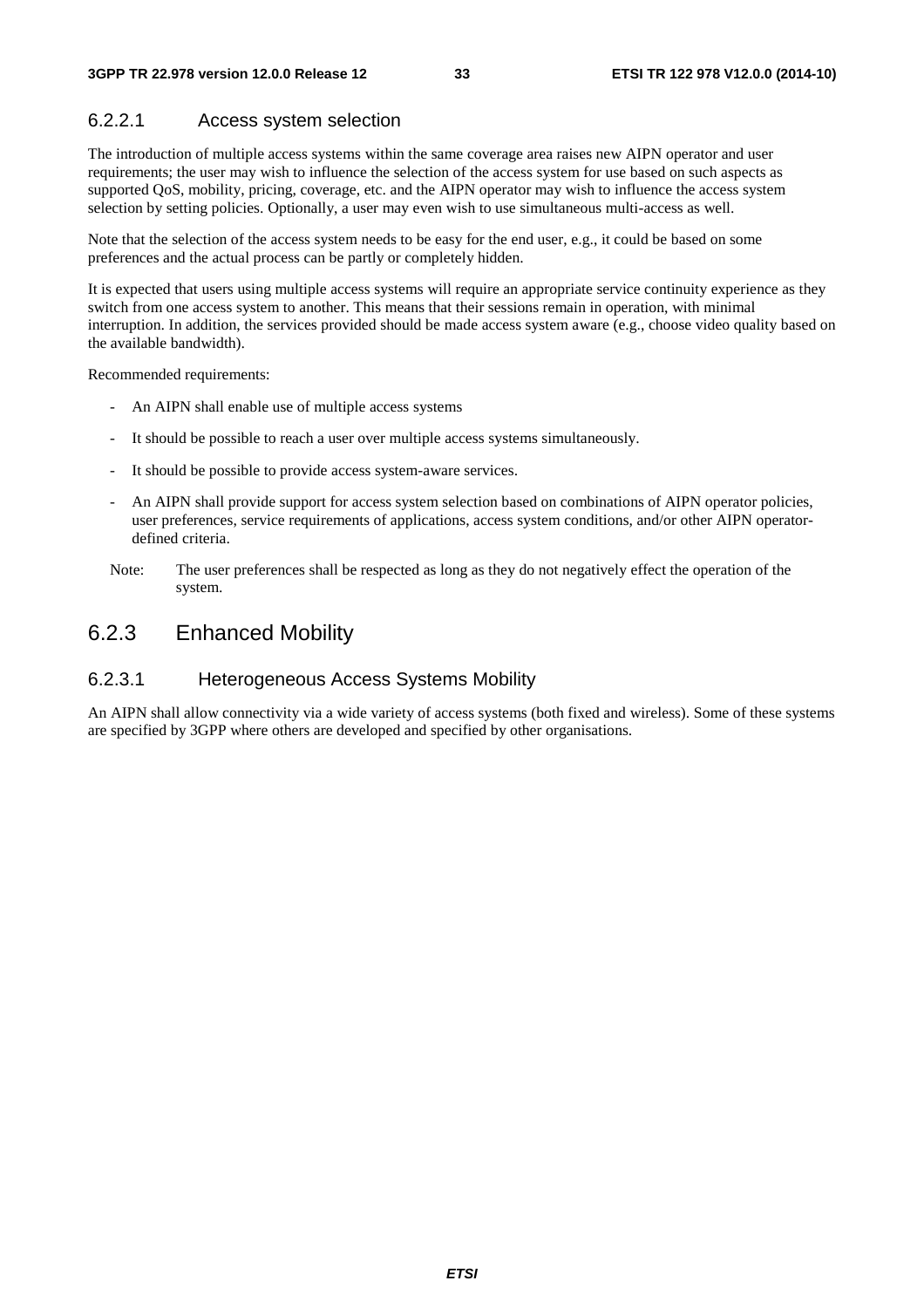#### 6.2.2.1 Access system selection

The introduction of multiple access systems within the same coverage area raises new AIPN operator and user requirements; the user may wish to influence the selection of the access system for use based on such aspects as supported QoS, mobility, pricing, coverage, etc. and the AIPN operator may wish to influence the access system selection by setting policies. Optionally, a user may even wish to use simultaneous multi-access as well.

Note that the selection of the access system needs to be easy for the end user, e.g., it could be based on some preferences and the actual process can be partly or completely hidden.

It is expected that users using multiple access systems will require an appropriate service continuity experience as they switch from one access system to another. This means that their sessions remain in operation, with minimal interruption. In addition, the services provided should be made access system aware (e.g., choose video quality based on the available bandwidth).

Recommended requirements:

- An AIPN shall enable use of multiple access systems
- It should be possible to reach a user over multiple access systems simultaneously.
- It should be possible to provide access system-aware services.
- An AIPN shall provide support for access system selection based on combinations of AIPN operator policies, user preferences, service requirements of applications, access system conditions, and/or other AIPN operator-defined criteria.

Note: The user preferences shall be respected as long as they do not negatively effect the operation of the system.

### 6.2.3 Enhanced Mobility

#### 6.2.3.1 Heterogeneous Access Systems Mobility

An AIPN shall allow connectivity via a wide variety of access systems (both fixed and wireless). Some of these systems are specified by 3GPP where others are developed and specified by other organisations.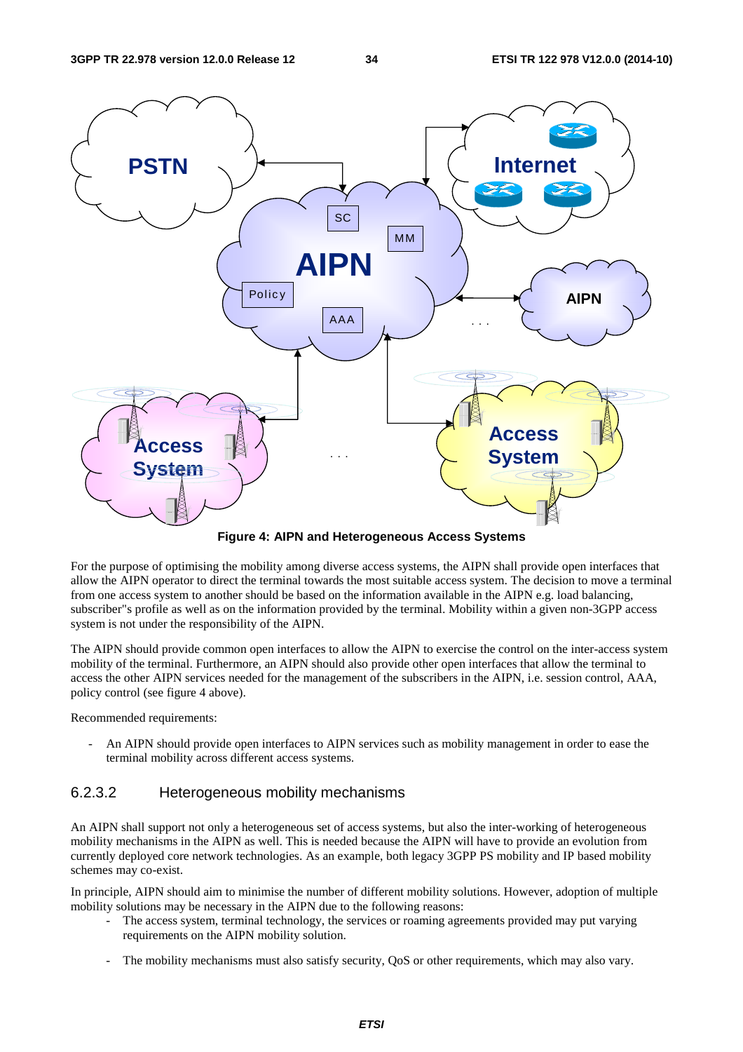**Figure 4: AIPN and Heterogeneous Access Systems**

For the purpose of optimising the mobility among diverse access systems, the AIPN shall provide open interfaces that allow the AIPN operator to direct the terminal towards the most suitable access system. The decision to move a terminal from one access system to another should be based on the information available in the AIPN e.g. load balancing, subscriber"s profile as well as on the information provided by the terminal. Mobility within a given non-3GPP access system is not under the responsibility of the AIPN.

The AIPN should provide common open interfaces to allow the AIPN to exercise the control on the inter-access system mobility of the terminal. Furthermore, an AIPN should also provide other open interfaces that allow the terminal to access the other AIPN services needed for the management of the subscribers in the AIPN, i.e. session control, AAA, policy control (see figure 4 above).

Recommended requirements:

- An AIPN should provide open interfaces to AIPN services such as mobility management in order to ease the terminal mobility across different access systems.

### 6.2.3.2 Heterogeneous mobility mechanisms

An AIPN shall support not only a heterogeneous set of access systems, but also the inter-working of heterogeneous mobility mechanisms in the AIPN as well. This is needed because the AIPN will have to provide an evolution from currently deployed core network technologies. As an example, both legacy 3GPP PS mobility and IP based mobility schemes may co-exist.

In principle, AIPN should aim to minimise the number of different mobility solutions. However, adoption of multiple mobility solutions may be necessary in the AIPN due to the following reasons:

- The access system, terminal technology, the services or roaming agreements provided may put varying requirements on the AIPN mobility solution.
- The mobility mechanisms must also satisfy security, QoS or other requirements, which may also vary.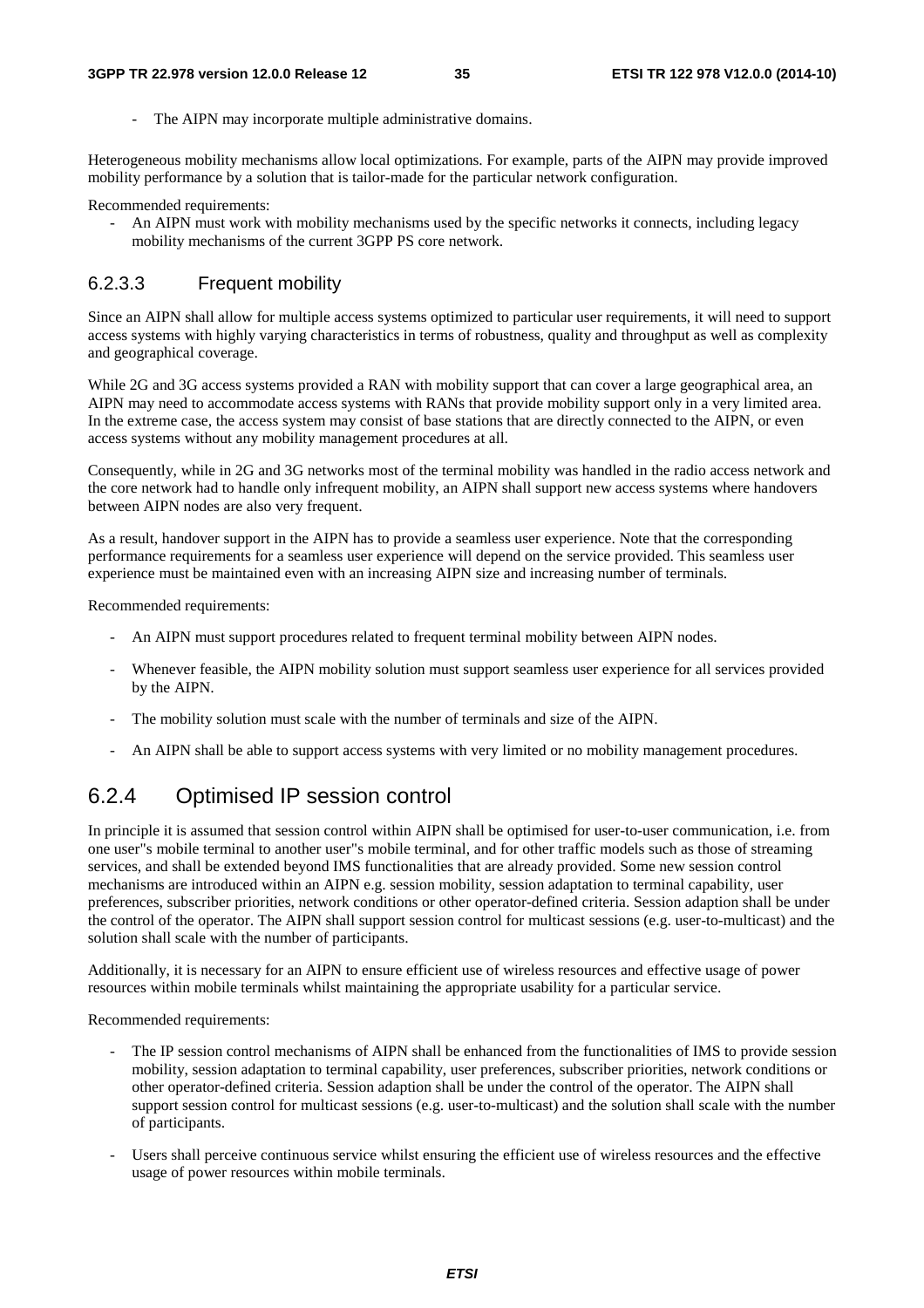- The AIPN may incorporate multiple administrative domains.

Heterogeneous mobility mechanisms allow local optimizations. For example, parts of the AIPN may provide improved mobility performance by a solution that is tailor-made for the particular network configuration.

Recommended requirements:

- An AIPN must work with mobility mechanisms used by the specific networks it connects, including legacy mobility mechanisms of the current 3GPP PS core network.

#### 6.2.3.3 Frequent mobility

Since an AIPN shall allow for multiple access systems optimized to particular user requirements, it will need to support access systems with highly varying characteristics in terms of robustness, quality and throughput as well as complexity and geographical coverage.

While 2G and 3G access systems provided a RAN with mobility support that can cover a large geographical area, an AIPN may need to accommodate access systems with RANs that provide mobility support only in a very limited area. In the extreme case, the access system may consist of base stations that are directly connected to the AIPN, or even access systems without any mobility management procedures at all.

Consequently, while in 2G and 3G networks most of the terminal mobility was handled in the radio access network and the core network had to handle only infrequent mobility, an AIPN shall support new access systems where handovers between AIPN nodes are also very frequent.

As a result, handover support in the AIPN has to provide a seamless user experience. Note that the corresponding performance requirements for a seamless user experience will depend on the service provided. This seamless user experience must be maintained even with an increasing AIPN size and increasing number of terminals.

Recommended requirements:

- An AIPN must support procedures related to frequent terminal mobility between AIPN nodes.
- Whenever feasible, the AIPN mobility solution must support seamless user experience for all services provided by the AIPN.
- The mobility solution must scale with the number of terminals and size of the AIPN.
- An AIPN shall be able to support access systems with very limited or no mobility management procedures.

### 6.2.4 Optimised IP session control

In principle it is assumed that session control within AIPN shall be optimised for user-to-user communication, i.e. from one user"s mobile terminal to another user"s mobile terminal, and for other traffic models such as those of streaming services, and shall be extended beyond IMS functionalities that are already provided. Some new session control mechanisms are introduced within an AIPN e.g. session mobility, session adaptation to terminal capability, user preferences, subscriber priorities, network conditions or other operator-defined criteria. Session adaption shall be under the control of the operator. The AIPN shall support session control for multicast sessions (e.g. user-to-multicast) and the solution shall scale with the number of participants.

Additionally, it is necessary for an AIPN to ensure efficient use of wireless resources and effective usage of power resources within mobile terminals whilst maintaining the appropriate usability for a particular service.

Recommended requirements:

- The IP session control mechanisms of AIPN shall be enhanced from the functionalities of IMS to provide session mobility, session adaptation to terminal capability, user preferences, subscriber priorities, network conditions or other operator-defined criteria. Session adaption shall be under the control of the operator. The AIPN shall support session control for multicast sessions (e.g. user-to-multicast) and the solution shall scale with the number of participants.
- Users shall perceive continuous service whilst ensuring the efficient use of wireless resources and the effective usage of power resources within mobile terminals.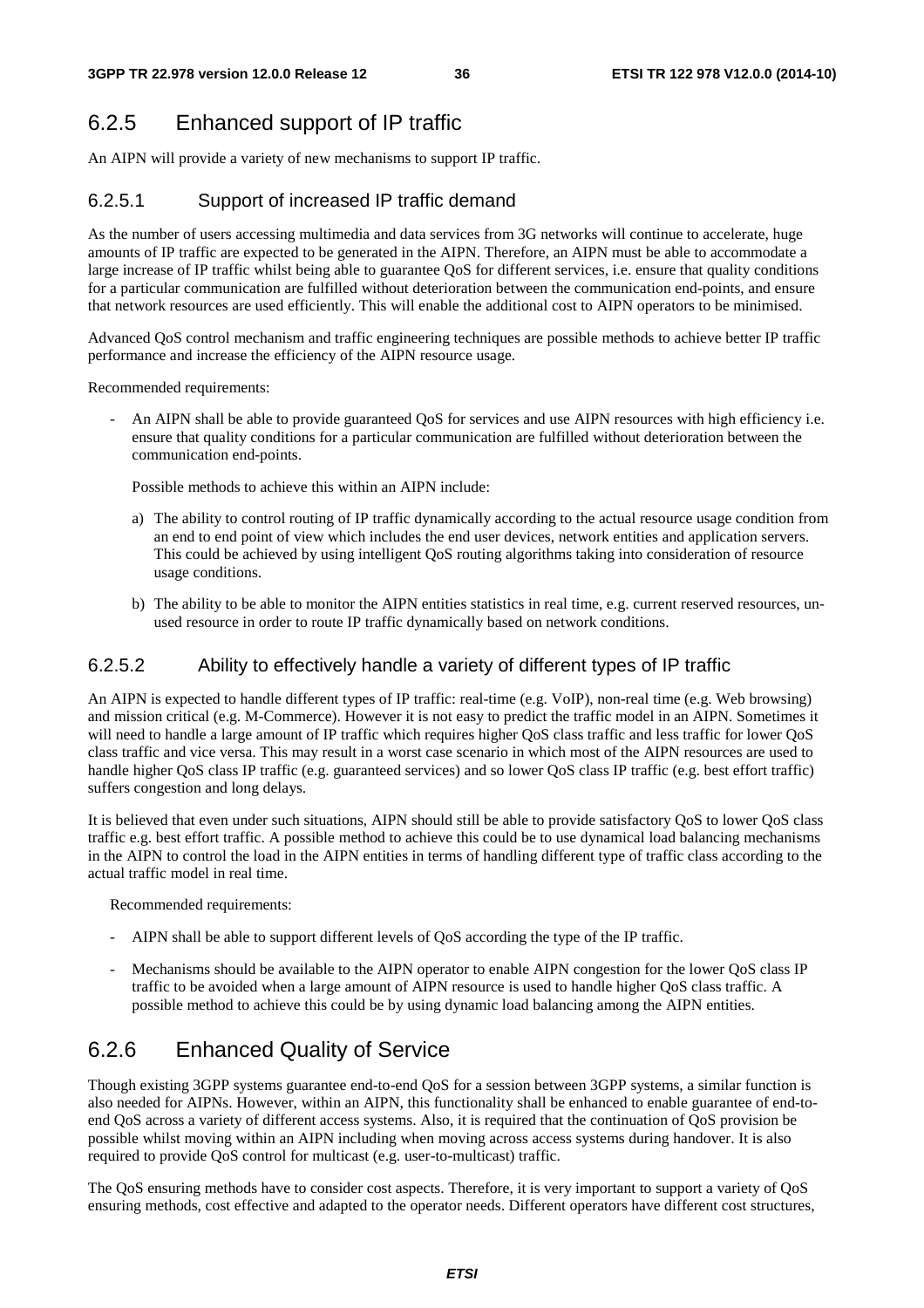## 6.2.5 Enhanced support of IP traffic

An AIPN will provide a variety of new mechanisms to support IP traffic.

### 6.2.5.1 Support of increased IP traffic demand

As the number of users accessing multimedia and data services from 3G networks will continue to accelerate, huge amounts of IP traffic are expected to be generated in the AIPN. Therefore, an AIPN must be able to accommodate a large increase of IP traffic whilst being able to guarantee QoS for different services, i.e. ensure that quality conditions for a particular communication are fulfilled without deterioration between the communication end-points, and ensure that network resources are used efficiently. This will enable the additional cost to AIPN operators to be minimised.

Advanced QoS control mechanism and traffic engineering techniques are possible methods to achieve better IP traffic performance and increase the efficiency of the AIPN resource usage.

Recommended requirements:

- An AIPN shall be able to provide guaranteed QoS for services and use AIPN resources with high efficiency i.e. ensure that quality conditions for a particular communication are fulfilled without deterioration between the communication end-points.

  Possible methods to achieve this within an AIPN include:

  a) The ability to control routing of IP traffic dynamically according to the actual resource usage condition from an end to end point of view which includes the end user devices, network entities and application servers. This could be achieved by using intelligent QoS routing algorithms taking into consideration of resource usage conditions.

  b) The ability to be able to monitor the AIPN entities statistics in real time, e.g. current reserved resources, un-used resource in order to route IP traffic dynamically based on network conditions.

### 6.2.5.2 Ability to effectively handle a variety of different types of IP traffic

An AIPN is expected to handle different types of IP traffic: real-time (e.g. VoIP), non-real time (e.g. Web browsing) and mission critical (e.g. M-Commerce). However it is not easy to predict the traffic model in an AIPN. Sometimes it will need to handle a large amount of IP traffic which requires higher QoS class traffic and less traffic for lower QoS class traffic and vice versa. This may result in a worst case scenario in which most of the AIPN resources are used to handle higher QoS class IP traffic (e.g. guaranteed services) and so lower QoS class IP traffic (e.g. best effort traffic) suffers congestion and long delays.

It is believed that even under such situations, AIPN should still be able to provide satisfactory QoS to lower QoS class traffic e.g. best effort traffic. A possible method to achieve this could be to use dynamical load balancing mechanisms in the AIPN to control the load in the AIPN entities in terms of handling different type of traffic class according to the actual traffic model in real time.

Recommended requirements:

- AIPN shall be able to support different levels of QoS according the type of the IP traffic.
- Mechanisms should be available to the AIPN operator to enable AIPN congestion for the lower QoS class IP traffic to be avoided when a large amount of AIPN resource is used to handle higher QoS class traffic. A possible method to achieve this could be by using dynamic load balancing among the AIPN entities.

## 6.2.6 Enhanced Quality of Service

Though existing 3GPP systems guarantee end-to-end QoS for a session between 3GPP systems, a similar function is also needed for AIPNs. However, within an AIPN, this functionality shall be enhanced to enable guarantee of end-to-end QoS across a variety of different access systems. Also, it is required that the continuation of QoS provision be possible whilst moving within an AIPN including when moving across access systems during handover. It is also required to provide QoS control for multicast (e.g. user-to-multicast) traffic.

The QoS ensuring methods have to consider cost aspects. Therefore, it is very important to support a variety of QoS ensuring methods, cost effective and adapted to the operator needs. Different operators have different cost structures,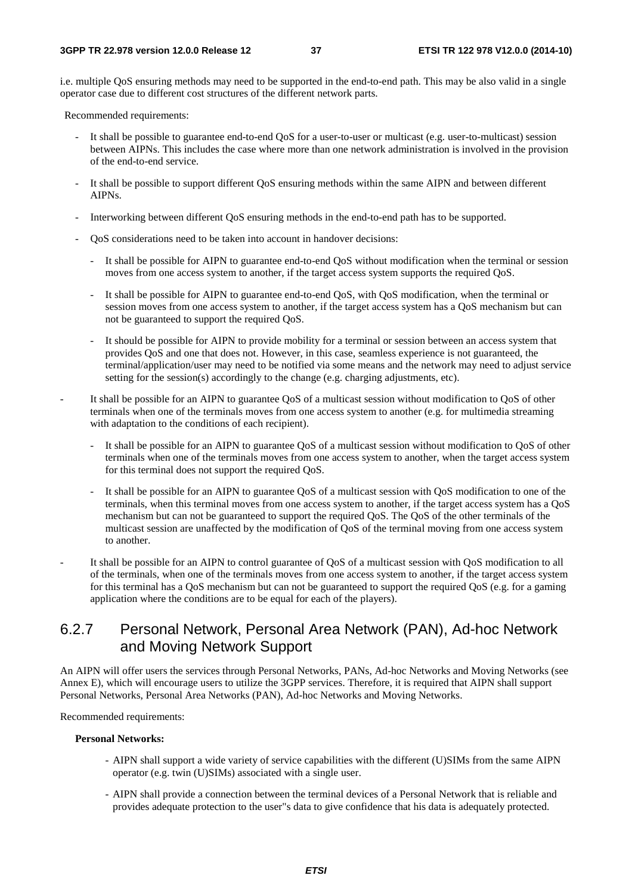i.e. multiple QoS ensuring methods may need to be supported in the end-to-end path. This may be also valid in a single operator case due to different cost structures of the different network parts.

Recommended requirements:

- It shall be possible to guarantee end-to-end QoS for a user-to-user or multicast (e.g. user-to-multicast) session between AIPNs. This includes the case where more than one network administration is involved in the provision of the end-to-end service.
- It shall be possible to support different QoS ensuring methods within the same AIPN and between different AIPNs.
- Interworking between different QoS ensuring methods in the end-to-end path has to be supported.
- QoS considerations need to be taken into account in handover decisions:
  - It shall be possible for AIPN to guarantee end-to-end QoS without modification when the terminal or session moves from one access system to another, if the target access system supports the required QoS.
  - It shall be possible for AIPN to guarantee end-to-end QoS, with QoS modification, when the terminal or session moves from one access system to another, if the target access system has a QoS mechanism but can not be guaranteed to support the required QoS.
  - It should be possible for AIPN to provide mobility for a terminal or session between an access system that provides QoS and one that does not. However, in this case, seamless experience is not guaranteed, the terminal/application/user may need to be notified via some means and the network may need to adjust service setting for the session(s) accordingly to the change (e.g. charging adjustments, etc).
- It shall be possible for an AIPN to guarantee QoS of a multicast session without modification to QoS of other terminals when one of the terminals moves from one access system to another (e.g. for multimedia streaming with adaptation to the conditions of each recipient).
  - It shall be possible for an AIPN to guarantee QoS of a multicast session without modification to QoS of other terminals when one of the terminals moves from one access system to another, when the target access system for this terminal does not support the required QoS.
  - It shall be possible for an AIPN to guarantee QoS of a multicast session with QoS modification to one of the terminals, when this terminal moves from one access system to another, if the target access system has a QoS mechanism but can not be guaranteed to support the required QoS. The QoS of the other terminals of the multicast session are unaffected by the modification of QoS of the terminal moving from one access system to another.
- It shall be possible for an AIPN to control guarantee of QoS of a multicast session with QoS modification to all of the terminals, when one of the terminals moves from one access system to another, if the target access system for this terminal has a QoS mechanism but can not be guaranteed to support the required QoS (e.g. for a gaming application where the conditions are to be equal for each of the players).

### 6.2.7 Personal Network, Personal Area Network (PAN), Ad-hoc Network and Moving Network Support

An AIPN will offer users the services through Personal Networks, PANs, Ad-hoc Networks and Moving Networks (see Annex E), which will encourage users to utilize the 3GPP services. Therefore, it is required that AIPN shall support Personal Networks, Personal Area Networks (PAN), Ad-hoc Networks and Moving Networks.

Recommended requirements:

**Personal Networks:**

- AIPN shall support a wide variety of service capabilities with the different (U)SIMs from the same AIPN operator (e.g. twin (U)SIMs) associated with a single user.
- AIPN shall provide a connection between the terminal devices of a Personal Network that is reliable and provides adequate protection to the user"s data to give confidence that his data is adequately protected.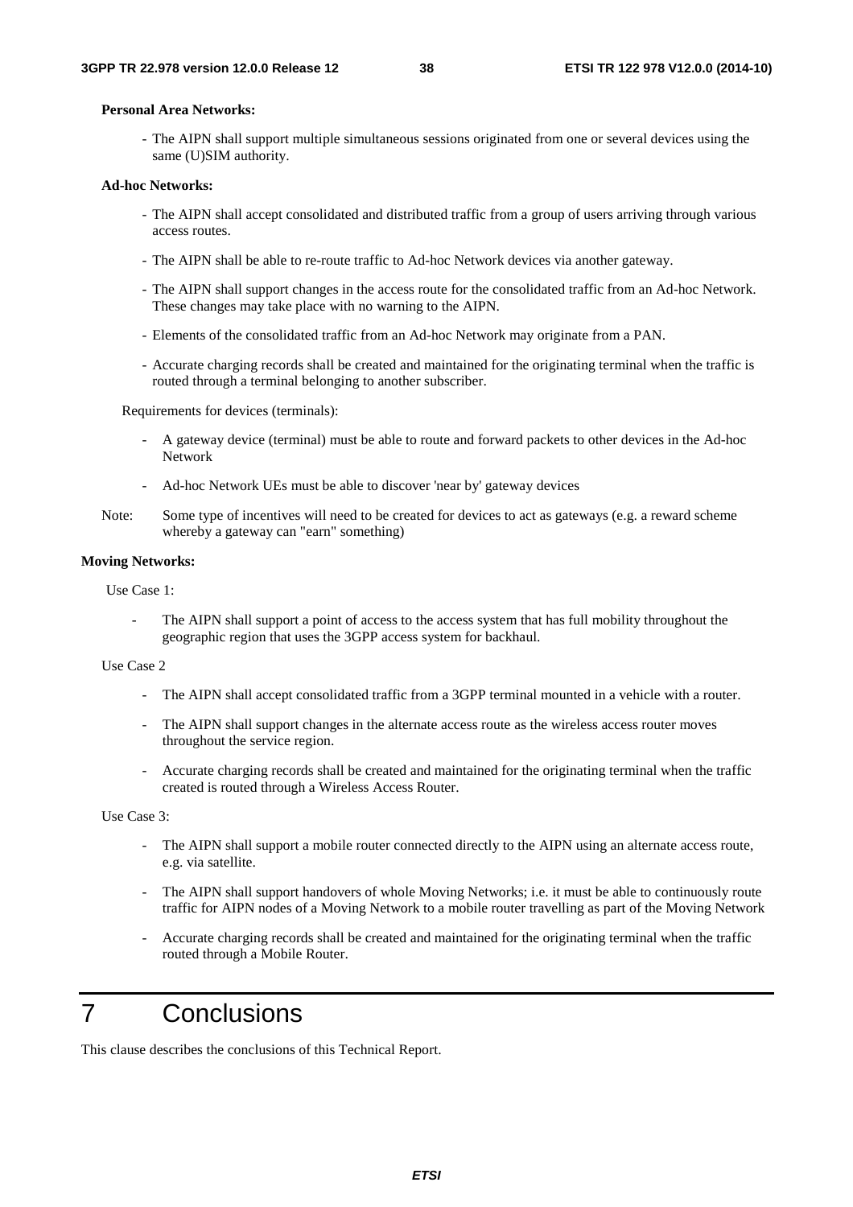**Personal Area Networks:**

- The AIPN shall support multiple simultaneous sessions originated from one or several devices using the same (U)SIM authority.

**Ad-hoc Networks:**

- The AIPN shall accept consolidated and distributed traffic from a group of users arriving through various access routes.
- The AIPN shall be able to re-route traffic to Ad-hoc Network devices via another gateway.
- The AIPN shall support changes in the access route for the consolidated traffic from an Ad-hoc Network. These changes may take place with no warning to the AIPN.
- Elements of the consolidated traffic from an Ad-hoc Network may originate from a PAN.
- Accurate charging records shall be created and maintained for the originating terminal when the traffic is routed through a terminal belonging to another subscriber.

Requirements for devices (terminals):

- A gateway device (terminal) must be able to route and forward packets to other devices in the Ad-hoc Network
- Ad-hoc Network UEs must be able to discover 'near by' gateway devices

Note: Some type of incentives will need to be created for devices to act as gateways (e.g. a reward scheme whereby a gateway can "earn" something)

**Moving Networks:**

Use Case 1:

- The AIPN shall support a point of access to the access system that has full mobility throughout the geographic region that uses the 3GPP access system for backhaul.

Use Case 2

- The AIPN shall accept consolidated traffic from a 3GPP terminal mounted in a vehicle with a router.
- The AIPN shall support changes in the alternate access route as the wireless access router moves throughout the service region.
- Accurate charging records shall be created and maintained for the originating terminal when the traffic created is routed through a Wireless Access Router.

Use Case 3:

- The AIPN shall support a mobile router connected directly to the AIPN using an alternate access route, e.g. via satellite.
- The AIPN shall support handovers of whole Moving Networks; i.e. it must be able to continuously route traffic for AIPN nodes of a Moving Network to a mobile router travelling as part of the Moving Network
- Accurate charging records shall be created and maintained for the originating terminal when the traffic routed through a Mobile Router.

# 7 Conclusions

This clause describes the conclusions of this Technical Report.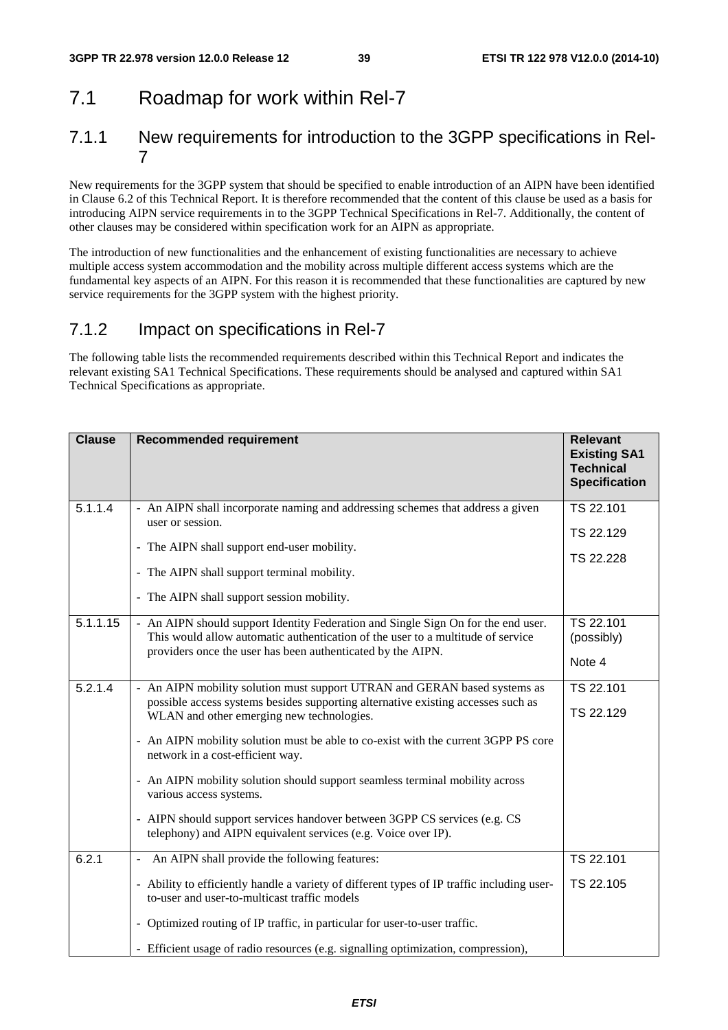## 7.1 Roadmap for work within Rel-7

### 7.1.1 New requirements for introduction to the 3GPP specifications in Rel-7

New requirements for the 3GPP system that should be specified to enable introduction of an AIPN have been identified in Clause 6.2 of this Technical Report. It is therefore recommended that the content of this clause be used as a basis for introducing AIPN service requirements in to the 3GPP Technical Specifications in Rel-7. Additionally, the content of other clauses may be considered within specification work for an AIPN as appropriate.

The introduction of new functionalities and the enhancement of existing functionalities are necessary to achieve multiple access system accommodation and the mobility across multiple different access systems which are the fundamental key aspects of an AIPN. For this reason it is recommended that these functionalities are captured by new service requirements for the 3GPP system with the highest priority.

### 7.1.2 Impact on specifications in Rel-7

The following table lists the recommended requirements described within this Technical Report and indicates the relevant existing SA1 Technical Specifications. These requirements should be analysed and captured within SA1 Technical Specifications as appropriate.

| Clause | Recommended requirement | Relevant Existing SA1 Technical Specification |
|---|---|---|
| 5.1.1.4 | - An AIPN shall incorporate naming and addressing schemes that address a given user or session.<br>- The AIPN shall support end-user mobility.<br>- The AIPN shall support terminal mobility.<br>- The AIPN shall support session mobility. | TS 22.101<br>TS 22.129<br>TS 22.228 |
| 5.1.1.15 | - An AIPN should support Identity Federation and Single Sign On for the end user. This would allow automatic authentication of the user to a multitude of service providers once the user has been authenticated by the AIPN. | TS 22.101 (possibly)<br>Note 4 |
| 5.2.1.4 | - An AIPN mobility solution must support UTRAN and GERAN based systems as possible access systems besides supporting alternative existing accesses such as WLAN and other emerging new technologies.<br>- An AIPN mobility solution must be able to co-exist with the current 3GPP PS core network in a cost-efficient way.<br>- An AIPN mobility solution should support seamless terminal mobility across various access systems.<br>- AIPN should support services handover between 3GPP CS services (e.g. CS telephony) and AIPN equivalent services (e.g. Voice over IP). | TS 22.101<br>TS 22.129 |
| 6.2.1 | - An AIPN shall provide the following features:<br>- Ability to efficiently handle a variety of different types of IP traffic including user-to-user and user-to-multicast traffic models<br>- Optimized routing of IP traffic, in particular for user-to-user traffic.<br>- Efficient usage of radio resources (e.g. signalling optimization, compression), | TS 22.101<br>TS 22.105 |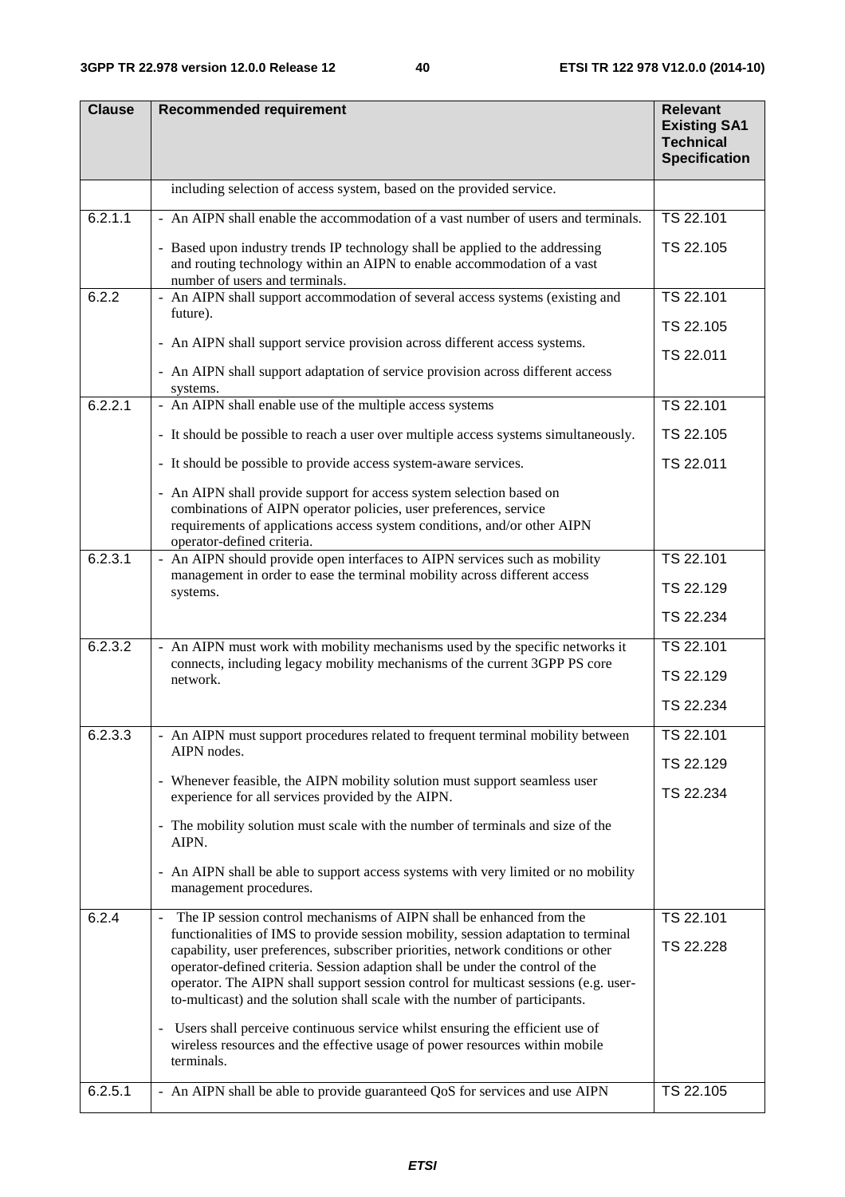| Clause | Recommended requirement | Relevant Existing SA1 Technical Specification |
|---|---|---|
| | including selection of access system, based on the provided service. | |
| 6.2.1.1 | - An AIPN shall enable the accommodation of a vast number of users and terminals.<br><br>- Based upon industry trends IP technology shall be applied to the addressing and routing technology within an AIPN to enable accommodation of a vast number of users and terminals. | TS 22.101<br><br>TS 22.105 |
| 6.2.2 | - An AIPN shall support accommodation of several access systems (existing and future).<br><br>- An AIPN shall support service provision across different access systems.<br><br>- An AIPN shall support adaptation of service provision across different access systems. | TS 22.101<br><br>TS 22.105<br><br>TS 22.011 |
| 6.2.2.1 | - An AIPN shall enable use of the multiple access systems<br><br>- It should be possible to reach a user over multiple access systems simultaneously.<br><br>- It should be possible to provide access system-aware services.<br><br>- An AIPN shall provide support for access system selection based on combinations of AIPN operator policies, user preferences, service requirements of applications access system conditions, and/or other AIPN operator-defined criteria. | TS 22.101<br><br>TS 22.105<br><br>TS 22.011 |
| 6.2.3.1 | - An AIPN should provide open interfaces to AIPN services such as mobility management in order to ease the terminal mobility across different access systems. | TS 22.101<br><br>TS 22.129<br><br>TS 22.234 |
| 6.2.3.2 | - An AIPN must work with mobility mechanisms used by the specific networks it connects, including legacy mobility mechanisms of the current 3GPP PS core network. | TS 22.101<br><br>TS 22.129<br><br>TS 22.234 |
| 6.2.3.3 | - An AIPN must support procedures related to frequent terminal mobility between AIPN nodes.<br><br>- Whenever feasible, the AIPN mobility solution must support seamless user experience for all services provided by the AIPN.<br><br>- The mobility solution must scale with the number of terminals and size of the AIPN.<br><br>- An AIPN shall be able to support access systems with very limited or no mobility management procedures. | TS 22.101<br><br>TS 22.129<br><br>TS 22.234 |
| 6.2.4 | - The IP session control mechanisms of AIPN shall be enhanced from the functionalities of IMS to provide session mobility, session adaptation to terminal capability, user preferences, subscriber priorities, network conditions or other operator-defined criteria. Session adaption shall be under the control of the operator. The AIPN shall support session control for multicast sessions (e.g. user-to-multicast) and the solution shall scale with the number of participants.<br><br>- Users shall perceive continuous service whilst ensuring the efficient use of wireless resources and the effective usage of power resources within mobile terminals. | TS 22.101<br><br>TS 22.228 |
| 6.2.5.1 | - An AIPN shall be able to provide guaranteed QoS for services and use AIPN | TS 22.105 |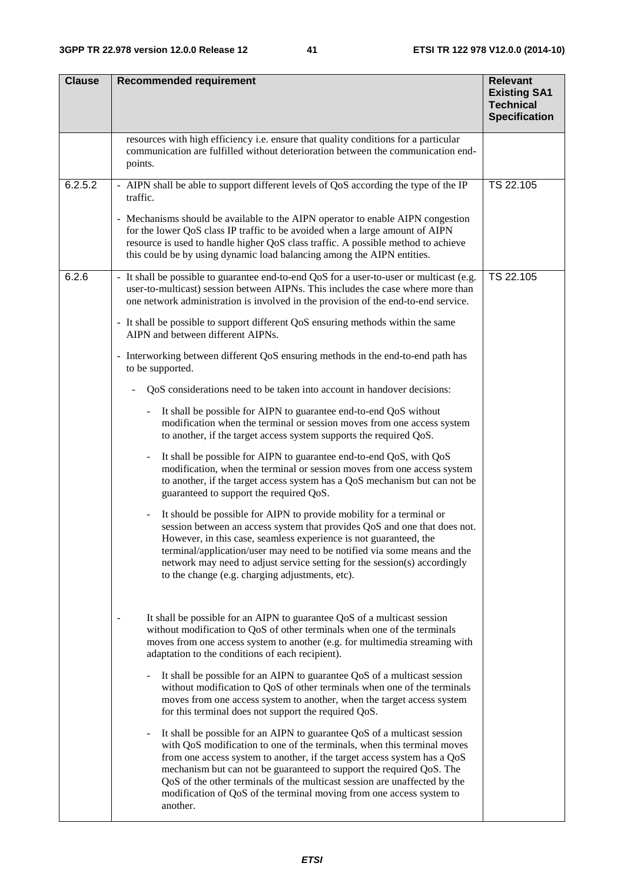| Clause | Recommended requirement | Relevant Existing SA1 Technical Specification |
|---|---|---|
| | resources with high efficiency i.e. ensure that quality conditions for a particular communication are fulfilled without deterioration between the communication end-points. | |
| 6.2.5.2 | - AIPN shall be able to support different levels of QoS according the type of the IP traffic.<br><br>- Mechanisms should be available to the AIPN operator to enable AIPN congestion for the lower QoS class IP traffic to be avoided when a large amount of AIPN resource is used to handle higher QoS class traffic. A possible method to achieve this could be by using dynamic load balancing among the AIPN entities. | TS 22.105 |
| 6.2.6 | - It shall be possible to guarantee end-to-end QoS for a user-to-user or multicast (e.g. user-to-multicast) session between AIPNs. This includes the case where more than one network administration is involved in the provision of the end-to-end service.<br><br>- It shall be possible to support different QoS ensuring methods within the same AIPN and between different AIPNs.<br><br>- Interworking between different QoS ensuring methods in the end-to-end path has to be supported.<br><br>- QoS considerations need to be taken into account in handover decisions:<br><br>- It shall be possible for AIPN to guarantee end-to-end QoS without modification when the terminal or session moves from one access system to another, if the target access system supports the required QoS.<br><br>- It shall be possible for AIPN to guarantee end-to-end QoS, with QoS modification, when the terminal or session moves from one access system to another, if the target access system has a QoS mechanism but can not be guaranteed to support the required QoS.<br><br>- It should be possible for AIPN to provide mobility for a terminal or session between an access system that provides QoS and one that does not. However, in this case, seamless experience is not guaranteed, the terminal/application/user may need to be notified via some means and the network may need to adjust service setting for the session(s) accordingly to the change (e.g. charging adjustments, etc).<br><br>- It shall be possible for an AIPN to guarantee QoS of a multicast session without modification to QoS of other terminals when one of the terminals moves from one access system to another (e.g. for multimedia streaming with adaptation to the conditions of each recipient).<br><br>- It shall be possible for an AIPN to guarantee QoS of a multicast session without modification to QoS of other terminals when one of the terminals moves from one access system to another, when the target access system for this terminal does not support the required QoS.<br><br>- It shall be possible for an AIPN to guarantee QoS of a multicast session with QoS modification to one of the terminals, when this terminal moves from one access system to another, if the target access system has a QoS mechanism but can not be guaranteed to support the required QoS. The QoS of the other terminals of the multicast session are unaffected by the modification of QoS of the terminal moving from one access system to another. | TS 22.105 |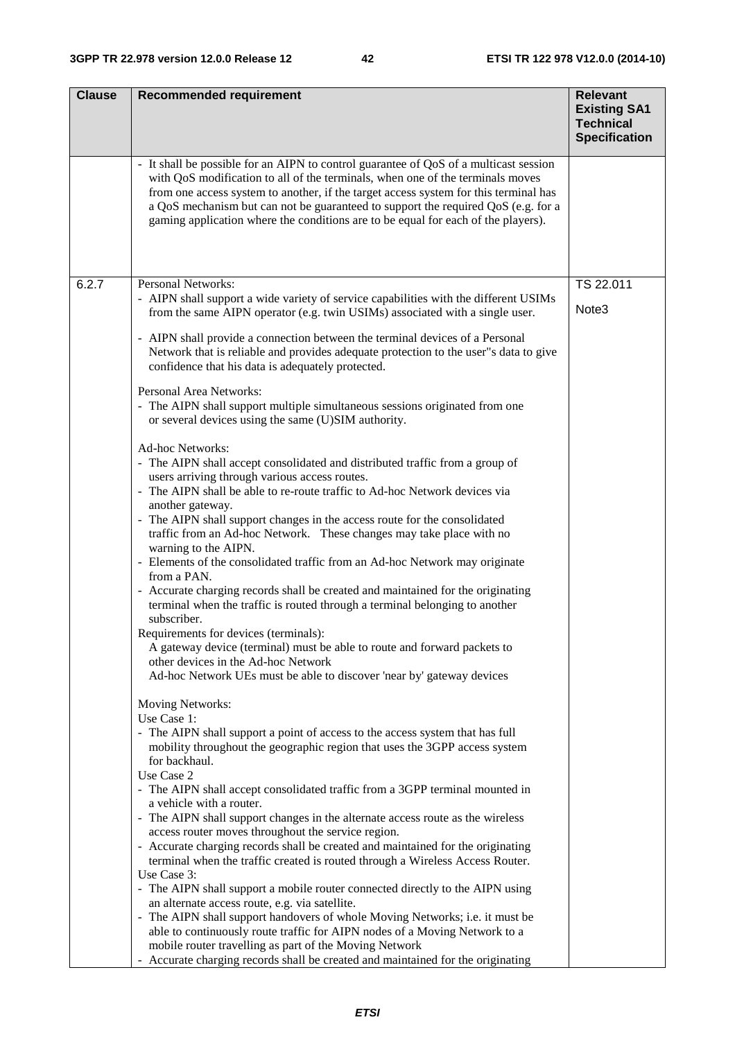| Clause | Recommended requirement | Relevant Existing SA1 Technical Specification |
|---|---|---|
| | - It shall be possible for an AIPN to control guarantee of QoS of a multicast session with QoS modification to all of the terminals, when one of the terminals moves from one access system to another, if the target access system for this terminal has a QoS mechanism but can not be guaranteed to support the required QoS (e.g. for a gaming application where the conditions are to be equal for each of the players). | |
| 6.2.7 | Personal Networks:<br>- AIPN shall support a wide variety of service capabilities with the different USIMs from the same AIPN operator (e.g. twin USIMs) associated with a single user.<br><br>- AIPN shall provide a connection between the terminal devices of a Personal Network that is reliable and provides adequate protection to the user"s data to give confidence that his data is adequately protected.<br><br>Personal Area Networks:<br>- The AIPN shall support multiple simultaneous sessions originated from one or several devices using the same (U)SIM authority.<br><br>Ad-hoc Networks:<br>- The AIPN shall accept consolidated and distributed traffic from a group of users arriving through various access routes.<br>- The AIPN shall be able to re-route traffic to Ad-hoc Network devices via another gateway.<br>- The AIPN shall support changes in the access route for the consolidated traffic from an Ad-hoc Network. These changes may take place with no warning to the AIPN.<br>- Elements of the consolidated traffic from an Ad-hoc Network may originate from a PAN.<br>- Accurate charging records shall be created and maintained for the originating terminal when the traffic is routed through a terminal belonging to another subscriber.<br>Requirements for devices (terminals):<br>A gateway device (terminal) must be able to route and forward packets to other devices in the Ad-hoc Network<br>Ad-hoc Network UEs must be able to discover 'near by' gateway devices<br><br>Moving Networks:<br>Use Case 1:<br>- The AIPN shall support a point of access to the access system that has full mobility throughout the geographic region that uses the 3GPP access system for backhaul.<br>Use Case 2<br>- The AIPN shall accept consolidated traffic from a 3GPP terminal mounted in a vehicle with a router.<br>- The AIPN shall support changes in the alternate access route as the wireless access router moves throughout the service region.<br>- Accurate charging records shall be created and maintained for the originating terminal when the traffic created is routed through a Wireless Access Router.<br>Use Case 3:<br>- The AIPN shall support a mobile router connected directly to the AIPN using an alternate access route, e.g. via satellite.<br>- The AIPN shall support handovers of whole Moving Networks; i.e. it must be able to continuously route traffic for AIPN nodes of a Moving Network to a mobile router travelling as part of the Moving Network<br>- Accurate charging records shall be created and maintained for the originating | TS 22.011<br><br>Note3 |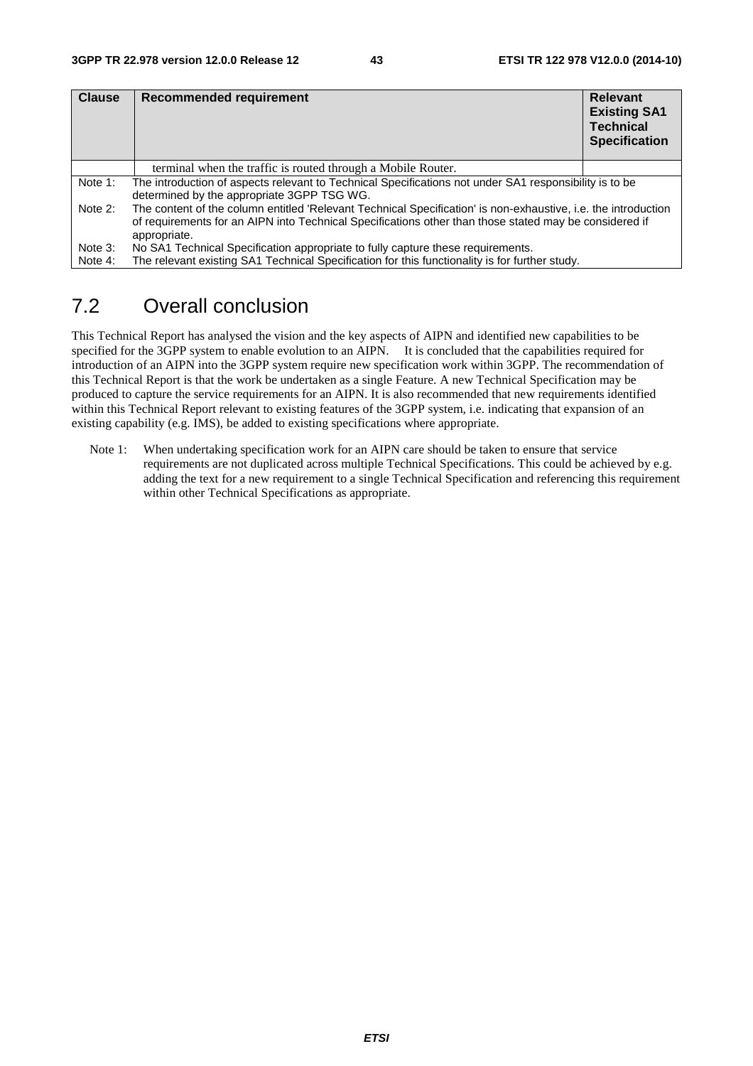| Clause | Recommended requirement | Relevant Existing SA1 Technical Specification |
|---|---|---|
| | terminal when the traffic is routed through a Mobile Router. | |
| Note 1: | The introduction of aspects relevant to Technical Specifications not under SA1 responsibility is to be determined by the appropriate 3GPP TSG WG. | |
| Note 2: | The content of the column entitled 'Relevant Technical Specification' is non-exhaustive, i.e. the introduction of requirements for an AIPN into Technical Specifications other than those stated may be considered if appropriate. | |
| Note 3: | No SA1 Technical Specification appropriate to fully capture these requirements. | |
| Note 4: | The relevant existing SA1 Technical Specification for this functionality is for further study. | |

## 7.2 Overall conclusion

This Technical Report has analysed the vision and the key aspects of AIPN and identified new capabilities to be specified for the 3GPP system to enable evolution to an AIPN. It is concluded that the capabilities required for introduction of an AIPN into the 3GPP system require new specification work within 3GPP. The recommendation of this Technical Report is that the work be undertaken as a single Feature. A new Technical Specification may be produced to capture the service requirements for an AIPN. It is also recommended that new requirements identified within this Technical Report relevant to existing features of the 3GPP system, i.e. indicating that expansion of an existing capability (e.g. IMS), be added to existing specifications where appropriate.

Note 1: When undertaking specification work for an AIPN care should be taken to ensure that service requirements are not duplicated across multiple Technical Specifications. This could be achieved by e.g. adding the text for a new requirement to a single Technical Specification and referencing this requirement within other Technical Specifications as appropriate.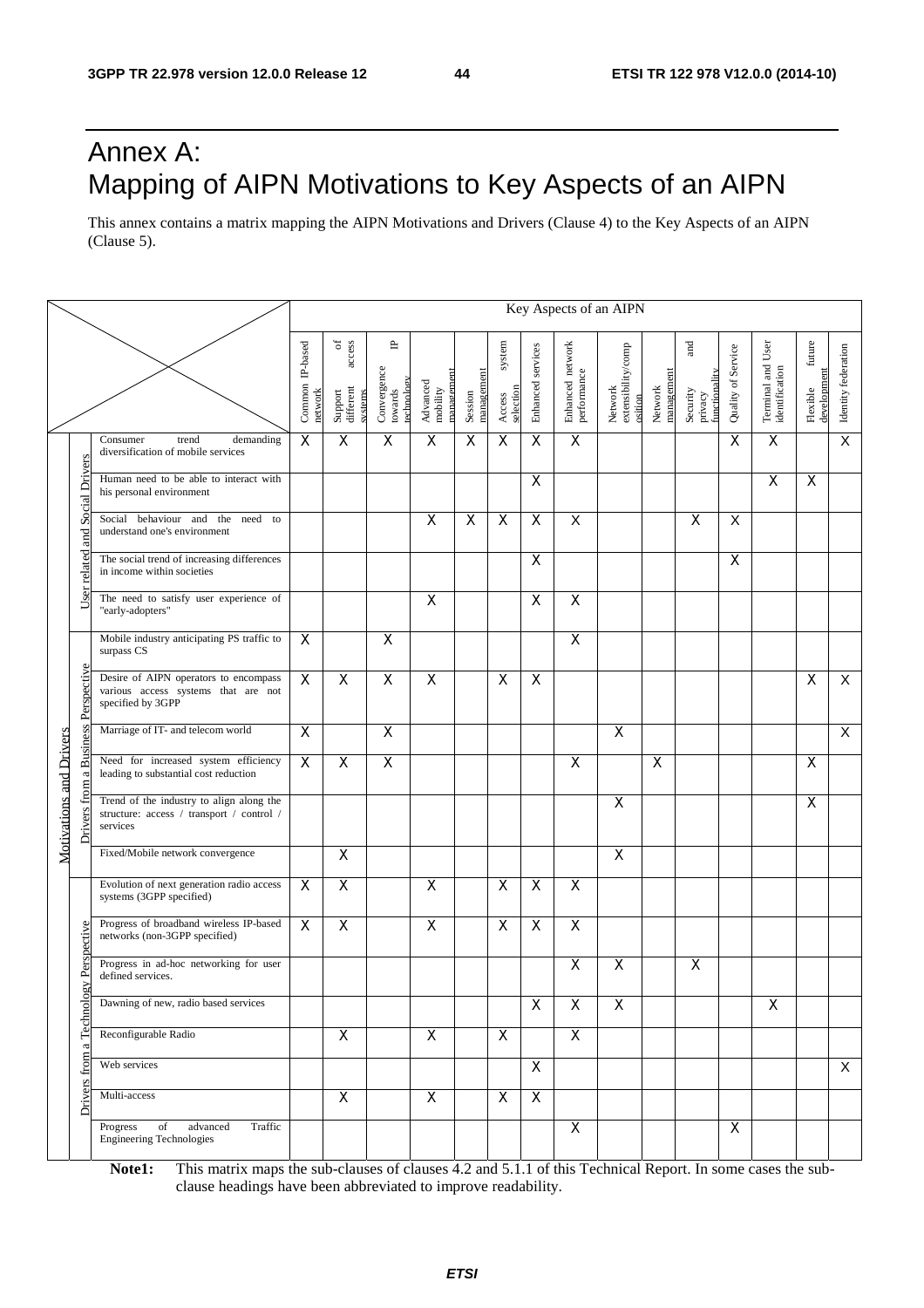# Annex A: Mapping of AIPN Motivations to Key Aspects of an AIPN

This annex contains a matrix mapping the AIPN Motivations and Drivers (Clause 4) to the Key Aspects of an AIPN (Clause 5).

| | | | Key Aspects of an AIPN | | | | | | | | | | | | | | |
|---|---|---|---|---|---|---|---|---|---|---|---|---|---|---|---|---|---|
| | | | Common IP-based network | Support of different access systems | Convergence towards IP technology | Advanced mobility management | Session management | Access system selection | Enhanced services | Enhanced network performance | Network extensibility/composition | Network management | Security and privacy functionality | Quality of Service | Terminal and User identification | Flexible future development | Identity federation |
| Motivations and Drivers | User related and Social Drivers | Consumer trend demanding diversification of mobile services | X | X | X | X | X | X | X | X | | | | X | X | | X |
| | | Human need to be able to interact with his personal environment | | | | | | | X | | | | | | X | X | |
| | | Social behaviour and the need to understand one's environment | | | | X | X | X | X | X | | | X | X | | | |
| | | The social trend of increasing differences in income within societies | | | | | | | X | | | | | X | | | |
| | | The need to satisfy user experience of "early-adopters" | | | | X | | | X | X | | | | | | | |
| | Drivers from a Business Perspective | Mobile industry anticipating PS traffic to surpass CS | X | | X | | | | | X | | | | | | | |
| | | Desire of AIPN operators to encompass various access systems that are not specified by 3GPP | X | X | X | X | | X | X | | | | | | | X | X |
| | | Marriage of IT- and telecom world | X | | X | | | | | | X | | | | | | X |
| | | Need for increased system efficiency leading to substantial cost reduction | X | X | X | | | | | X | | X | | | | X | |
| | | Trend of the industry to align along the structure: access / transport / control / services | | | | | | | | | X | | | | | X | |
| | | Fixed/Mobile network convergence | | X | | | | | | | X | | | | | | |
| | Drivers from a Technology Perspective | Evolution of next generation radio access systems (3GPP specified) | X | X | | X | | X | X | X | | | | | | | |
| | | Progress of broadband wireless IP-based networks (non-3GPP specified) | X | X | | X | | X | X | X | | | | | | | |
| | | Progress in ad-hoc networking for user defined services. | | | | | | | | X | X | | X | | | | |
| | | Dawning of new, radio based services | | | | | | | X | X | X | | | | X | | |
| | | Reconfigurable Radio | | X | | X | | X | | X | | | | | | | |
| | | Web services | | | | | | | X | | | | | | | | X |
| | | Multi-access | | X | | X | | X | X | | | | | | | | |
| | | Progress of advanced Traffic Engineering Technologies | | | | | | | | X | | | | X | | | |

**Note1:** This matrix maps the sub-clauses of clauses 4.2 and 5.1.1 of this Technical Report. In some cases the sub-clause headings have been abbreviated to improve readability.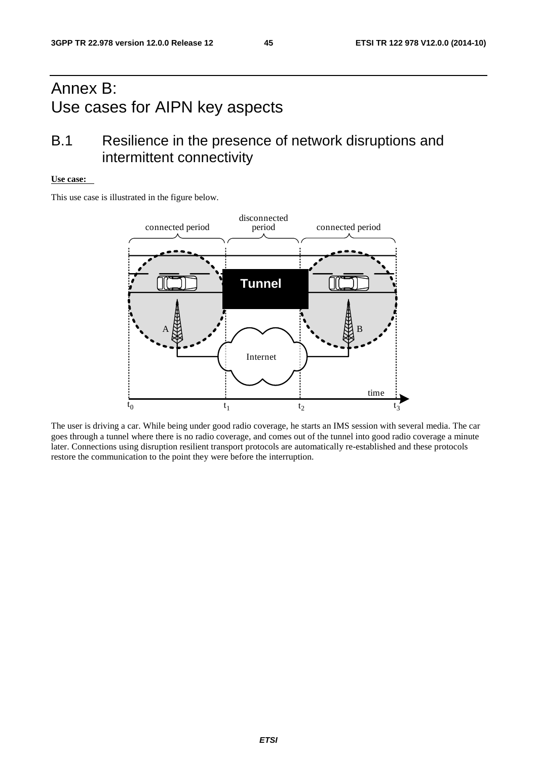# Annex B: Use cases for AIPN key aspects

## B.1 Resilience in the presence of network disruptions and intermittent connectivity

**Use case:**

This use case is illustrated in the figure below.

The user is driving a car. While being under good radio coverage, he starts an IMS session with several media. The car goes through a tunnel where there is no radio coverage, and comes out of the tunnel into good radio coverage a minute later. Connections using disruption resilient transport protocols are automatically re-established and these protocols restore the communication to the point they were before the interruption.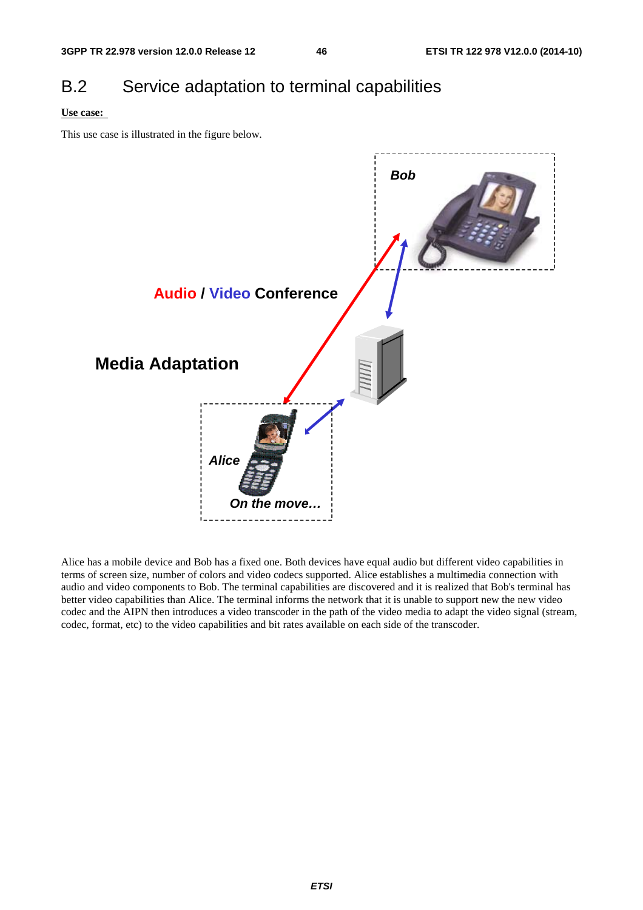# B.2 Service adaptation to terminal capabilities

**Use case:**

This use case is illustrated in the figure below.

Alice has a mobile device and Bob has a fixed one. Both devices have equal audio but different video capabilities in terms of screen size, number of colors and video codecs supported. Alice establishes a multimedia connection with audio and video components to Bob. The terminal capabilities are discovered and it is realized that Bob's terminal has better video capabilities than Alice. The terminal informs the network that it is unable to support new the new video codec and the AIPN then introduces a video transcoder in the path of the video media to adapt the video signal (stream, codec, format, etc) to the video capabilities and bit rates available on each side of the transcoder.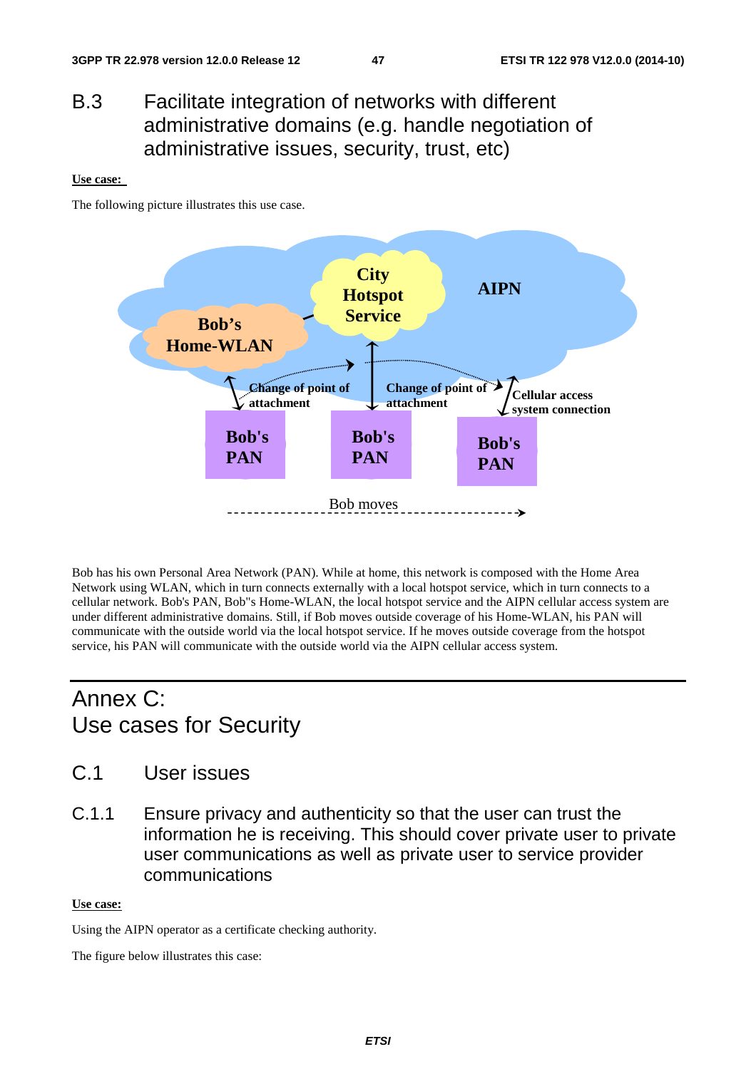# B.3 Facilitate integration of networks with different administrative domains (e.g. handle negotiation of administrative issues, security, trust, etc)

**Use case:**

The following picture illustrates this use case.

Bob has his own Personal Area Network (PAN). While at home, this network is composed with the Home Area Network using WLAN, which in turn connects externally with a local hotspot service, which in turn connects to a cellular network. Bob's PAN, Bob"s Home-WLAN, the local hotspot service and the AIPN cellular access system are under different administrative domains. Still, if Bob moves outside coverage of his Home-WLAN, his PAN will communicate with the outside world via the local hotspot service. If he moves outside coverage from the hotspot service, his PAN will communicate with the outside world via the AIPN cellular access system.

# Annex C: Use cases for Security

## C.1 User issues

### C.1.1 Ensure privacy and authenticity so that the user can trust the information he is receiving. This should cover private user to private user communications as well as private user to service provider communications

**Use case:**

Using the AIPN operator as a certificate checking authority.

The figure below illustrates this case: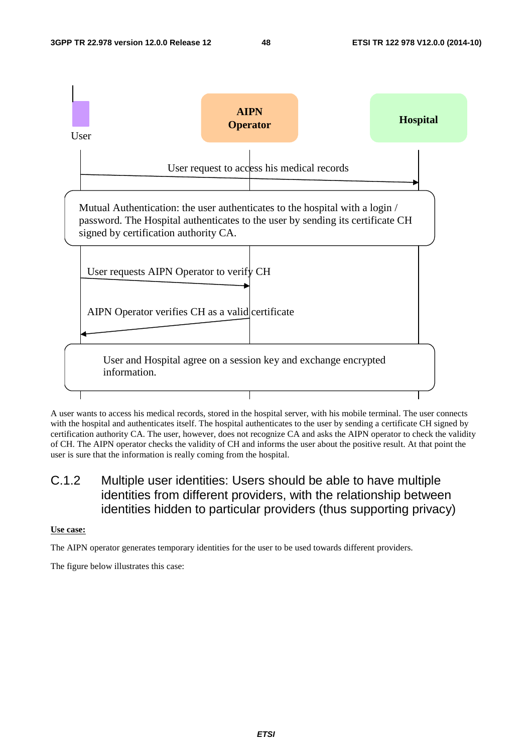User | AIPN Operator | Hospital

User request to access his medical records

Mutual Authentication: the user authenticates to the hospital with a login / password. The Hospital authenticates to the user by sending its certificate CH signed by certification authority CA.

User requests AIPN Operator to verify CH

AIPN Operator verifies CH as a valid certificate

User and Hospital agree on a session key and exchange encrypted information.

A user wants to access his medical records, stored in the hospital server, with his mobile terminal. The user connects with the hospital and authenticates itself. The hospital authenticates to the user by sending a certificate CH signed by certification authority CA. The user, however, does not recognize CA and asks the AIPN operator to check the validity of CH. The AIPN operator checks the validity of CH and informs the user about the positive result. At that point the user is sure that the information is really coming from the hospital.

### C.1.2 Multiple user identities: Users should be able to have multiple identities from different providers, with the relationship between identities hidden to particular providers (thus supporting privacy)

**Use case:**

The AIPN operator generates temporary identities for the user to be used towards different providers.

The figure below illustrates this case: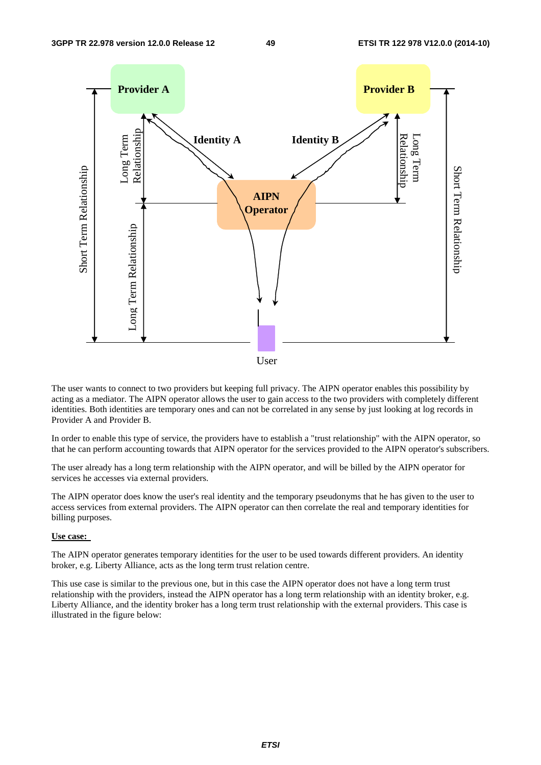The user wants to connect to two providers but keeping full privacy. The AIPN operator enables this possibility by acting as a mediator. The AIPN operator allows the user to gain access to the two providers with completely different identities. Both identities are temporary ones and can not be correlated in any sense by just looking at log records in Provider A and Provider B.

In order to enable this type of service, the providers have to establish a "trust relationship" with the AIPN operator, so that he can perform accounting towards that AIPN operator for the services provided to the AIPN operator's subscribers.

The user already has a long term relationship with the AIPN operator, and will be billed by the AIPN operator for services he accesses via external providers.

The AIPN operator does know the user's real identity and the temporary pseudonyms that he has given to the user to access services from external providers. The AIPN operator can then correlate the real and temporary identities for billing purposes.

**Use case:**

The AIPN operator generates temporary identities for the user to be used towards different providers. An identity broker, e.g. Liberty Alliance, acts as the long term trust relation centre.

This use case is similar to the previous one, but in this case the AIPN operator does not have a long term trust relationship with the providers, instead the AIPN operator has a long term relationship with an identity broker, e.g. Liberty Alliance, and the identity broker has a long term trust relationship with the external providers. This case is illustrated in the figure below: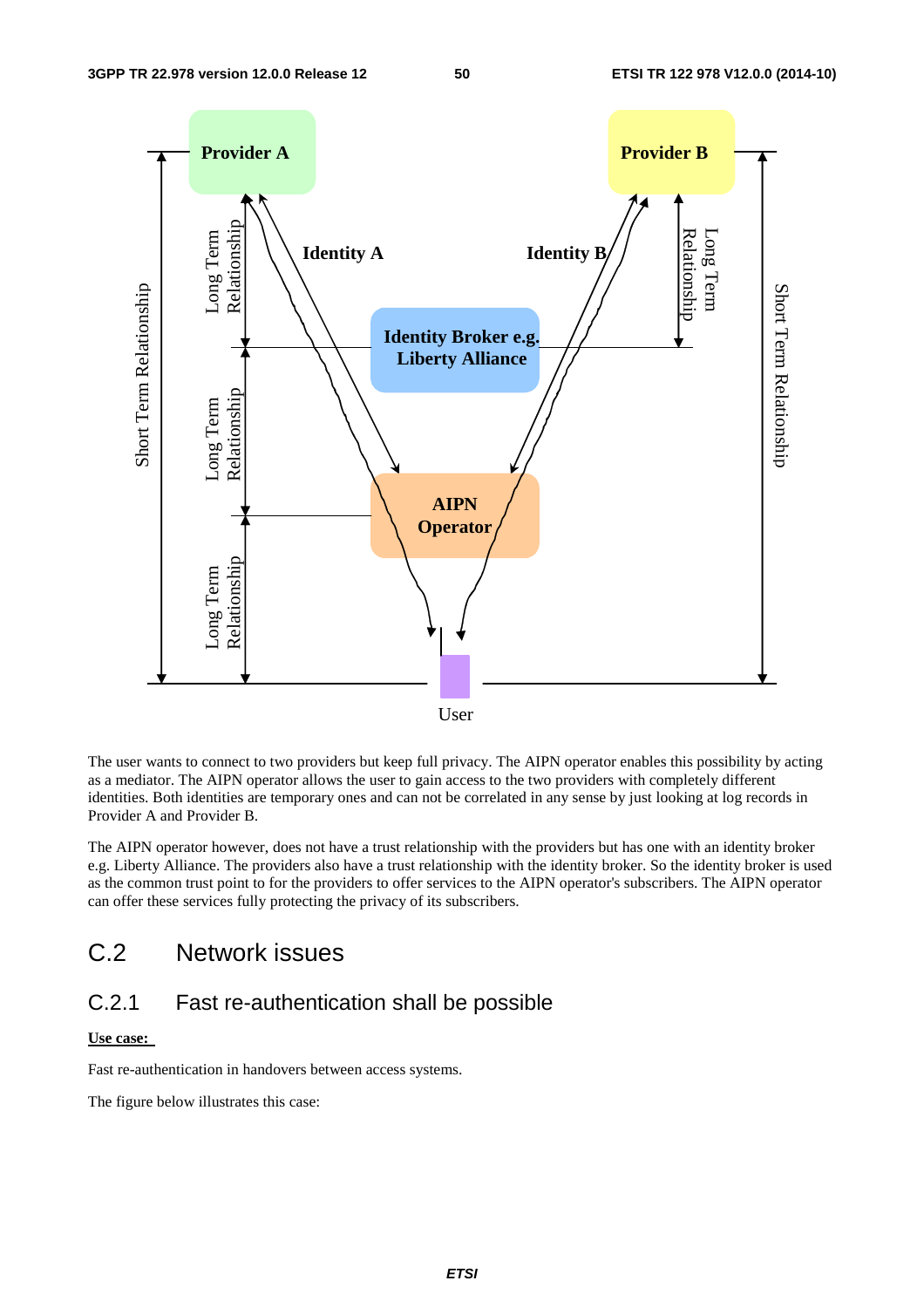The user wants to connect to two providers but keep full privacy. The AIPN operator enables this possibility by acting as a mediator. The AIPN operator allows the user to gain access to the two providers with completely different identities. Both identities are temporary ones and can not be correlated in any sense by just looking at log records in Provider A and Provider B.

The AIPN operator however, does not have a trust relationship with the providers but has one with an identity broker e.g. Liberty Alliance. The providers also have a trust relationship with the identity broker. So the identity broker is used as the common trust point to for the providers to offer services to the AIPN operator's subscribers. The AIPN operator can offer these services fully protecting the privacy of its subscribers.

# C.2 Network issues

## C.2.1 Fast re-authentication shall be possible

**Use case:**

Fast re-authentication in handovers between access systems.

The figure below illustrates this case: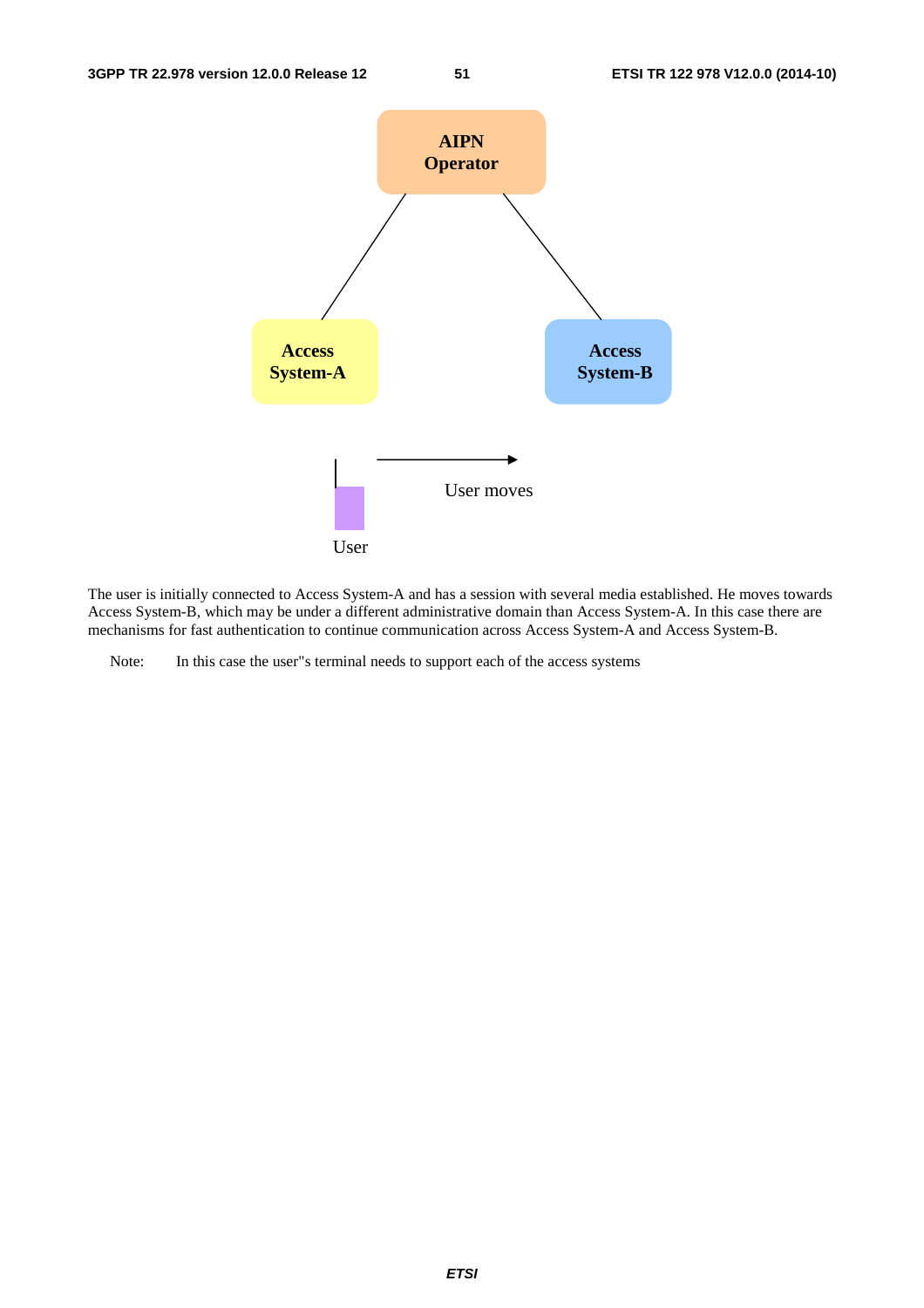The user is initially connected to Access System-A and has a session with several media established. He moves towards Access System-B, which may be under a different administrative domain than Access System-A. In this case there are mechanisms for fast authentication to continue communication across Access System-A and Access System-B.

Note: In this case the user"s terminal needs to support each of the access systems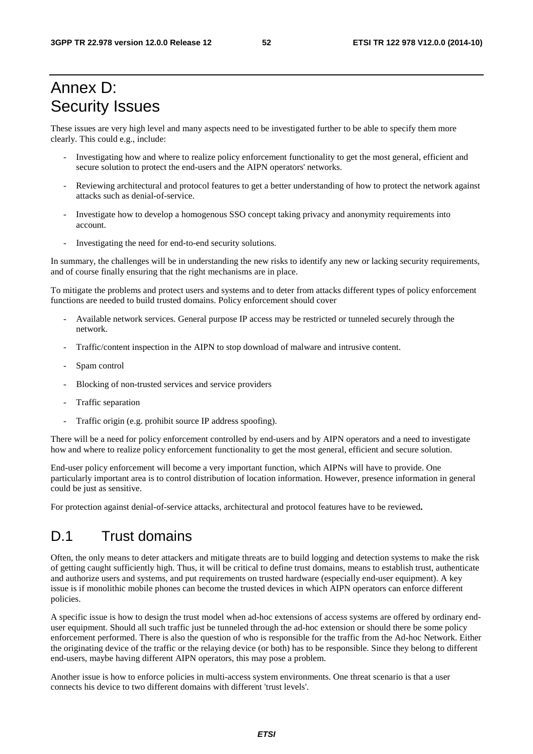# Annex D: Security Issues

These issues are very high level and many aspects need to be investigated further to be able to specify them more clearly. This could e.g., include:

- Investigating how and where to realize policy enforcement functionality to get the most general, efficient and secure solution to protect the end-users and the AIPN operators' networks.
- Reviewing architectural and protocol features to get a better understanding of how to protect the network against attacks such as denial-of-service.
- Investigate how to develop a homogenous SSO concept taking privacy and anonymity requirements into account.
- Investigating the need for end-to-end security solutions.

In summary, the challenges will be in understanding the new risks to identify any new or lacking security requirements, and of course finally ensuring that the right mechanisms are in place.

To mitigate the problems and protect users and systems and to deter from attacks different types of policy enforcement functions are needed to build trusted domains. Policy enforcement should cover

- Available network services. General purpose IP access may be restricted or tunneled securely through the network.
- Traffic/content inspection in the AIPN to stop download of malware and intrusive content.
- Spam control
- Blocking of non-trusted services and service providers
- Traffic separation
- Traffic origin (e.g. prohibit source IP address spoofing).

There will be a need for policy enforcement controlled by end-users and by AIPN operators and a need to investigate how and where to realize policy enforcement functionality to get the most general, efficient and secure solution.

End-user policy enforcement will become a very important function, which AIPNs will have to provide. One particularly important area is to control distribution of location information. However, presence information in general could be just as sensitive.

For protection against denial-of-service attacks, architectural and protocol features have to be reviewed**.**

## D.1 Trust domains

Often, the only means to deter attackers and mitigate threats are to build logging and detection systems to make the risk of getting caught sufficiently high. Thus, it will be critical to define trust domains, means to establish trust, authenticate and authorize users and systems, and put requirements on trusted hardware (especially end-user equipment). A key issue is if monolithic mobile phones can become the trusted devices in which AIPN operators can enforce different policies.

A specific issue is how to design the trust model when ad-hoc extensions of access systems are offered by ordinary end-user equipment. Should all such traffic just be tunneled through the ad-hoc extension or should there be some policy enforcement performed. There is also the question of who is responsible for the traffic from the Ad-hoc Network. Either the originating device of the traffic or the relaying device (or both) has to be responsible. Since they belong to different end-users, maybe having different AIPN operators, this may pose a problem.

Another issue is how to enforce policies in multi-access system environments. One threat scenario is that a user connects his device to two different domains with different 'trust levels'.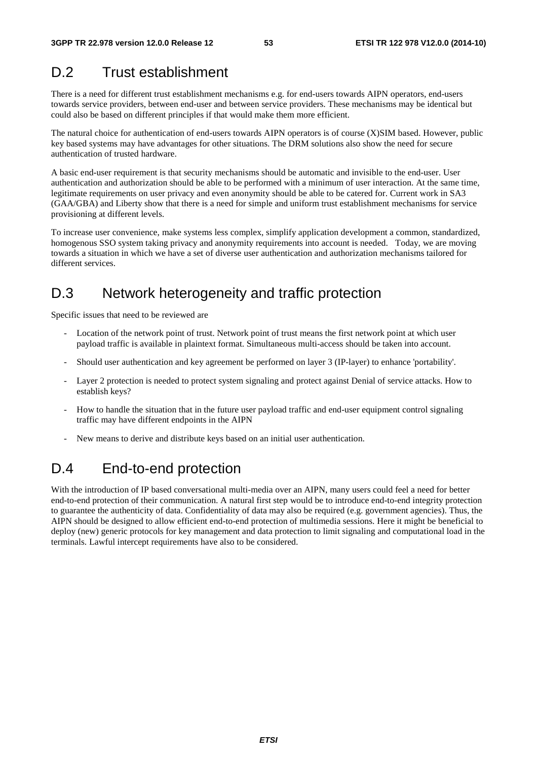## D.2 Trust establishment

There is a need for different trust establishment mechanisms e.g. for end-users towards AIPN operators, end-users towards service providers, between end-user and between service providers. These mechanisms may be identical but could also be based on different principles if that would make them more efficient.

The natural choice for authentication of end-users towards AIPN operators is of course (X)SIM based. However, public key based systems may have advantages for other situations. The DRM solutions also show the need for secure authentication of trusted hardware.

A basic end-user requirement is that security mechanisms should be automatic and invisible to the end-user. User authentication and authorization should be able to be performed with a minimum of user interaction. At the same time, legitimate requirements on user privacy and even anonymity should be able to be catered for. Current work in SA3 (GAA/GBA) and Liberty show that there is a need for simple and uniform trust establishment mechanisms for service provisioning at different levels.

To increase user convenience, make systems less complex, simplify application development a common, standardized, homogenous SSO system taking privacy and anonymity requirements into account is needed. Today, we are moving towards a situation in which we have a set of diverse user authentication and authorization mechanisms tailored for different services.

## D.3 Network heterogeneity and traffic protection

Specific issues that need to be reviewed are

- Location of the network point of trust. Network point of trust means the first network point at which user payload traffic is available in plaintext format. Simultaneous multi-access should be taken into account.
- Should user authentication and key agreement be performed on layer 3 (IP-layer) to enhance 'portability'.
- Layer 2 protection is needed to protect system signaling and protect against Denial of service attacks. How to establish keys?
- How to handle the situation that in the future user payload traffic and end-user equipment control signaling traffic may have different endpoints in the AIPN
- New means to derive and distribute keys based on an initial user authentication.

## D.4 End-to-end protection

With the introduction of IP based conversational multi-media over an AIPN, many users could feel a need for better end-to-end protection of their communication. A natural first step would be to introduce end-to-end integrity protection to guarantee the authenticity of data. Confidentiality of data may also be required (e.g. government agencies). Thus, the AIPN should be designed to allow efficient end-to-end protection of multimedia sessions. Here it might be beneficial to deploy (new) generic protocols for key management and data protection to limit signaling and computational load in the terminals. Lawful intercept requirements have also to be considered.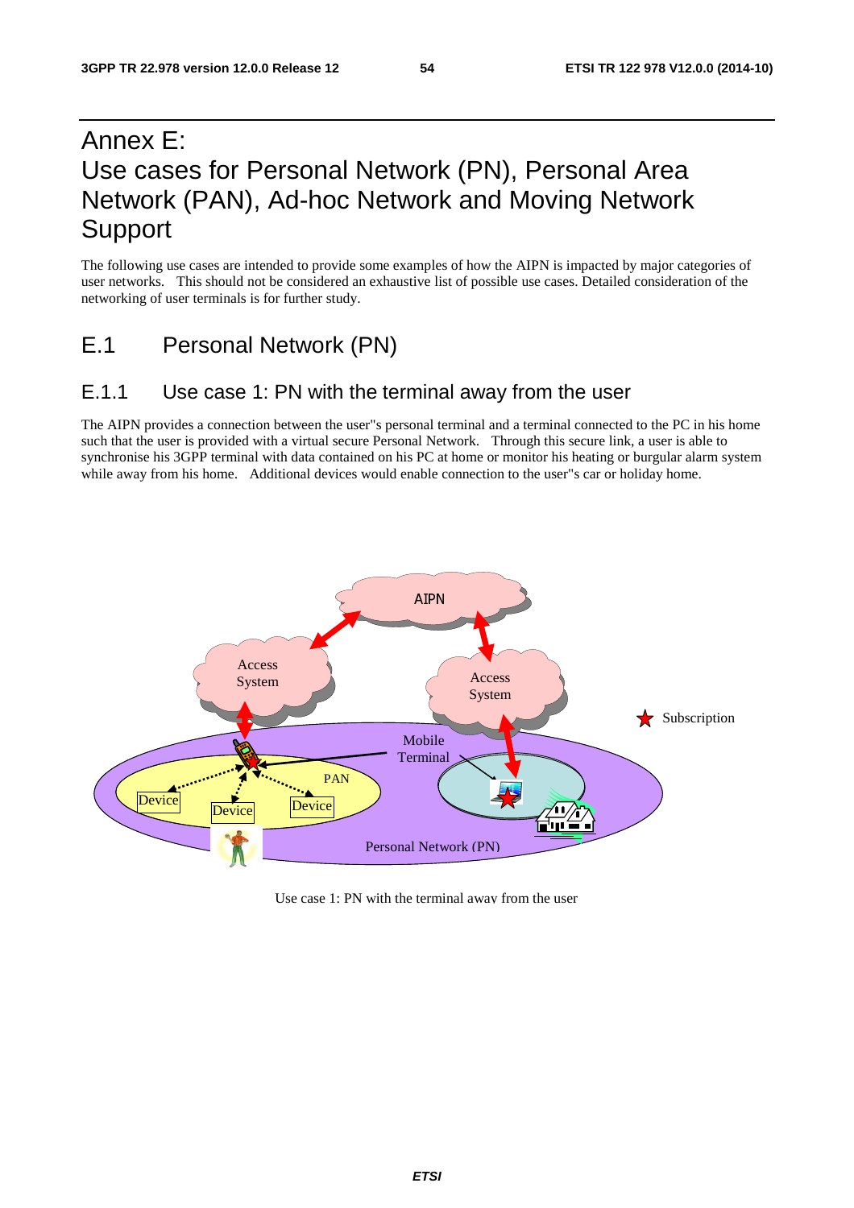# Annex E: Use cases for Personal Network (PN), Personal Area Network (PAN), Ad-hoc Network and Moving Network Support

The following use cases are intended to provide some examples of how the AIPN is impacted by major categories of user networks. This should not be considered an exhaustive list of possible use cases. Detailed consideration of the networking of user terminals is for further study.

## E.1 Personal Network (PN)

### E.1.1 Use case 1: PN with the terminal away from the user

The AIPN provides a connection between the user"s personal terminal and a terminal connected to the PC in his home such that the user is provided with a virtual secure Personal Network. Through this secure link, a user is able to synchronise his 3GPP terminal with data contained on his PC at home or monitor his heating or burgular alarm system while away from his home. Additional devices would enable connection to the user"s car or holiday home.

Use case 1: PN with the terminal away from the user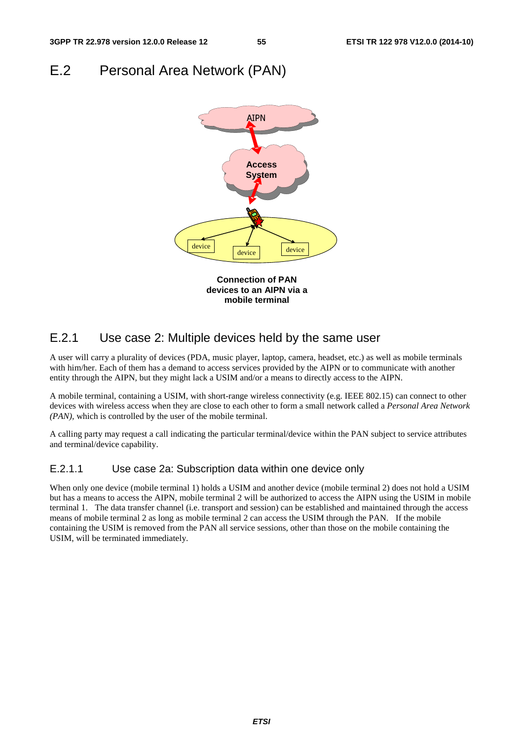# E.2 Personal Area Network (PAN)

**Connection of PAN devices to an AIPN via a mobile terminal**

## E.2.1 Use case 2: Multiple devices held by the same user

A user will carry a plurality of devices (PDA, music player, laptop, camera, headset, etc.) as well as mobile terminals with him/her. Each of them has a demand to access services provided by the AIPN or to communicate with another entity through the AIPN, but they might lack a USIM and/or a means to directly access to the AIPN.

A mobile terminal, containing a USIM, with short-range wireless connectivity (e.g. IEEE 802.15) can connect to other devices with wireless access when they are close to each other to form a small network called a *Personal Area Network (PAN)*, which is controlled by the user of the mobile terminal.

A calling party may request a call indicating the particular terminal/device within the PAN subject to service attributes and terminal/device capability.

### E.2.1.1 Use case 2a: Subscription data within one device only

When only one device (mobile terminal 1) holds a USIM and another device (mobile terminal 2) does not hold a USIM but has a means to access the AIPN, mobile terminal 2 will be authorized to access the AIPN using the USIM in mobile terminal 1. The data transfer channel (i.e. transport and session) can be established and maintained through the access means of mobile terminal 2 as long as mobile terminal 2 can access the USIM through the PAN. If the mobile containing the USIM is removed from the PAN all service sessions, other than those on the mobile containing the USIM, will be terminated immediately.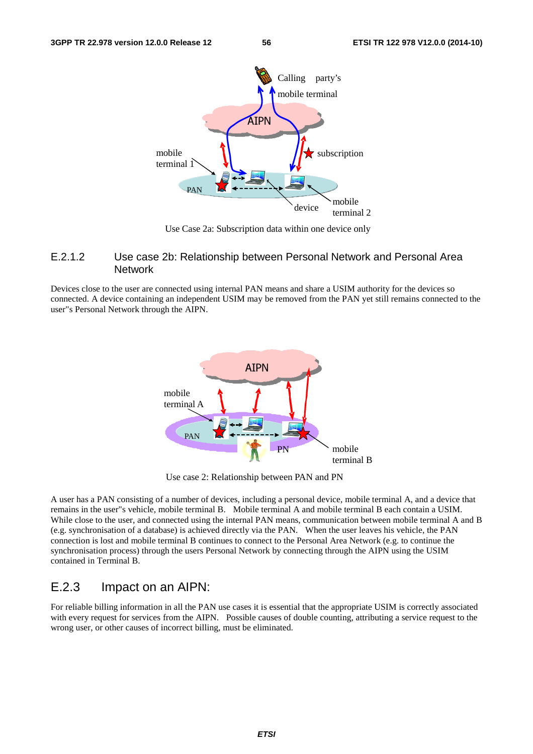Use Case 2a: Subscription data within one device only

### E.2.1.2 Use case 2b: Relationship between Personal Network and Personal Area Network

Devices close to the user are connected using internal PAN means and share a USIM authority for the devices so connected. A device containing an independent USIM may be removed from the PAN yet still remains connected to the user"s Personal Network through the AIPN.

Use case 2: Relationship between PAN and PN

A user has a PAN consisting of a number of devices, including a personal device, mobile terminal A, and a device that remains in the user"s vehicle, mobile terminal B. Mobile terminal A and mobile terminal B each contain a USIM. While close to the user, and connected using the internal PAN means, communication between mobile terminal A and B (e.g. synchronisation of a database) is achieved directly via the PAN. When the user leaves his vehicle, the PAN connection is lost and mobile terminal B continues to connect to the Personal Area Network (e.g. to continue the synchronisation process) through the users Personal Network by connecting through the AIPN using the USIM contained in Terminal B.

## E.2.3 Impact on an AIPN:

For reliable billing information in all the PAN use cases it is essential that the appropriate USIM is correctly associated with every request for services from the AIPN. Possible causes of double counting, attributing a service request to the wrong user, or other causes of incorrect billing, must be eliminated.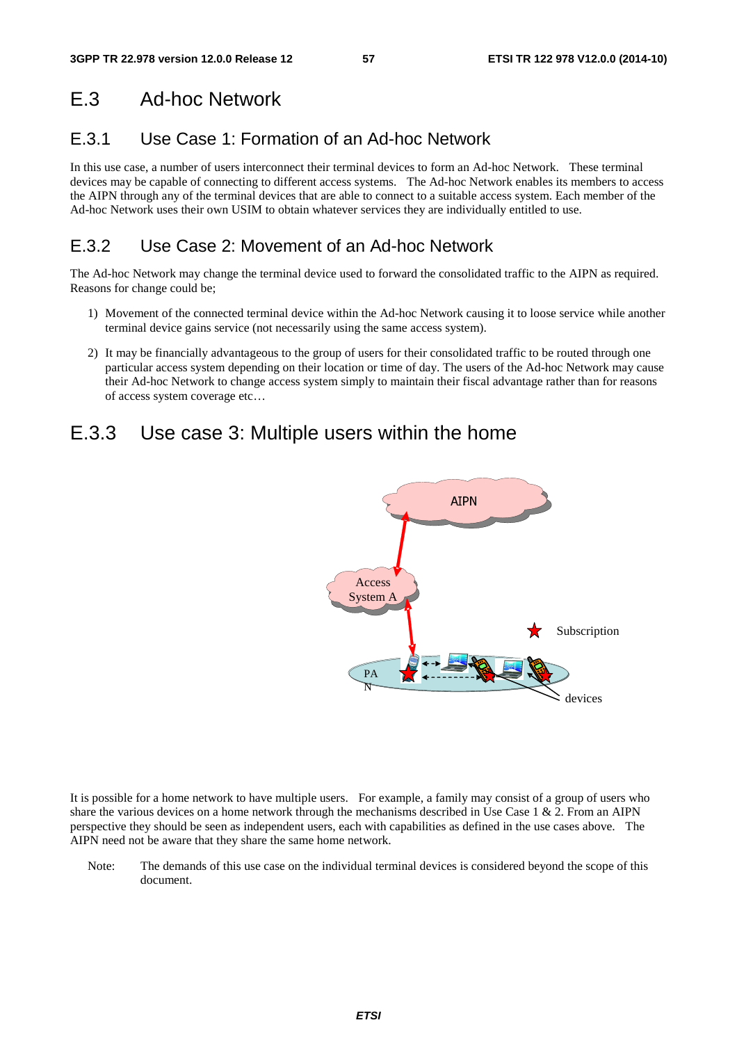## E.3 Ad-hoc Network

### E.3.1 Use Case 1: Formation of an Ad-hoc Network

In this use case, a number of users interconnect their terminal devices to form an Ad-hoc Network. These terminal devices may be capable of connecting to different access systems. The Ad-hoc Network enables its members to access the AIPN through any of the terminal devices that are able to connect to a suitable access system. Each member of the Ad-hoc Network uses their own USIM to obtain whatever services they are individually entitled to use.

### E.3.2 Use Case 2: Movement of an Ad-hoc Network

The Ad-hoc Network may change the terminal device used to forward the consolidated traffic to the AIPN as required. Reasons for change could be;

1) Movement of the connected terminal device within the Ad-hoc Network causing it to loose service while another terminal device gains service (not necessarily using the same access system).

2) It may be financially advantageous to the group of users for their consolidated traffic to be routed through one particular access system depending on their location or time of day. The users of the Ad-hoc Network may cause their Ad-hoc Network to change access system simply to maintain their fiscal advantage rather than for reasons of access system coverage etc…

## E.3.3 Use case 3: Multiple users within the home

AIPN

Access System A

Subscription

PAN

devices

It is possible for a home network to have multiple users. For example, a family may consist of a group of users who share the various devices on a home network through the mechanisms described in Use Case 1 & 2. From an AIPN perspective they should be seen as independent users, each with capabilities as defined in the use cases above. The AIPN need not be aware that they share the same home network.

Note: The demands of this use case on the individual terminal devices is considered beyond the scope of this document.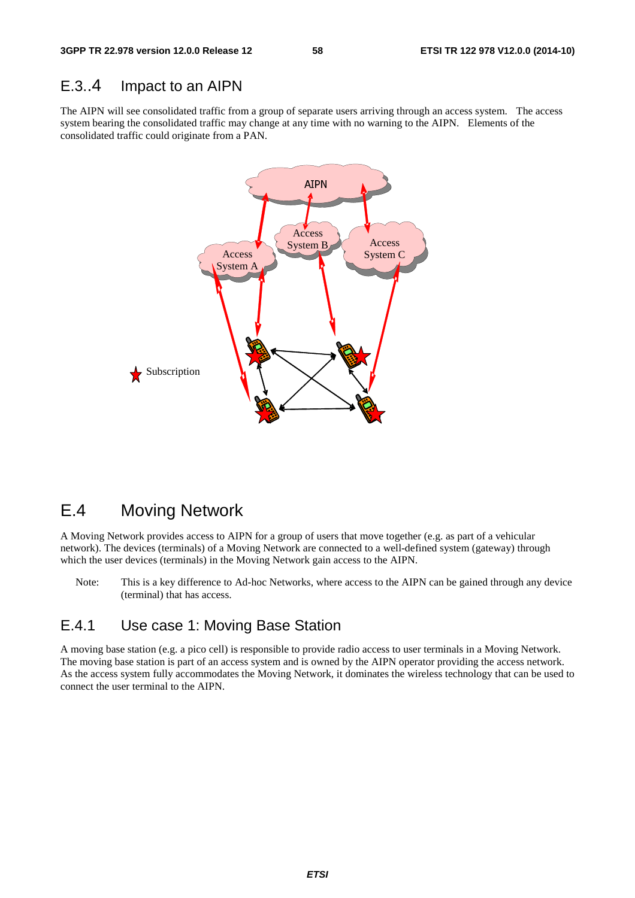## E.3..4 Impact to an AIPN

The AIPN will see consolidated traffic from a group of separate users arriving through an access system. The access system bearing the consolidated traffic may change at any time with no warning to the AIPN. Elements of the consolidated traffic could originate from a PAN.

## E.4 Moving Network

A Moving Network provides access to AIPN for a group of users that move together (e.g. as part of a vehicular network). The devices (terminals) of a Moving Network are connected to a well-defined system (gateway) through which the user devices (terminals) in the Moving Network gain access to the AIPN.

Note: This is a key difference to Ad-hoc Networks, where access to the AIPN can be gained through any device (terminal) that has access.

### E.4.1 Use case 1: Moving Base Station

A moving base station (e.g. a pico cell) is responsible to provide radio access to user terminals in a Moving Network. The moving base station is part of an access system and is owned by the AIPN operator providing the access network. As the access system fully accommodates the Moving Network, it dominates the wireless technology that can be used to connect the user terminal to the AIPN.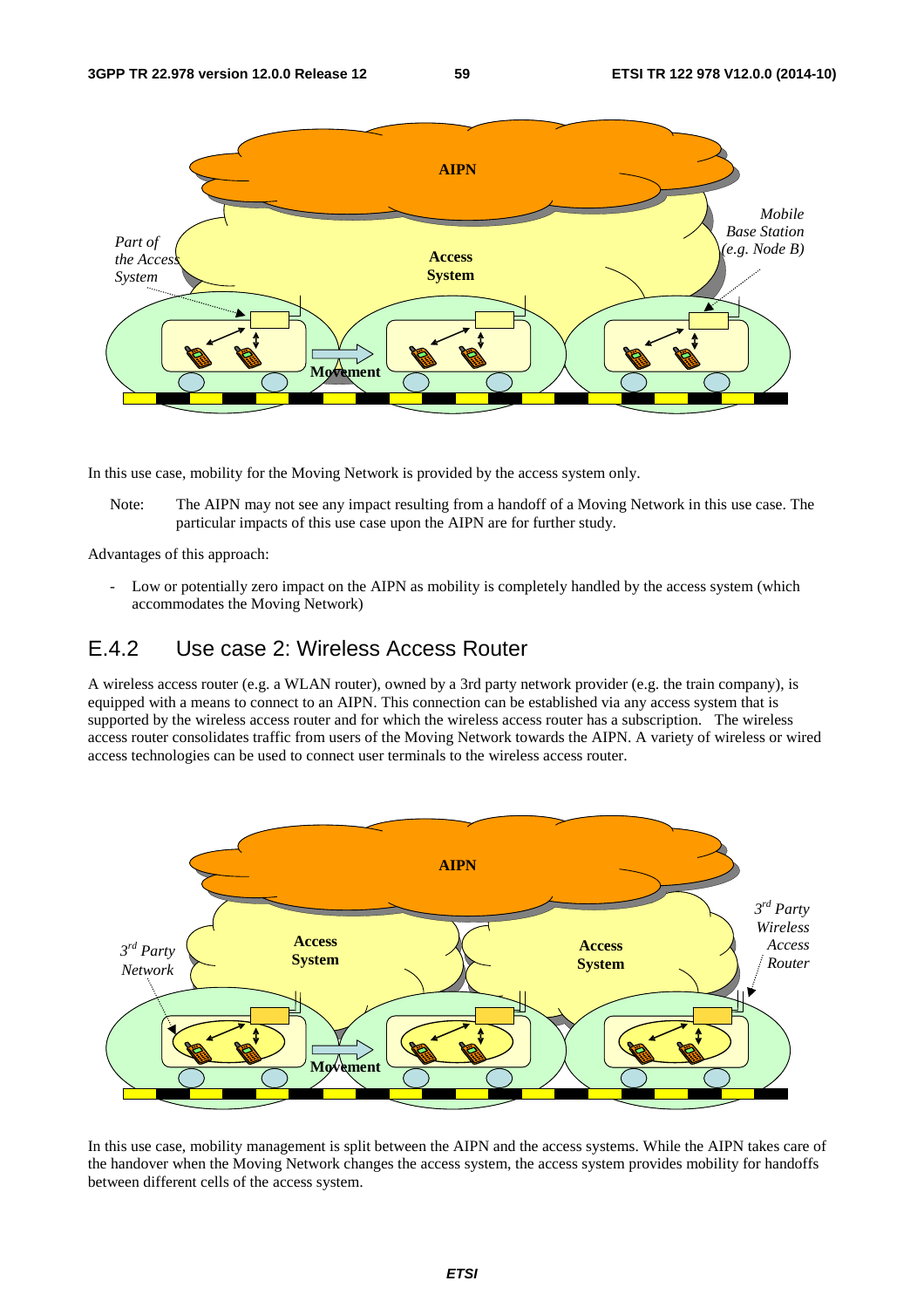In this use case, mobility for the Moving Network is provided by the access system only.

Note: The AIPN may not see any impact resulting from a handoff of a Moving Network in this use case. The particular impacts of this use case upon the AIPN are for further study.

Advantages of this approach:

- Low or potentially zero impact on the AIPN as mobility is completely handled by the access system (which accommodates the Moving Network)

## E.4.2 Use case 2: Wireless Access Router

A wireless access router (e.g. a WLAN router), owned by a 3rd party network provider (e.g. the train company), is equipped with a means to connect to an AIPN. This connection can be established via any access system that is supported by the wireless access router and for which the wireless access router has a subscription. The wireless access router consolidates traffic from users of the Moving Network towards the AIPN. A variety of wireless or wired access technologies can be used to connect user terminals to the wireless access router.

In this use case, mobility management is split between the AIPN and the access systems. While the AIPN takes care of the handover when the Moving Network changes the access system, the access system provides mobility for handoffs between different cells of the access system.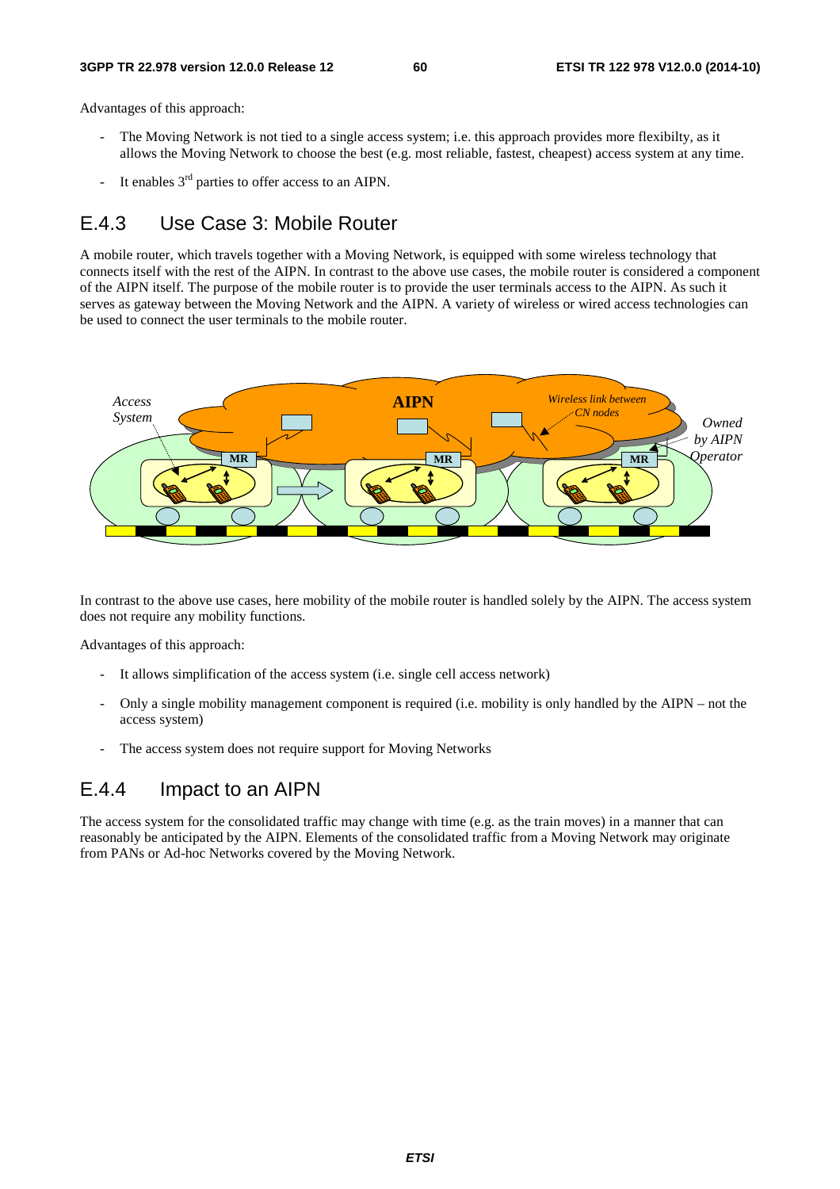Advantages of this approach:

- The Moving Network is not tied to a single access system; i.e. this approach provides more flexibilty, as it allows the Moving Network to choose the best (e.g. most reliable, fastest, cheapest) access system at any time.
- It enables 3rd parties to offer access to an AIPN.

## E.4.3 Use Case 3: Mobile Router

A mobile router, which travels together with a Moving Network, is equipped with some wireless technology that connects itself with the rest of the AIPN. In contrast to the above use cases, the mobile router is considered a component of the AIPN itself. The purpose of the mobile router is to provide the user terminals access to the AIPN. As such it serves as gateway between the Moving Network and the AIPN. A variety of wireless or wired access technologies can be used to connect the user terminals to the mobile router.

In contrast to the above use cases, here mobility of the mobile router is handled solely by the AIPN. The access system does not require any mobility functions.

Advantages of this approach:

- It allows simplification of the access system (i.e. single cell access network)
- Only a single mobility management component is required (i.e. mobility is only handled by the AIPN – not the access system)
- The access system does not require support for Moving Networks

## E.4.4 Impact to an AIPN

The access system for the consolidated traffic may change with time (e.g. as the train moves) in a manner that can reasonably be anticipated by the AIPN. Elements of the consolidated traffic from a Moving Network may originate from PANs or Ad-hoc Networks covered by the Moving Network.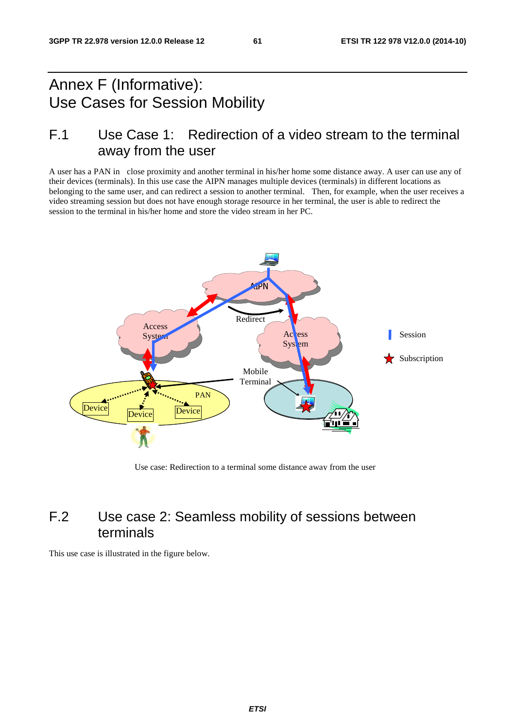# Annex F (Informative): Use Cases for Session Mobility

## F.1 Use Case 1: Redirection of a video stream to the terminal away from the user

A user has a PAN in close proximity and another terminal in his/her home some distance away. A user can use any of their devices (terminals). In this use case the AIPN manages multiple devices (terminals) in different locations as belonging to the same user, and can redirect a session to another terminal. Then, for example, when the user receives a video streaming session but does not have enough storage resource in her terminal, the user is able to redirect the session to the terminal in his/her home and store the video stream in her PC.

Use case: Redirection to a terminal some distance away from the user

## F.2 Use case 2: Seamless mobility of sessions between terminals

This use case is illustrated in the figure below.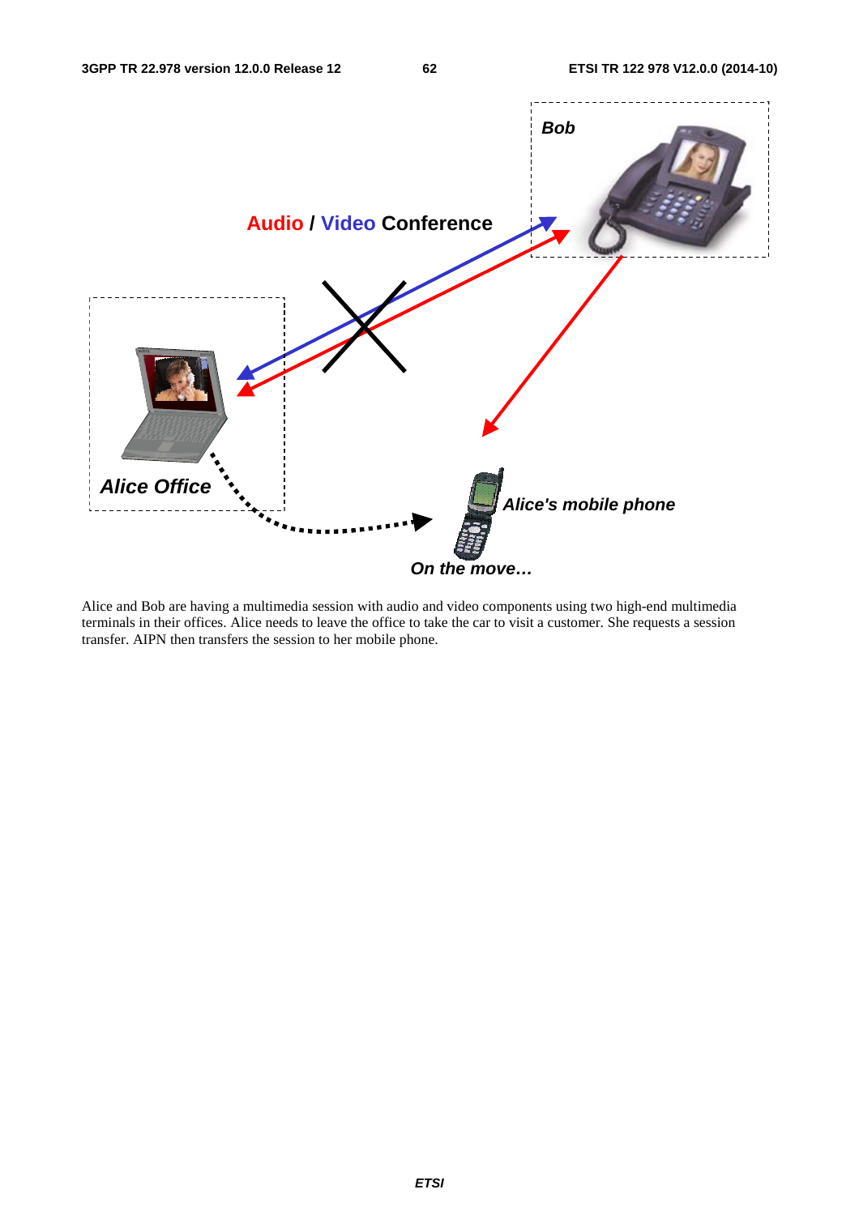Alice and Bob are having a multimedia session with audio and video components using two high-end multimedia terminals in their offices. Alice needs to leave the office to take the car to visit a customer. She requests a session transfer. AIPN then transfers the session to her mobile phone.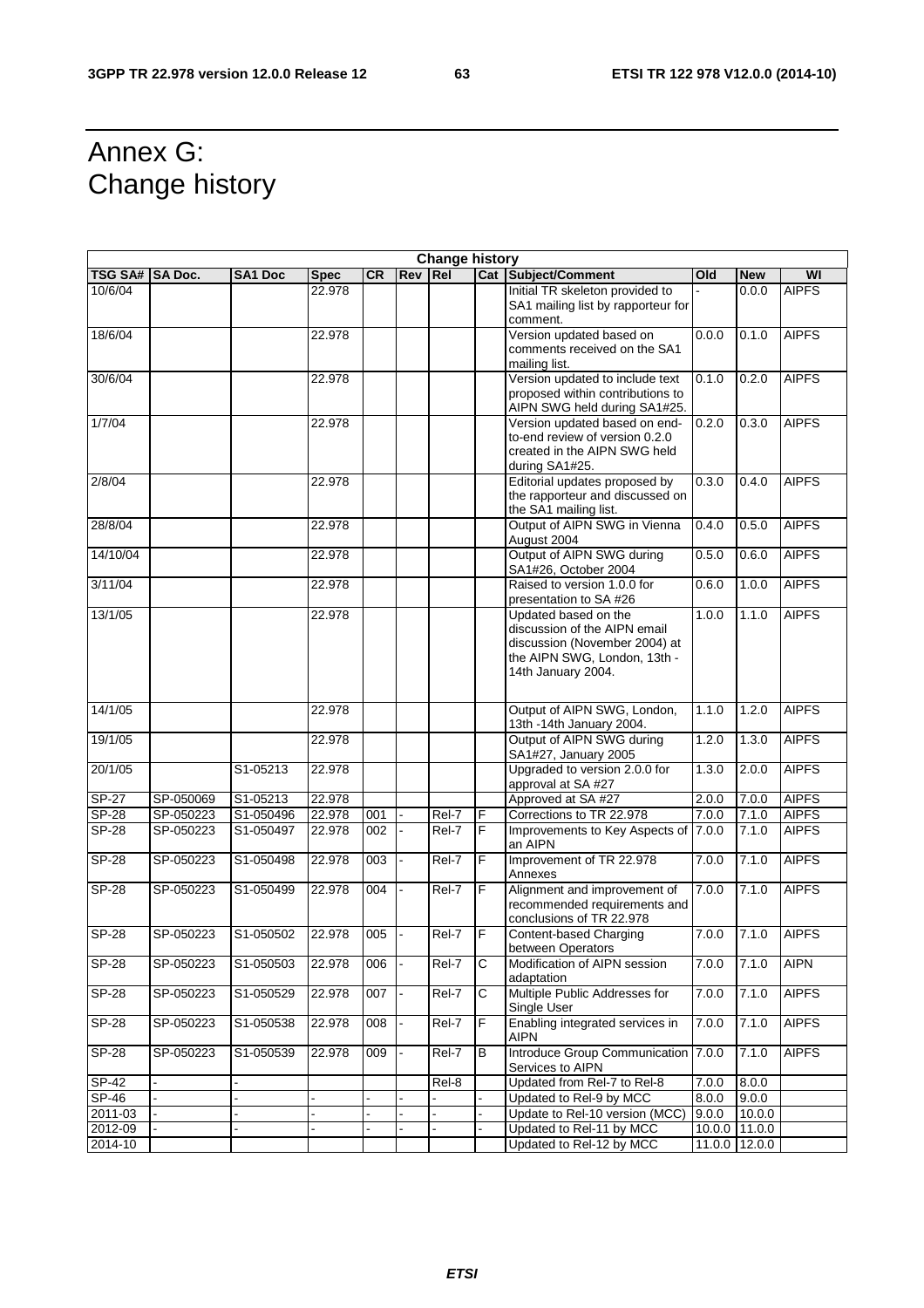# Annex G: Change history

| Change history | | | | | | | | | | | |
|---|---|---|---|---|---|---|---|---|---|---|---|
| **TSG SA#** | **SA Doc.** | **SA1 Doc** | **Spec** | **CR** | **Rev** | **Rel** | **Cat** | **Subject/Comment** | **Old** | **New** | **WI** |
| 10/6/04 | | | 22.978 | | | | | Initial TR skeleton provided to SA1 mailing list by rapporteur for comment. | - | 0.0.0 | AIPFS |
| 18/6/04 | | | 22.978 | | | | | Version updated based on comments received on the SA1 mailing list. | 0.0.0 | 0.1.0 | AIPFS |
| 30/6/04 | | | 22.978 | | | | | Version updated to include text proposed within contributions to AIPN SWG held during SA1#25. | 0.1.0 | 0.2.0 | AIPFS |
| 1/7/04 | | | 22.978 | | | | | Version updated based on end-to-end review of version 0.2.0 created in the AIPN SWG held during SA1#25. | 0.2.0 | 0.3.0 | AIPFS |
| 2/8/04 | | | 22.978 | | | | | Editorial updates proposed by the rapporteur and discussed on the SA1 mailing list. | 0.3.0 | 0.4.0 | AIPFS |
| 28/8/04 | | | 22.978 | | | | | Output of AIPN SWG in Vienna August 2004 | 0.4.0 | 0.5.0 | AIPFS |
| 14/10/04 | | | 22.978 | | | | | Output of AIPN SWG during SA1#26, October 2004 | 0.5.0 | 0.6.0 | AIPFS |
| 3/11/04 | | | 22.978 | | | | | Raised to version 1.0.0 for presentation to SA #26 | 0.6.0 | 1.0.0 | AIPFS |
| 13/1/05 | | | 22.978 | | | | | Updated based on the discussion of the AIPN email discussion (November 2004) at the AIPN SWG, London, 13th - 14th January 2004. | 1.0.0 | 1.1.0 | AIPFS |
| 14/1/05 | | | 22.978 | | | | | Output of AIPN SWG, London, 13th -14th January 2004. | 1.1.0 | 1.2.0 | AIPFS |
| 19/1/05 | | | 22.978 | | | | | Output of AIPN SWG during SA1#27, January 2005 | 1.2.0 | 1.3.0 | AIPFS |
| 20/1/05 | | S1-05213 | 22.978 | | | | | Upgraded to version 2.0.0 for approval at SA #27 | 1.3.0 | 2.0.0 | AIPFS |
| SP-27 | SP-050069 | S1-05213 | 22.978 | | | | | Approved at SA #27 | 2.0.0 | 7.0.0 | AIPFS |
| SP-28 | SP-050223 | S1-050496 | 22.978 | 001 | - | Rel-7 | F | Corrections to TR 22.978 | 7.0.0 | 7.1.0 | AIPFS |
| SP-28 | SP-050223 | S1-050497 | 22.978 | 002 | - | Rel-7 | F | Improvements to Key Aspects of an AIPN | 7.0.0 | 7.1.0 | AIPFS |
| SP-28 | SP-050223 | S1-050498 | 22.978 | 003 | - | Rel-7 | F | Improvement of TR 22.978 Annexes | 7.0.0 | 7.1.0 | AIPFS |
| SP-28 | SP-050223 | S1-050499 | 22.978 | 004 | - | Rel-7 | F | Alignment and improvement of recommended requirements and conclusions of TR 22.978 | 7.0.0 | 7.1.0 | AIPFS |
| SP-28 | SP-050223 | S1-050502 | 22.978 | 005 | - | Rel-7 | F | Content-based Charging between Operators | 7.0.0 | 7.1.0 | AIPFS |
| SP-28 | SP-050223 | S1-050503 | 22.978 | 006 | - | Rel-7 | C | Modification of AIPN session adaptation | 7.0.0 | 7.1.0 | AIPN |
| SP-28 | SP-050223 | S1-050529 | 22.978 | 007 | - | Rel-7 | C | Multiple Public Addresses for Single User | 7.0.0 | 7.1.0 | AIPFS |
| SP-28 | SP-050223 | S1-050538 | 22.978 | 008 | - | Rel-7 | F | Enabling integrated services in AIPN | 7.0.0 | 7.1.0 | AIPFS |
| SP-28 | SP-050223 | S1-050539 | 22.978 | 009 | - | Rel-7 | B | Introduce Group Communication Services to AIPN | 7.0.0 | 7.1.0 | AIPFS |
| SP-42 | - | - | | | | Rel-8 | | Updated from Rel-7 to Rel-8 | 7.0.0 | 8.0.0 | |
| SP-46 | - | - | - | - | - | - | - | Updated to Rel-9 by MCC | 8.0.0 | 9.0.0 | |
| 2011-03 | - | - | - | - | - | - | - | Update to Rel-10 version (MCC) | 9.0.0 | 10.0.0 | |
| 2012-09 | - | - | - | - | - | - | - | Updated to Rel-11 by MCC | 10.0.0 | 11.0.0 | |
| 2014-10 | | | | | | | | Updated to Rel-12 by MCC | 11.0.0 | 12.0.0 | |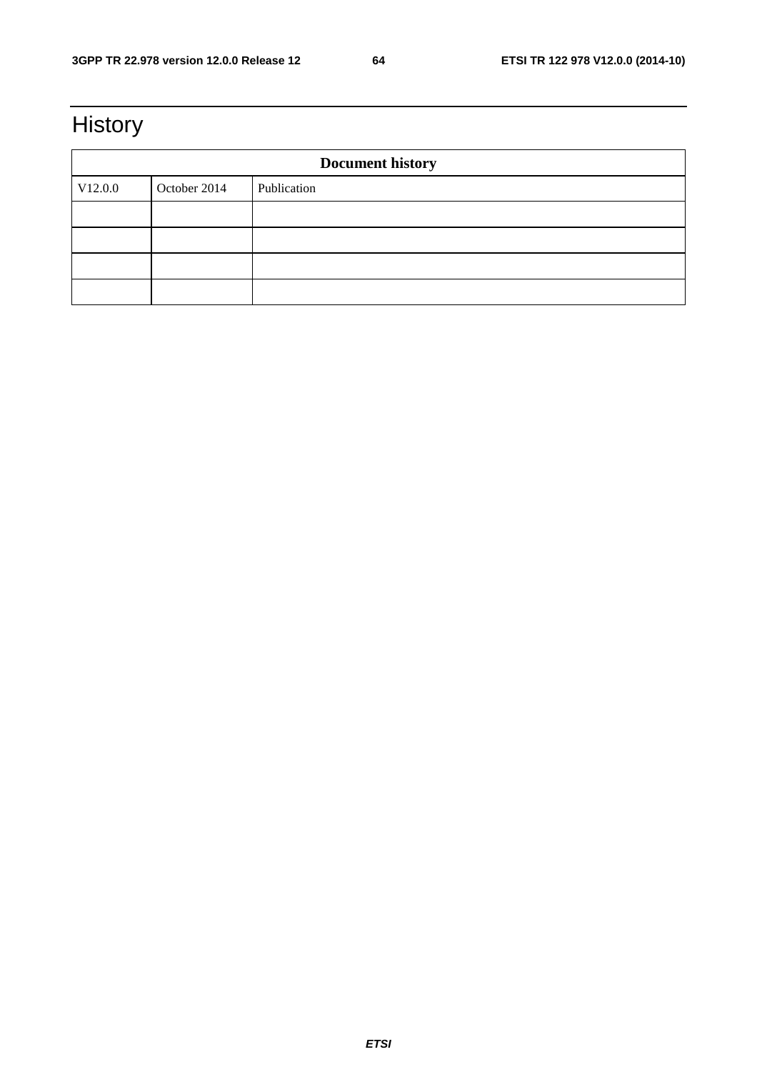# History

| Document history | | |
|---|---|---|
| V12.0.0 | October 2014 | Publication |
| | | |
| | | |
| | | |
| | | |